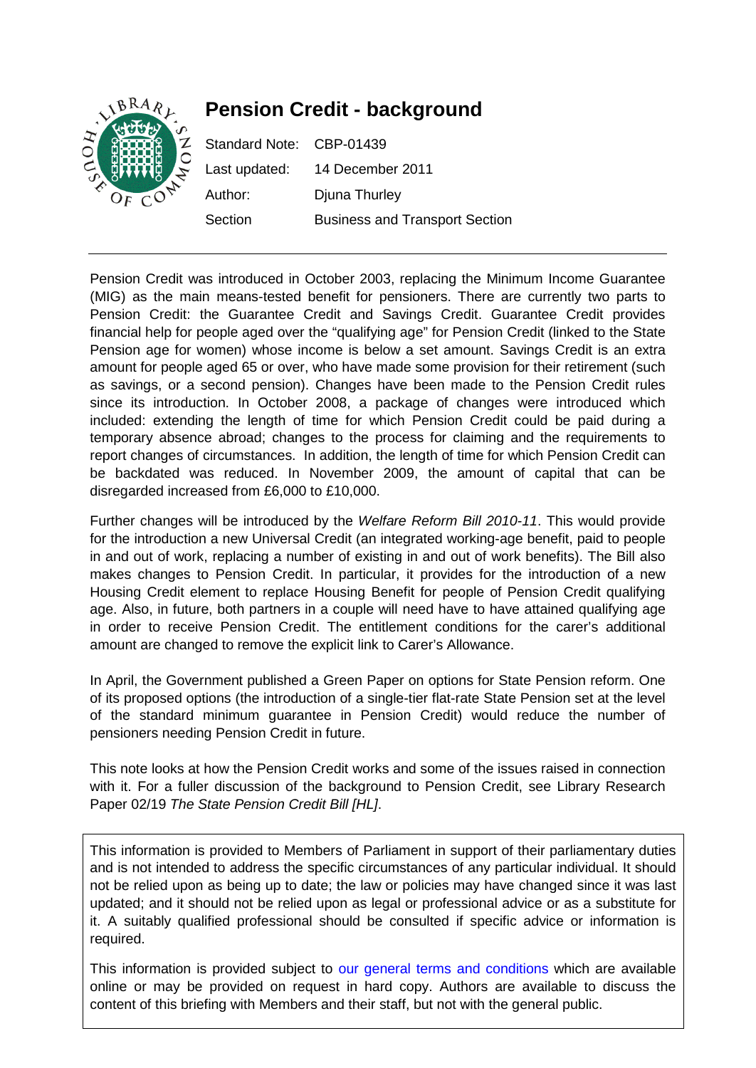# Pension Credit - background

Standard Note: CBP-01439

Last updated: 14 December 2011

Author: Djuna Thurley

Section: Business and Transport Section

---

Pension Credit was introduced in October 2003, replacing the Minimum Income Guarantee (MIG) as the main means-tested benefit for pensioners. There are currently two parts to Pension Credit: the Guarantee Credit and Savings Credit. Guarantee Credit provides financial help for people aged over the "qualifying age" for Pension Credit (linked to the State Pension age for women) whose income is below a set amount. Savings Credit is an extra amount for people aged 65 or over, who have made some provision for their retirement (such as savings, or a second pension). Changes have been made to the Pension Credit rules since its introduction. In October 2008, a package of changes were introduced which included: extending the length of time for which Pension Credit could be paid during a temporary absence abroad; changes to the process for claiming and the requirements to report changes of circumstances. In addition, the length of time for which Pension Credit can be backdated was reduced. In November 2009, the amount of capital that can be disregarded increased from £6,000 to £10,000.

Further changes will be introduced by the *Welfare Reform Bill 2010-11*. This would provide for the introduction a new Universal Credit (an integrated working-age benefit, paid to people in and out of work, replacing a number of existing in and out of work benefits). The Bill also makes changes to Pension Credit. In particular, it provides for the introduction of a new Housing Credit element to replace Housing Benefit for people of Pension Credit qualifying age. Also, in future, both partners in a couple will need have to have attained qualifying age in order to receive Pension Credit. The entitlement conditions for the carer's additional amount are changed to remove the explicit link to Carer's Allowance.

In April, the Government published a Green Paper on options for State Pension reform. One of its proposed options (the introduction of a single-tier flat-rate State Pension set at the level of the standard minimum guarantee in Pension Credit) would reduce the number of pensioners needing Pension Credit in future.

This note looks at how the Pension Credit works and some of the issues raised in connection with it. For a fuller discussion of the background to Pension Credit, see Library Research Paper 02/19 *The State Pension Credit Bill [HL]*.

This information is provided to Members of Parliament in support of their parliamentary duties and is not intended to address the specific circumstances of any particular individual. It should not be relied upon as being up to date; the law or policies may have changed since it was last updated; and it should not be relied upon as legal or professional advice or as a substitute for it. A suitably qualified professional should be consulted if specific advice or information is required.

This information is provided subject to our general terms and conditions which are available online or may be provided on request in hard copy. Authors are available to discuss the content of this briefing with Members and their staff, but not with the general public.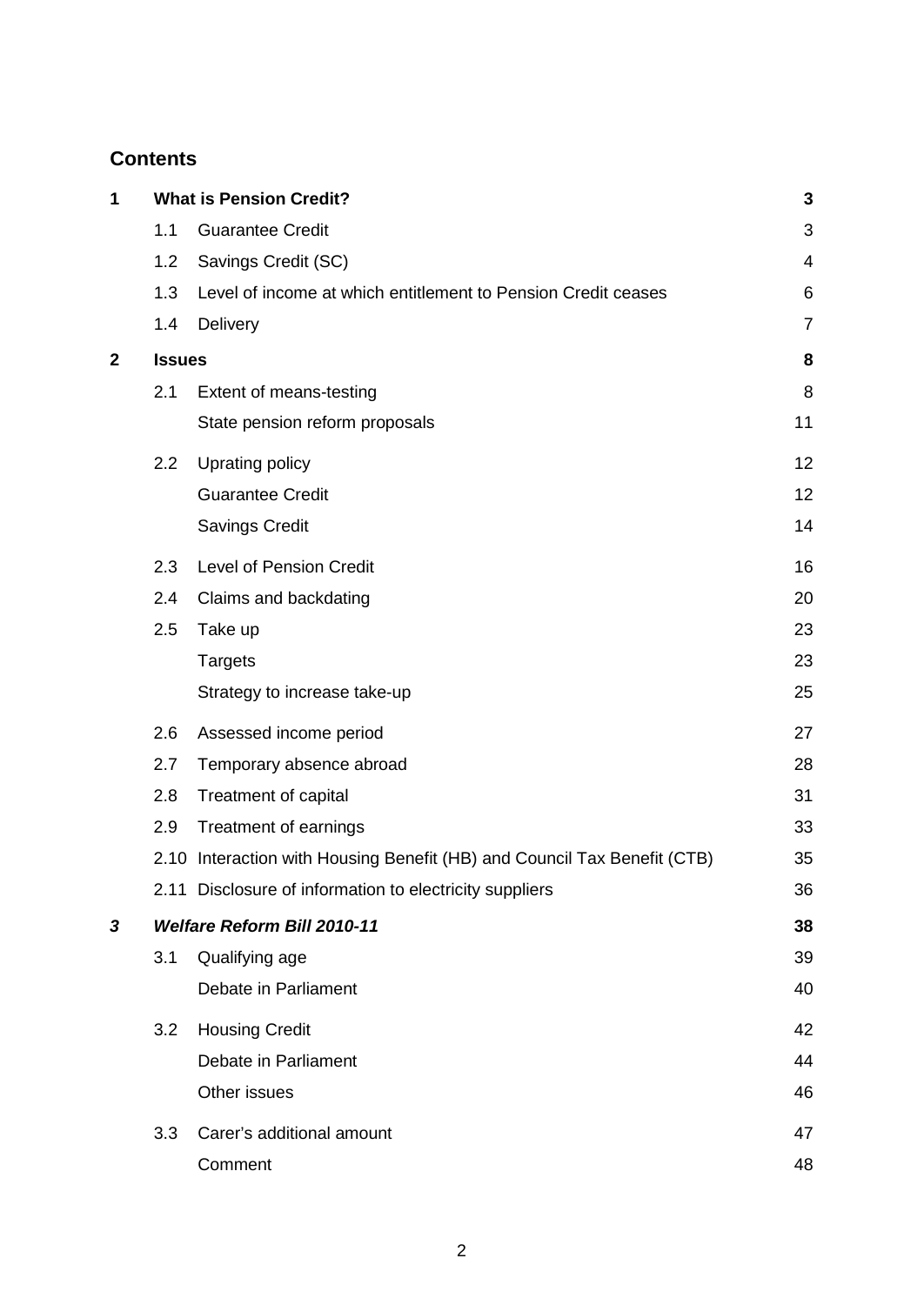## Contents

| | | | |
|---|---|---|---|
| **1** | **What is Pension Credit?** | | **3** |
| | 1.1 | Guarantee Credit | 3 |
| | 1.2 | Savings Credit (SC) | 4 |
| | 1.3 | Level of income at which entitlement to Pension Credit ceases | 6 |
| | 1.4 | Delivery | 7 |
| **2** | **Issues** | | **8** |
| | 2.1 | Extent of means-testing | 8 |
| | | State pension reform proposals | 11 |
| | 2.2 | Uprating policy | 12 |
| | | Guarantee Credit | 12 |
| | | Savings Credit | 14 |
| | 2.3 | Level of Pension Credit | 16 |
| | 2.4 | Claims and backdating | 20 |
| | 2.5 | Take up | 23 |
| | | Targets | 23 |
| | | Strategy to increase take-up | 25 |
| | 2.6 | Assessed income period | 27 |
| | 2.7 | Temporary absence abroad | 28 |
| | 2.8 | Treatment of capital | 31 |
| | 2.9 | Treatment of earnings | 33 |
| | 2.10 | Interaction with Housing Benefit (HB) and Council Tax Benefit (CTB) | 35 |
| | 2.11 | Disclosure of information to electricity suppliers | 36 |
| ***3*** | ***Welfare Reform Bill 2010-11*** | | **38** |
| | 3.1 | Qualifying age | 39 |
| | | Debate in Parliament | 40 |
| | 3.2 | Housing Credit | 42 |
| | | Debate in Parliament | 44 |
| | | Other issues | 46 |
| | 3.3 | Carer's additional amount | 47 |
| | | Comment | 48 |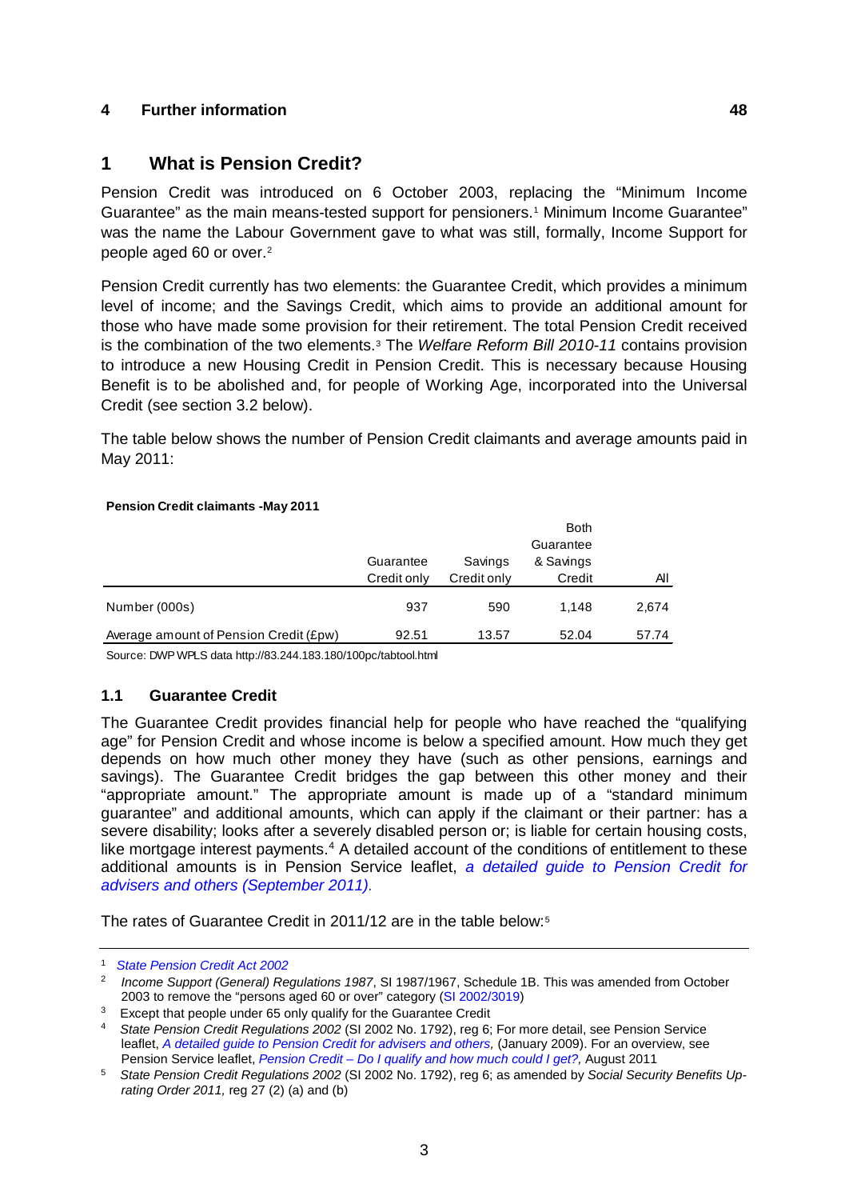4 Further information 48

# 1 What is Pension Credit?

Pension Credit was introduced on 6 October 2003, replacing the "Minimum Income Guarantee" as the main means-tested support for pensioners.[1] Minimum Income Guarantee" was the name the Labour Government gave to what was still, formally, Income Support for people aged 60 or over.[2]

Pension Credit currently has two elements: the Guarantee Credit, which provides a minimum level of income; and the Savings Credit, which aims to provide an additional amount for those who have made some provision for their retirement. The total Pension Credit received is the combination of the two elements.[3] The *Welfare Reform Bill 2010-11* contains provision to introduce a new Housing Credit in Pension Credit. This is necessary because Housing Benefit is to be abolished and, for people of Working Age, incorporated into the Universal Credit (see section 3.2 below).

The table below shows the number of Pension Credit claimants and average amounts paid in May 2011:

**Pension Credit claimants -May 2011**

| | Guarantee Credit only | Savings Credit only | Both Guarantee & Savings Credit | All |
|---|---|---|---|---|
| Number (000s) | 937 | 590 | 1,148 | 2,674 |
| Average amount of Pension Credit (£pw) | 92.51 | 13.57 | 52.04 | 57.74 |

Source: DWP WPLS data http://83.244.183.180/100pc/tabtool.html

## 1.1 Guarantee Credit

The Guarantee Credit provides financial help for people who have reached the "qualifying age" for Pension Credit and whose income is below a specified amount. How much they get depends on how much other money they have (such as other pensions, earnings and savings). The Guarantee Credit bridges the gap between this other money and their "appropriate amount." The appropriate amount is made up of a "standard minimum guarantee" and additional amounts, which can apply if the claimant or their partner: has a severe disability; looks after a severely disabled person or; is liable for certain housing costs, like mortgage interest payments.[4] A detailed account of the conditions of entitlement to these additional amounts is in Pension Service leaflet, *a detailed guide to Pension Credit for advisers and others (September 2011).*

The rates of Guarantee Credit in 2011/12 are in the table below:[5]

---

[1] *State Pension Credit Act 2002*

[2] *Income Support (General) Regulations 1987*, SI 1987/1967, Schedule 1B. This was amended from October 2003 to remove the "persons aged 60 or over" category (SI 2002/3019)

[3] Except that people under 65 only qualify for the Guarantee Credit

[4] *State Pension Credit Regulations 2002* (SI 2002 No. 1792), reg 6; For more detail, see Pension Service leaflet, *A detailed guide to Pension Credit for advisers and others,* (January 2009). For an overview, see Pension Service leaflet, *Pension Credit – Do I qualify and how much could I get?,* August 2011

[5] *State Pension Credit Regulations 2002* (SI 2002 No. 1792), reg 6; as amended by *Social Security Benefits Up-rating Order 2011,* reg 27 (2) (a) and (b)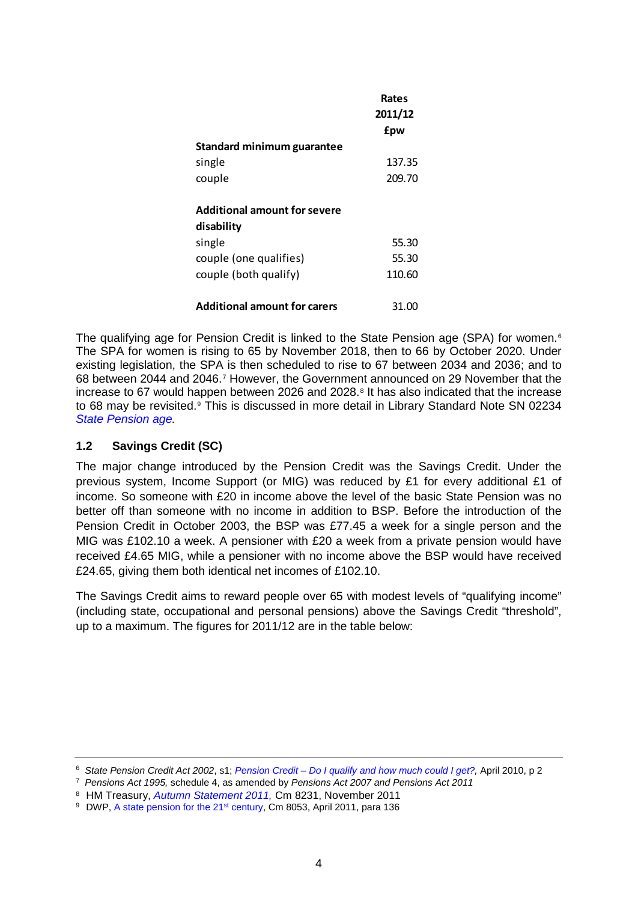| | Rates 2011/12 £pw |
|---|---|
| **Standard minimum guarantee** | |
| single | 137.35 |
| couple | 209.70 |
| | |
| **Additional amount for severe disability** | |
| single | 55.30 |
| couple (one qualifies) | 55.30 |
| couple (both qualify) | 110.60 |
| | |
| **Additional amount for carers** | 31.00 |

The qualifying age for Pension Credit is linked to the State Pension age (SPA) for women.[6] The SPA for women is rising to 65 by November 2018, then to 66 by October 2020. Under existing legislation, the SPA is then scheduled to rise to 67 between 2034 and 2036; and to 68 between 2044 and 2046.[7] However, the Government announced on 29 November that the increase to 67 would happen between 2026 and 2028.[8] It has also indicated that the increase to 68 may be revisited.[9] This is discussed in more detail in Library Standard Note SN 02234 *State Pension age.*

### 1.2 Savings Credit (SC)

The major change introduced by the Pension Credit was the Savings Credit. Under the previous system, Income Support (or MIG) was reduced by £1 for every additional £1 of income. So someone with £20 in income above the level of the basic State Pension was no better off than someone with no income in addition to BSP. Before the introduction of the Pension Credit in October 2003, the BSP was £77.45 a week for a single person and the MIG was £102.10 a week. A pensioner with £20 a week from a private pension would have received £4.65 MIG, while a pensioner with no income above the BSP would have received £24.65, giving them both identical net incomes of £102.10.

The Savings Credit aims to reward people over 65 with modest levels of "qualifying income" (including state, occupational and personal pensions) above the Savings Credit "threshold", up to a maximum. The figures for 2011/12 are in the table below:

---

[6] *State Pension Credit Act 2002*, s1; *Pension Credit – Do I qualify and how much could I get?,* April 2010, p 2

[7] *Pensions Act 1995,* schedule 4, as amended by *Pensions Act 2007 and Pensions Act 2011*

[8] HM Treasury, *Autumn Statement 2011,* Cm 8231, November 2011

[9] DWP, A state pension for the 21st century, Cm 8053, April 2011, para 136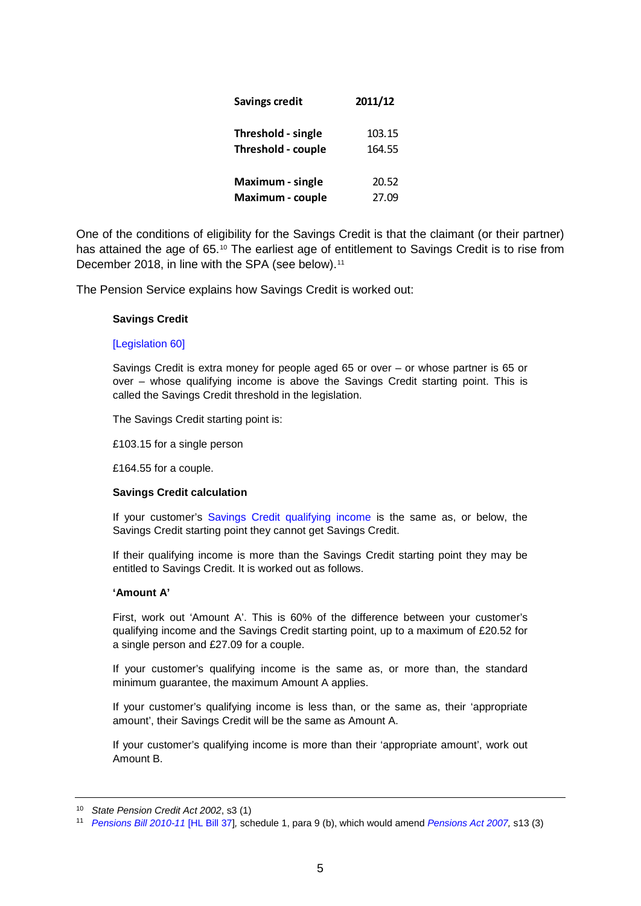| Savings credit | 2011/12 |
| --- | --- |
| **Threshold - single** | 103.15 |
| **Threshold - couple** | 164.55 |
| **Maximum - single** | 20.52 |
| **Maximum - couple** | 27.09 |

One of the conditions of eligibility for the Savings Credit is that the claimant (or their partner) has attained the age of 65.[10] The earliest age of entitlement to Savings Credit is to rise from December 2018, in line with the SPA (see below).[11]

The Pension Service explains how Savings Credit is worked out:

> **Savings Credit**
>
> [Legislation 60]
>
> Savings Credit is extra money for people aged 65 or over – or whose partner is 65 or over – whose qualifying income is above the Savings Credit starting point. This is called the Savings Credit threshold in the legislation.
>
> The Savings Credit starting point is:
>
> £103.15 for a single person
>
> £164.55 for a couple.
>
> **Savings Credit calculation**
>
> If your customer's Savings Credit qualifying income is the same as, or below, the Savings Credit starting point they cannot get Savings Credit.
>
> If their qualifying income is more than the Savings Credit starting point they may be entitled to Savings Credit. It is worked out as follows.
>
> **'Amount A'**
>
> First, work out 'Amount A'. This is 60% of the difference between your customer's qualifying income and the Savings Credit starting point, up to a maximum of £20.52 for a single person and £27.09 for a couple.
>
> If your customer's qualifying income is the same as, or more than, the standard minimum guarantee, the maximum Amount A applies.
>
> If your customer's qualifying income is less than, or the same as, their 'appropriate amount', their Savings Credit will be the same as Amount A.
>
> If your customer's qualifying income is more than their 'appropriate amount', work out Amount B.

---

[10] *State Pension Credit Act 2002*, s3 (1)

[11] *Pensions Bill 2010-11* [HL Bill 37], schedule 1, para 9 (b), which would amend *Pensions Act 2007,* s13 (3)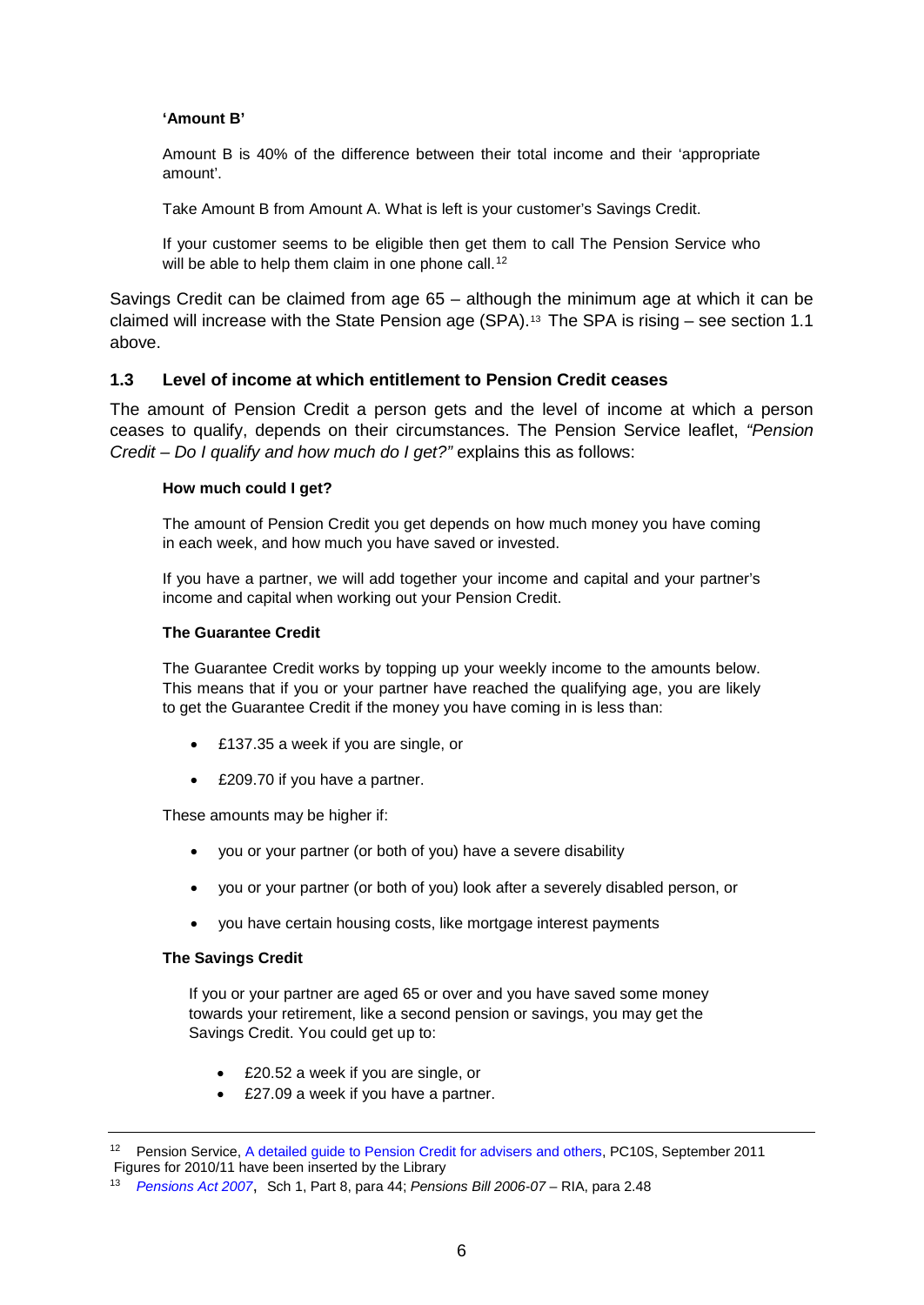**'Amount B'**

Amount B is 40% of the difference between their total income and their 'appropriate amount'.

Take Amount B from Amount A. What is left is your customer's Savings Credit.

If your customer seems to be eligible then get them to call The Pension Service who will be able to help them claim in one phone call.[12]

Savings Credit can be claimed from age 65 – although the minimum age at which it can be claimed will increase with the State Pension age (SPA).[13] The SPA is rising – see section 1.1 above.

### 1.3 Level of income at which entitlement to Pension Credit ceases

The amount of Pension Credit a person gets and the level of income at which a person ceases to qualify, depends on their circumstances. The Pension Service leaflet, *"Pension Credit – Do I qualify and how much do I get?"* explains this as follows:

**How much could I get?**

The amount of Pension Credit you get depends on how much money you have coming in each week, and how much you have saved or invested.

If you have a partner, we will add together your income and capital and your partner's income and capital when working out your Pension Credit.

**The Guarantee Credit**

The Guarantee Credit works by topping up your weekly income to the amounts below. This means that if you or your partner have reached the qualifying age, you are likely to get the Guarantee Credit if the money you have coming in is less than:

- £137.35 a week if you are single, or
- £209.70 if you have a partner.

These amounts may be higher if:

- you or your partner (or both of you) have a severe disability
- you or your partner (or both of you) look after a severely disabled person, or
- you have certain housing costs, like mortgage interest payments

**The Savings Credit**

If you or your partner are aged 65 or over and you have saved some money towards your retirement, like a second pension or savings, you may get the Savings Credit. You could get up to:

- £20.52 a week if you are single, or
- £27.09 a week if you have a partner.

---

[12] Pension Service, A detailed guide to Pension Credit for advisers and others, PC10S, September 2011 Figures for 2010/11 have been inserted by the Library

[13] *Pensions Act 2007*, Sch 1, Part 8, para 44; *Pensions Bill 2006-07* – RIA, para 2.48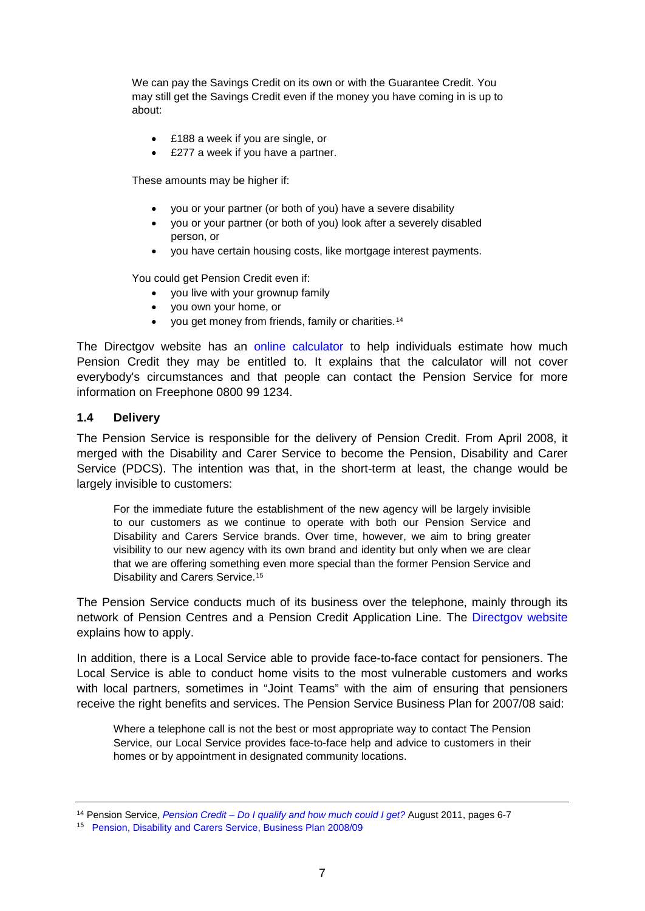> We can pay the Savings Credit on its own or with the Guarantee Credit. You may still get the Savings Credit even if the money you have coming in is up to about:
>
> - £188 a week if you are single, or
> - £277 a week if you have a partner.
>
> These amounts may be higher if:
>
> - you or your partner (or both of you) have a severe disability
> - you or your partner (or both of you) look after a severely disabled person, or
> - you have certain housing costs, like mortgage interest payments.
>
> You could get Pension Credit even if:
>
> - you live with your grownup family
> - you own your home, or
> - you get money from friends, family or charities.[14]

The Directgov website has an online calculator to help individuals estimate how much Pension Credit they may be entitled to. It explains that the calculator will not cover everybody's circumstances and that people can contact the Pension Service for more information on Freephone 0800 99 1234.

### 1.4 Delivery

The Pension Service is responsible for the delivery of Pension Credit. From April 2008, it merged with the Disability and Carer Service to become the Pension, Disability and Carer Service (PDCS). The intention was that, in the short-term at least, the change would be largely invisible to customers:

> For the immediate future the establishment of the new agency will be largely invisible to our customers as we continue to operate with both our Pension Service and Disability and Carers Service brands. Over time, however, we aim to bring greater visibility to our new agency with its own brand and identity but only when we are clear that we are offering something even more special than the former Pension Service and Disability and Carers Service.[15]

The Pension Service conducts much of its business over the telephone, mainly through its network of Pension Centres and a Pension Credit Application Line. The Directgov website explains how to apply.

In addition, there is a Local Service able to provide face-to-face contact for pensioners. The Local Service is able to conduct home visits to the most vulnerable customers and works with local partners, sometimes in "Joint Teams" with the aim of ensuring that pensioners receive the right benefits and services. The Pension Service Business Plan for 2007/08 said:

> Where a telephone call is not the best or most appropriate way to contact The Pension Service, our Local Service provides face-to-face help and advice to customers in their homes or by appointment in designated community locations.

---

[14] Pension Service, *Pension Credit – Do I qualify and how much could I get?* August 2011, pages 6-7

[15] Pension, Disability and Carers Service, Business Plan 2008/09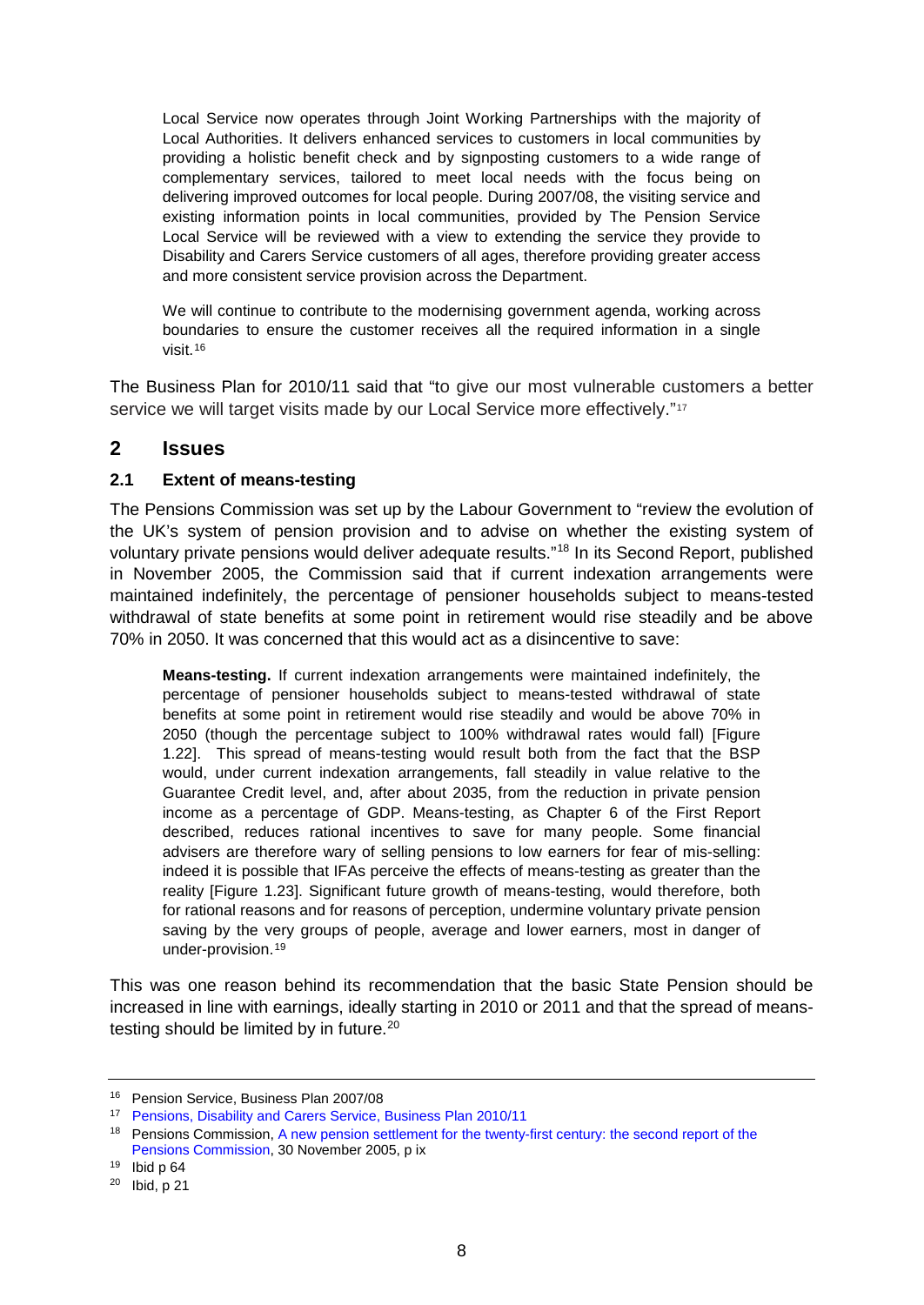> Local Service now operates through Joint Working Partnerships with the majority of Local Authorities. It delivers enhanced services to customers in local communities by providing a holistic benefit check and by signposting customers to a wide range of complementary services, tailored to meet local needs with the focus being on delivering improved outcomes for local people. During 2007/08, the visiting service and existing information points in local communities, provided by The Pension Service Local Service will be reviewed with a view to extending the service they provide to Disability and Carers Service customers of all ages, therefore providing greater access and more consistent service provision across the Department.
>
> We will continue to contribute to the modernising government agenda, working across boundaries to ensure the customer receives all the required information in a single visit.[16]

The Business Plan for 2010/11 said that "to give our most vulnerable customers a better service we will target visits made by our Local Service more effectively."[17]

## 2 Issues

### 2.1 Extent of means-testing

The Pensions Commission was set up by the Labour Government to "review the evolution of the UK's system of pension provision and to advise on whether the existing system of voluntary private pensions would deliver adequate results."[18] In its Second Report, published in November 2005, the Commission said that if current indexation arrangements were maintained indefinitely, the percentage of pensioner households subject to means-tested withdrawal of state benefits at some point in retirement would rise steadily and be above 70% in 2050. It was concerned that this would act as a disincentive to save:

> **Means-testing.** If current indexation arrangements were maintained indefinitely, the percentage of pensioner households subject to means-tested withdrawal of state benefits at some point in retirement would rise steadily and would be above 70% in 2050 (though the percentage subject to 100% withdrawal rates would fall) [Figure 1.22]. This spread of means-testing would result both from the fact that the BSP would, under current indexation arrangements, fall steadily in value relative to the Guarantee Credit level, and, after about 2035, from the reduction in private pension income as a percentage of GDP. Means-testing, as Chapter 6 of the First Report described, reduces rational incentives to save for many people. Some financial advisers are therefore wary of selling pensions to low earners for fear of mis-selling: indeed it is possible that IFAs perceive the effects of means-testing as greater than the reality [Figure 1.23]. Significant future growth of means-testing, would therefore, both for rational reasons and for reasons of perception, undermine voluntary private pension saving by the very groups of people, average and lower earners, most in danger of under-provision.[19]

This was one reason behind its recommendation that the basic State Pension should be increased in line with earnings, ideally starting in 2010 or 2011 and that the spread of means-testing should be limited by in future.[20]

---

[16] Pension Service, Business Plan 2007/08

[17] Pensions, Disability and Carers Service, Business Plan 2010/11

[18] Pensions Commission, A new pension settlement for the twenty-first century: the second report of the Pensions Commission, 30 November 2005, p ix

[19] Ibid p 64

[20] Ibid, p 21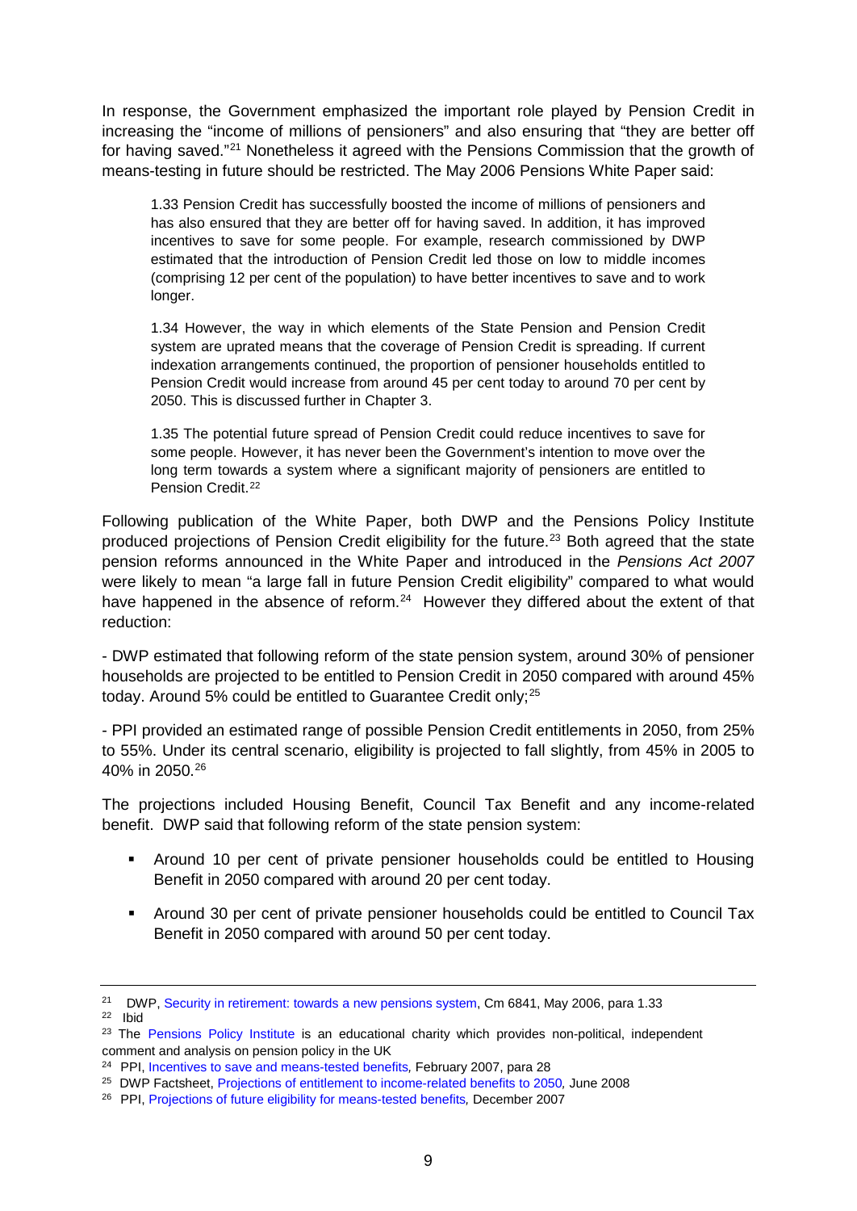In response, the Government emphasized the important role played by Pension Credit in increasing the "income of millions of pensioners" and also ensuring that "they are better off for having saved."[21] Nonetheless it agreed with the Pensions Commission that the growth of means-testing in future should be restricted. The May 2006 Pensions White Paper said:

> 1.33 Pension Credit has successfully boosted the income of millions of pensioners and has also ensured that they are better off for having saved. In addition, it has improved incentives to save for some people. For example, research commissioned by DWP estimated that the introduction of Pension Credit led those on low to middle incomes (comprising 12 per cent of the population) to have better incentives to save and to work longer.
>
> 1.34 However, the way in which elements of the State Pension and Pension Credit system are uprated means that the coverage of Pension Credit is spreading. If current indexation arrangements continued, the proportion of pensioner households entitled to Pension Credit would increase from around 45 per cent today to around 70 per cent by 2050. This is discussed further in Chapter 3.
>
> 1.35 The potential future spread of Pension Credit could reduce incentives to save for some people. However, it has never been the Government's intention to move over the long term towards a system where a significant majority of pensioners are entitled to Pension Credit.[22]

Following publication of the White Paper, both DWP and the Pensions Policy Institute produced projections of Pension Credit eligibility for the future.[23] Both agreed that the state pension reforms announced in the White Paper and introduced in the *Pensions Act 2007* were likely to mean "a large fall in future Pension Credit eligibility" compared to what would have happened in the absence of reform.[24] However they differed about the extent of that reduction:

- DWP estimated that following reform of the state pension system, around 30% of pensioner households are projected to be entitled to Pension Credit in 2050 compared with around 45% today. Around 5% could be entitled to Guarantee Credit only;[25]

- PPI provided an estimated range of possible Pension Credit entitlements in 2050, from 25% to 55%. Under its central scenario, eligibility is projected to fall slightly, from 45% in 2005 to 40% in 2050.[26]

The projections included Housing Benefit, Council Tax Benefit and any income-related benefit. DWP said that following reform of the state pension system:

- Around 10 per cent of private pensioner households could be entitled to Housing Benefit in 2050 compared with around 20 per cent today.
- Around 30 per cent of private pensioner households could be entitled to Council Tax Benefit in 2050 compared with around 50 per cent today.

---

[21] DWP, Security in retirement: towards a new pensions system, Cm 6841, May 2006, para 1.33

[22] Ibid

[23] The Pensions Policy Institute is an educational charity which provides non-political, independent comment and analysis on pension policy in the UK

[24] PPI, Incentives to save and means-tested benefits, February 2007, para 28

[25] DWP Factsheet, Projections of entitlement to income-related benefits to 2050, June 2008

[26] PPI, Projections of future eligibility for means-tested benefits, December 2007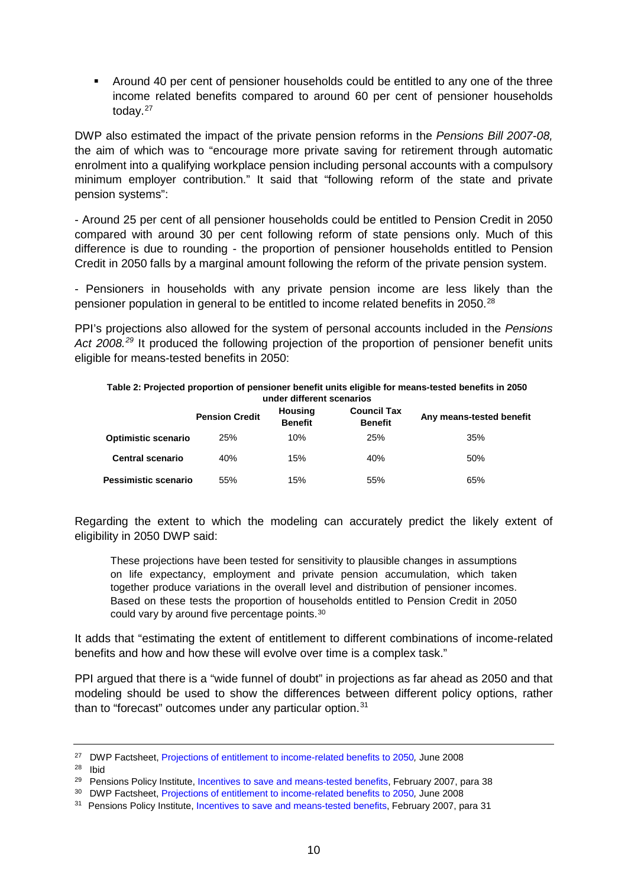- Around 40 per cent of pensioner households could be entitled to any one of the three income related benefits compared to around 60 per cent of pensioner households today.[27]

DWP also estimated the impact of the private pension reforms in the *Pensions Bill 2007-08,* the aim of which was to "encourage more private saving for retirement through automatic enrolment into a qualifying workplace pension including personal accounts with a compulsory minimum employer contribution." It said that "following reform of the state and private pension systems":

- Around 25 per cent of all pensioner households could be entitled to Pension Credit in 2050 compared with around 30 per cent following reform of state pensions only. Much of this difference is due to rounding - the proportion of pensioner households entitled to Pension Credit in 2050 falls by a marginal amount following the reform of the private pension system.

- Pensioners in households with any private pension income are less likely than the pensioner population in general to be entitled to income related benefits in 2050.[28]

PPI's projections also allowed for the system of personal accounts included in the *Pensions Act 2008.*[29] It produced the following projection of the proportion of pensioner benefit units eligible for means-tested benefits in 2050:

**Table 2: Projected proportion of pensioner benefit units eligible for means-tested benefits in 2050 under different scenarios**

| | Pension Credit | Housing Benefit | Council Tax Benefit | Any means-tested benefit |
|---|---|---|---|---|
| **Optimistic scenario** | 25% | 10% | 25% | 35% |
| **Central scenario** | 40% | 15% | 40% | 50% |
| **Pessimistic scenario** | 55% | 15% | 55% | 65% |

Regarding the extent to which the modeling can accurately predict the likely extent of eligibility in 2050 DWP said:

> These projections have been tested for sensitivity to plausible changes in assumptions on life expectancy, employment and private pension accumulation, which taken together produce variations in the overall level and distribution of pensioner incomes. Based on these tests the proportion of households entitled to Pension Credit in 2050 could vary by around five percentage points.[30]

It adds that "estimating the extent of entitlement to different combinations of income-related benefits and how and how these will evolve over time is a complex task."

PPI argued that there is a "wide funnel of doubt" in projections as far ahead as 2050 and that modeling should be used to show the differences between different policy options, rather than to "forecast" outcomes under any particular option.[31]

---

[27] DWP Factsheet, Projections of entitlement to income-related benefits to 2050, June 2008

[28] Ibid

[29] Pensions Policy Institute, Incentives to save and means-tested benefits, February 2007, para 38

[30] DWP Factsheet, Projections of entitlement to income-related benefits to 2050, June 2008

[31] Pensions Policy Institute, Incentives to save and means-tested benefits, February 2007, para 31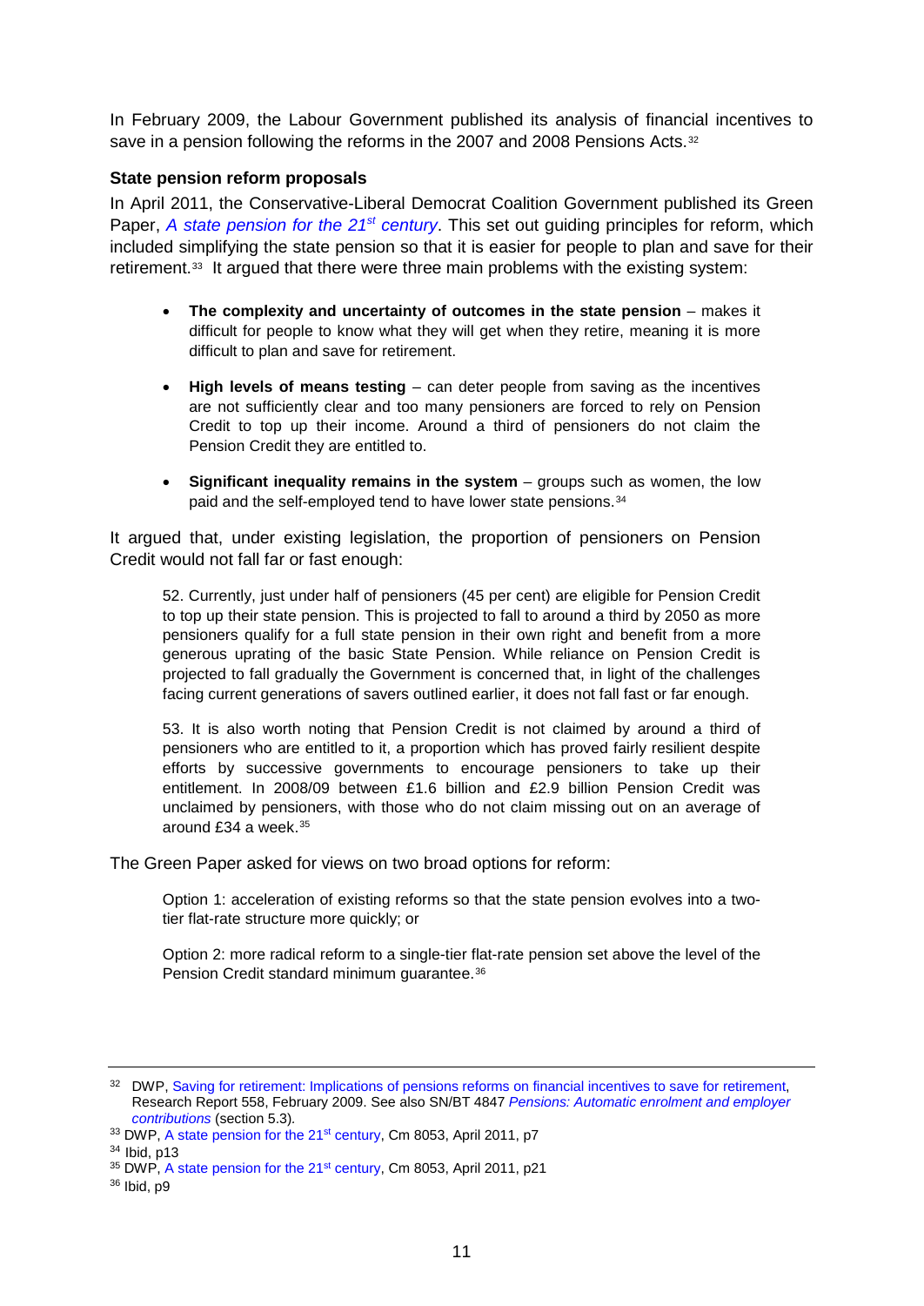In February 2009, the Labour Government published its analysis of financial incentives to save in a pension following the reforms in the 2007 and 2008 Pensions Acts.[32]

### State pension reform proposals

In April 2011, the Conservative-Liberal Democrat Coalition Government published its Green Paper, *A state pension for the 21st century*. This set out guiding principles for reform, which included simplifying the state pension so that it is easier for people to plan and save for their retirement.[33] It argued that there were three main problems with the existing system:

- **The complexity and uncertainty of outcomes in the state pension** – makes it difficult for people to know what they will get when they retire, meaning it is more difficult to plan and save for retirement.
- **High levels of means testing** – can deter people from saving as the incentives are not sufficiently clear and too many pensioners are forced to rely on Pension Credit to top up their income. Around a third of pensioners do not claim the Pension Credit they are entitled to.
- **Significant inequality remains in the system** – groups such as women, the low paid and the self-employed tend to have lower state pensions.[34]

It argued that, under existing legislation, the proportion of pensioners on Pension Credit would not fall far or fast enough:

> 52. Currently, just under half of pensioners (45 per cent) are eligible for Pension Credit to top up their state pension. This is projected to fall to around a third by 2050 as more pensioners qualify for a full state pension in their own right and benefit from a more generous uprating of the basic State Pension. While reliance on Pension Credit is projected to fall gradually the Government is concerned that, in light of the challenges facing current generations of savers outlined earlier, it does not fall fast or far enough.
>
> 53. It is also worth noting that Pension Credit is not claimed by around a third of pensioners who are entitled to it, a proportion which has proved fairly resilient despite efforts by successive governments to encourage pensioners to take up their entitlement. In 2008/09 between £1.6 billion and £2.9 billion Pension Credit was unclaimed by pensioners, with those who do not claim missing out on an average of around £34 a week.[35]

The Green Paper asked for views on two broad options for reform:

> Option 1: acceleration of existing reforms so that the state pension evolves into a two-tier flat-rate structure more quickly; or
>
> Option 2: more radical reform to a single-tier flat-rate pension set above the level of the Pension Credit standard minimum guarantee.[36]

---

[32] DWP, Saving for retirement: Implications of pensions reforms on financial incentives to save for retirement, Research Report 558, February 2009. See also SN/BT 4847 *Pensions: Automatic enrolment and employer contributions* (section 5.3).

[33] DWP, A state pension for the 21st century, Cm 8053, April 2011, p7

[34] Ibid, p13

[35] DWP, A state pension for the 21st century, Cm 8053, April 2011, p21

[36] Ibid, p9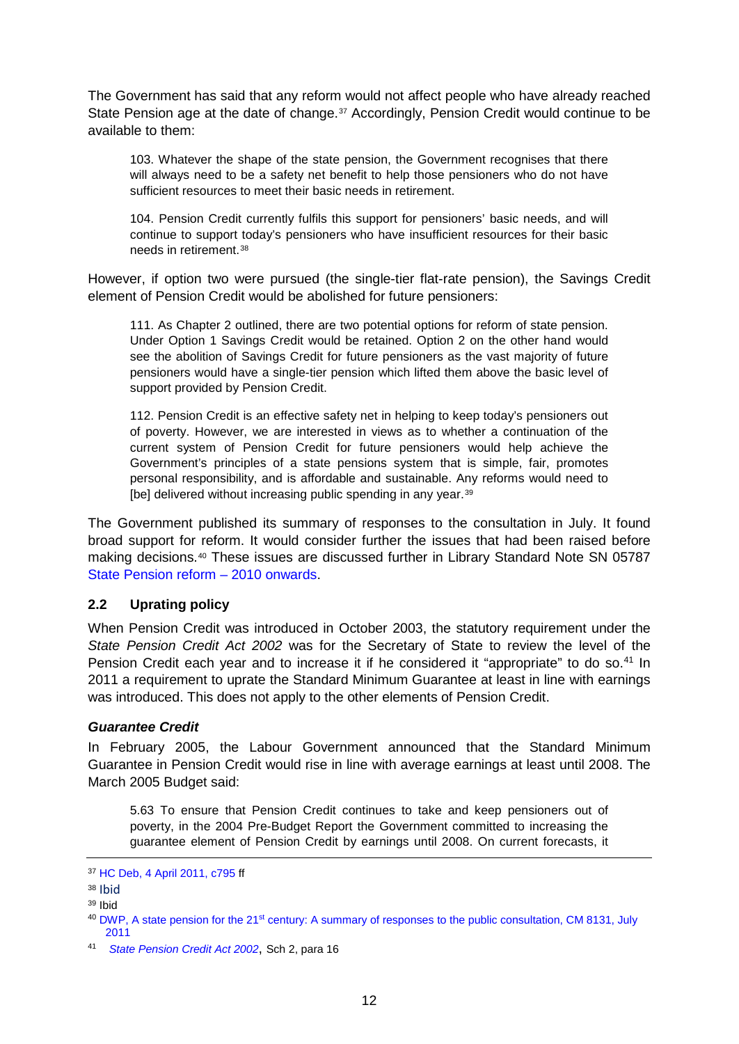The Government has said that any reform would not affect people who have already reached State Pension age at the date of change.[37] Accordingly, Pension Credit would continue to be available to them:

> 103. Whatever the shape of the state pension, the Government recognises that there will always need to be a safety net benefit to help those pensioners who do not have sufficient resources to meet their basic needs in retirement.
>
> 104. Pension Credit currently fulfils this support for pensioners' basic needs, and will continue to support today's pensioners who have insufficient resources for their basic needs in retirement.[38]

However, if option two were pursued (the single-tier flat-rate pension), the Savings Credit element of Pension Credit would be abolished for future pensioners:

> 111. As Chapter 2 outlined, there are two potential options for reform of state pension. Under Option 1 Savings Credit would be retained. Option 2 on the other hand would see the abolition of Savings Credit for future pensioners as the vast majority of future pensioners would have a single-tier pension which lifted them above the basic level of support provided by Pension Credit.
>
> 112. Pension Credit is an effective safety net in helping to keep today's pensioners out of poverty. However, we are interested in views as to whether a continuation of the current system of Pension Credit for future pensioners would help achieve the Government's principles of a state pensions system that is simple, fair, promotes personal responsibility, and is affordable and sustainable. Any reforms would need to [be] delivered without increasing public spending in any year.[39]

The Government published its summary of responses to the consultation in July. It found broad support for reform. It would consider further the issues that had been raised before making decisions.[40] These issues are discussed further in Library Standard Note SN 05787 State Pension reform – 2010 onwards.

## 2.2 Uprating policy

When Pension Credit was introduced in October 2003, the statutory requirement under the *State Pension Credit Act 2002* was for the Secretary of State to review the level of the Pension Credit each year and to increase it if he considered it "appropriate" to do so.[41] In 2011 a requirement to uprate the Standard Minimum Guarantee at least in line with earnings was introduced. This does not apply to the other elements of Pension Credit.

### *Guarantee Credit*

In February 2005, the Labour Government announced that the Standard Minimum Guarantee in Pension Credit would rise in line with average earnings at least until 2008. The March 2005 Budget said:

> 5.63 To ensure that Pension Credit continues to take and keep pensioners out of poverty, in the 2004 Pre-Budget Report the Government committed to increasing the guarantee element of Pension Credit by earnings until 2008. On current forecasts, it

---

[37] HC Deb, 4 April 2011, c795 ff

[38] Ibid

[39] Ibid

[40] DWP, A state pension for the 21st century: A summary of responses to the public consultation, CM 8131, July 2011

[41] *State Pension Credit Act 2002*, Sch 2, para 16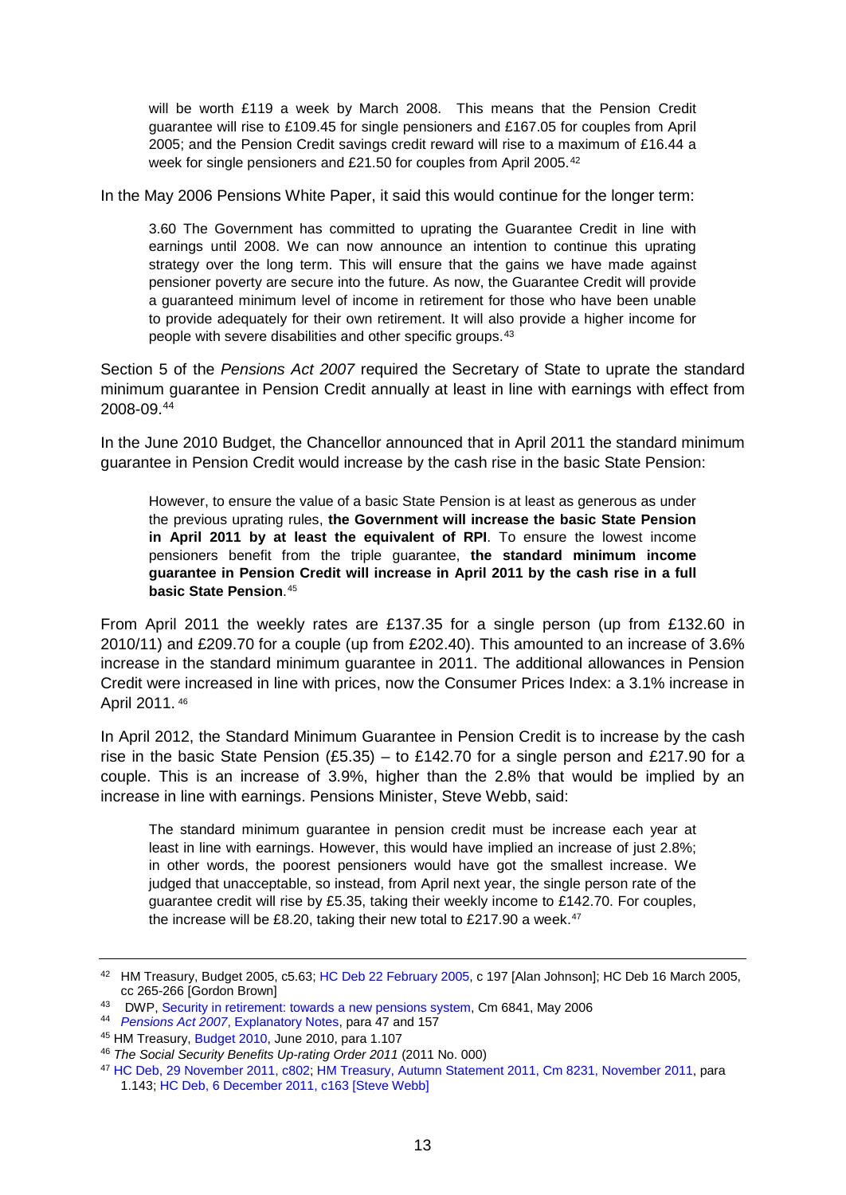> will be worth £119 a week by March 2008. This means that the Pension Credit guarantee will rise to £109.45 for single pensioners and £167.05 for couples from April 2005; and the Pension Credit savings credit reward will rise to a maximum of £16.44 a week for single pensioners and £21.50 for couples from April 2005.[42]

In the May 2006 Pensions White Paper, it said this would continue for the longer term:

> 3.60 The Government has committed to uprating the Guarantee Credit in line with earnings until 2008. We can now announce an intention to continue this uprating strategy over the long term. This will ensure that the gains we have made against pensioner poverty are secure into the future. As now, the Guarantee Credit will provide a guaranteed minimum level of income in retirement for those who have been unable to provide adequately for their own retirement. It will also provide a higher income for people with severe disabilities and other specific groups.[43]

Section 5 of the *Pensions Act 2007* required the Secretary of State to uprate the standard minimum guarantee in Pension Credit annually at least in line with earnings with effect from 2008-09.[44]

In the June 2010 Budget, the Chancellor announced that in April 2011 the standard minimum guarantee in Pension Credit would increase by the cash rise in the basic State Pension:

> However, to ensure the value of a basic State Pension is at least as generous as under the previous uprating rules, **the Government will increase the basic State Pension in April 2011 by at least the equivalent of RPI**. To ensure the lowest income pensioners benefit from the triple guarantee, **the standard minimum income guarantee in Pension Credit will increase in April 2011 by the cash rise in a full basic State Pension**.[45]

From April 2011 the weekly rates are £137.35 for a single person (up from £132.60 in 2010/11) and £209.70 for a couple (up from £202.40). This amounted to an increase of 3.6% increase in the standard minimum guarantee in 2011. The additional allowances in Pension Credit were increased in line with prices, now the Consumer Prices Index: a 3.1% increase in April 2011.[46]

In April 2012, the Standard Minimum Guarantee in Pension Credit is to increase by the cash rise in the basic State Pension (£5.35) – to £142.70 for a single person and £217.90 for a couple. This is an increase of 3.9%, higher than the 2.8% that would be implied by an increase in line with earnings. Pensions Minister, Steve Webb, said:

> The standard minimum guarantee in pension credit must be increase each year at least in line with earnings. However, this would have implied an increase of just 2.8%; in other words, the poorest pensioners would have got the smallest increase. We judged that unacceptable, so instead, from April next year, the single person rate of the guarantee credit will rise by £5.35, taking their weekly income to £142.70. For couples, the increase will be £8.20, taking their new total to £217.90 a week.[47]

---

[42] HM Treasury, Budget 2005, c5.63; HC Deb 22 February 2005, c 197 [Alan Johnson]; HC Deb 16 March 2005, cc 265-266 [Gordon Brown]

[43] DWP, Security in retirement: towards a new pensions system, Cm 6841, May 2006

[44] *Pensions Act 2007*, Explanatory Notes, para 47 and 157

[45] HM Treasury, Budget 2010, June 2010, para 1.107

[46] *The Social Security Benefits Up-rating Order 2011* (2011 No. 000)

[47] HC Deb, 29 November 2011, c802; HM Treasury, Autumn Statement 2011, Cm 8231, November 2011, para 1.143; HC Deb, 6 December 2011, c163 [Steve Webb]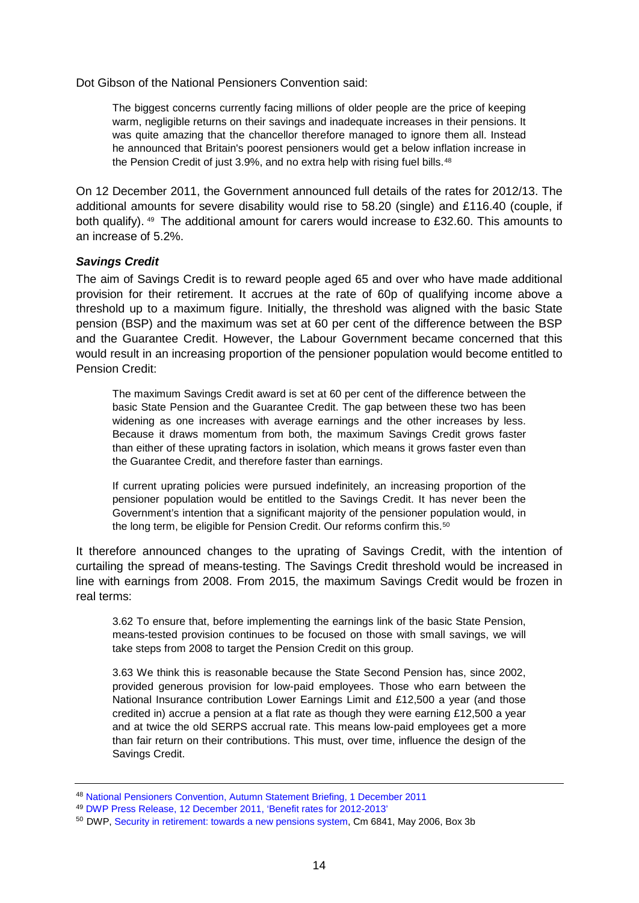Dot Gibson of the National Pensioners Convention said:

> The biggest concerns currently facing millions of older people are the price of keeping warm, negligible returns on their savings and inadequate increases in their pensions. It was quite amazing that the chancellor therefore managed to ignore them all. Instead he announced that Britain's poorest pensioners would get a below inflation increase in the Pension Credit of just 3.9%, and no extra help with rising fuel bills.[48]

On 12 December 2011, the Government announced full details of the rates for 2012/13. The additional amounts for severe disability would rise to 58.20 (single) and £116.40 (couple, if both qualify).[49] The additional amount for carers would increase to £32.60. This amounts to an increase of 5.2%.

### *Savings Credit*

The aim of Savings Credit is to reward people aged 65 and over who have made additional provision for their retirement. It accrues at the rate of 60p of qualifying income above a threshold up to a maximum figure. Initially, the threshold was aligned with the basic State pension (BSP) and the maximum was set at 60 per cent of the difference between the BSP and the Guarantee Credit. However, the Labour Government became concerned that this would result in an increasing proportion of the pensioner population would become entitled to Pension Credit:

> The maximum Savings Credit award is set at 60 per cent of the difference between the basic State Pension and the Guarantee Credit. The gap between these two has been widening as one increases with average earnings and the other increases by less. Because it draws momentum from both, the maximum Savings Credit grows faster than either of these uprating factors in isolation, which means it grows faster even than the Guarantee Credit, and therefore faster than earnings.
>
> If current uprating policies were pursued indefinitely, an increasing proportion of the pensioner population would be entitled to the Savings Credit. It has never been the Government's intention that a significant majority of the pensioner population would, in the long term, be eligible for Pension Credit. Our reforms confirm this.[50]

It therefore announced changes to the uprating of Savings Credit, with the intention of curtailing the spread of means-testing. The Savings Credit threshold would be increased in line with earnings from 2008. From 2015, the maximum Savings Credit would be frozen in real terms:

> 3.62 To ensure that, before implementing the earnings link of the basic State Pension, means-tested provision continues to be focused on those with small savings, we will take steps from 2008 to target the Pension Credit on this group.
>
> 3.63 We think this is reasonable because the State Second Pension has, since 2002, provided generous provision for low-paid employees. Those who earn between the National Insurance contribution Lower Earnings Limit and £12,500 a year (and those credited in) accrue a pension at a flat rate as though they were earning £12,500 a year and at twice the old SERPS accrual rate. This means low-paid employees get a more than fair return on their contributions. This must, over time, influence the design of the Savings Credit.

---

[48] National Pensioners Convention, Autumn Statement Briefing, 1 December 2011

[49] DWP Press Release, 12 December 2011, 'Benefit rates for 2012-2013'

[50] DWP, Security in retirement: towards a new pensions system, Cm 6841, May 2006, Box 3b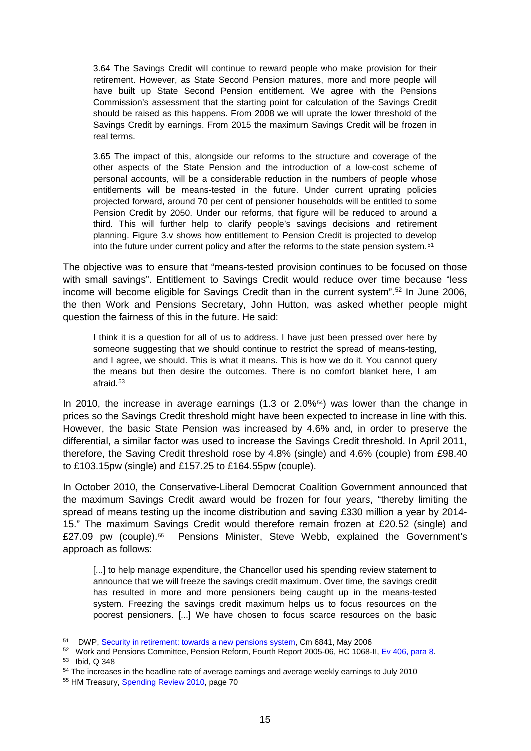> 3.64 The Savings Credit will continue to reward people who make provision for their retirement. However, as State Second Pension matures, more and more people will have built up State Second Pension entitlement. We agree with the Pensions Commission's assessment that the starting point for calculation of the Savings Credit should be raised as this happens. From 2008 we will uprate the lower threshold of the Savings Credit by earnings. From 2015 the maximum Savings Credit will be frozen in real terms.
>
> 3.65 The impact of this, alongside our reforms to the structure and coverage of the other aspects of the State Pension and the introduction of a low-cost scheme of personal accounts, will be a considerable reduction in the numbers of people whose entitlements will be means-tested in the future. Under current uprating policies projected forward, around 70 per cent of pensioner households will be entitled to some Pension Credit by 2050. Under our reforms, that figure will be reduced to around a third. This will further help to clarify people's savings decisions and retirement planning. Figure 3.v shows how entitlement to Pension Credit is projected to develop into the future under current policy and after the reforms to the state pension system.[51]

The objective was to ensure that "means-tested provision continues to be focused on those with small savings". Entitlement to Savings Credit would reduce over time because "less income will become eligible for Savings Credit than in the current system".[52] In June 2006, the then Work and Pensions Secretary, John Hutton, was asked whether people might question the fairness of this in the future. He said:

> I think it is a question for all of us to address. I have just been pressed over here by someone suggesting that we should continue to restrict the spread of means-testing, and I agree, we should. This is what it means. This is how we do it. You cannot query the means but then desire the outcomes. There is no comfort blanket here, I am afraid.[53]

In 2010, the increase in average earnings (1.3 or 2.0%[54]) was lower than the change in prices so the Savings Credit threshold might have been expected to increase in line with this. However, the basic State Pension was increased by 4.6% and, in order to preserve the differential, a similar factor was used to increase the Savings Credit threshold. In April 2011, therefore, the Saving Credit threshold rose by 4.8% (single) and 4.6% (couple) from £98.40 to £103.15pw (single) and £157.25 to £164.55pw (couple).

In October 2010, the Conservative-Liberal Democrat Coalition Government announced that the maximum Savings Credit award would be frozen for four years, "thereby limiting the spread of means testing up the income distribution and saving £330 million a year by 2014-15." The maximum Savings Credit would therefore remain frozen at £20.52 (single) and £27.09 pw (couple).[55] Pensions Minister, Steve Webb, explained the Government's approach as follows:

> [...] to help manage expenditure, the Chancellor used his spending review statement to announce that we will freeze the savings credit maximum. Over time, the savings credit has resulted in more and more pensioners being caught up in the means-tested system. Freezing the savings credit maximum helps us to focus resources on the poorest pensioners. [...] We have chosen to focus scarce resources on the basic

---

[51] DWP, Security in retirement: towards a new pensions system, Cm 6841, May 2006

[52] Work and Pensions Committee, Pension Reform, Fourth Report 2005-06, HC 1068-II, Ev 406, para 8.

[53] Ibid, Q 348

[54] The increases in the headline rate of average earnings and average weekly earnings to July 2010

[55] HM Treasury, Spending Review 2010, page 70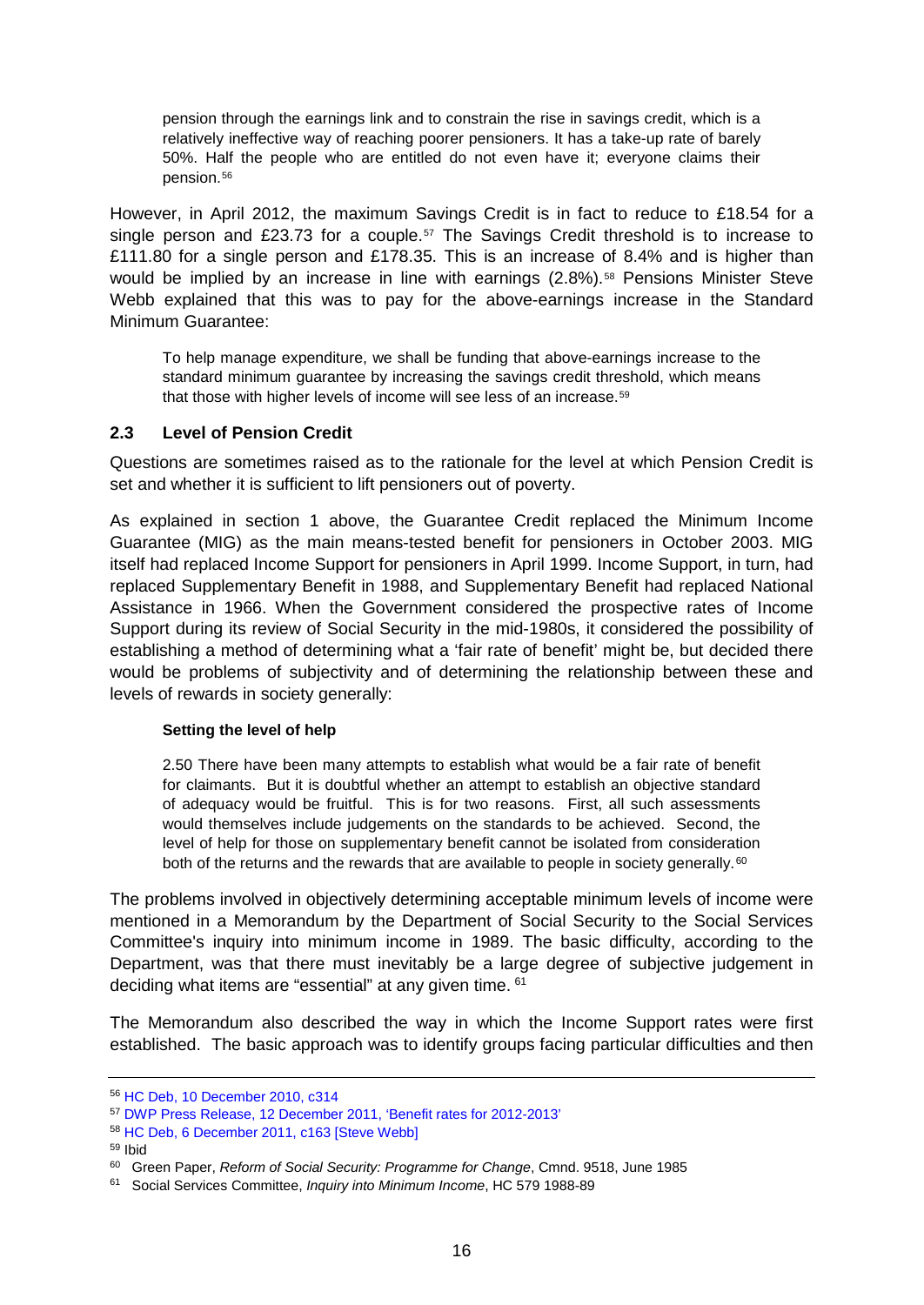> pension through the earnings link and to constrain the rise in savings credit, which is a relatively ineffective way of reaching poorer pensioners. It has a take-up rate of barely 50%. Half the people who are entitled do not even have it; everyone claims their pension.[56]

However, in April 2012, the maximum Savings Credit is in fact to reduce to £18.54 for a single person and £23.73 for a couple.[57] The Savings Credit threshold is to increase to £111.80 for a single person and £178.35. This is an increase of 8.4% and is higher than would be implied by an increase in line with earnings (2.8%).[58] Pensions Minister Steve Webb explained that this was to pay for the above-earnings increase in the Standard Minimum Guarantee:

> To help manage expenditure, we shall be funding that above-earnings increase to the standard minimum guarantee by increasing the savings credit threshold, which means that those with higher levels of income will see less of an increase.[59]

## 2.3 Level of Pension Credit

Questions are sometimes raised as to the rationale for the level at which Pension Credit is set and whether it is sufficient to lift pensioners out of poverty.

As explained in section 1 above, the Guarantee Credit replaced the Minimum Income Guarantee (MIG) as the main means-tested benefit for pensioners in October 2003. MIG itself had replaced Income Support for pensioners in April 1999. Income Support, in turn, had replaced Supplementary Benefit in 1988, and Supplementary Benefit had replaced National Assistance in 1966. When the Government considered the prospective rates of Income Support during its review of Social Security in the mid-1980s, it considered the possibility of establishing a method of determining what a 'fair rate of benefit' might be, but decided there would be problems of subjectivity and of determining the relationship between these and levels of rewards in society generally:

> **Setting the level of help**
>
> 2.50 There have been many attempts to establish what would be a fair rate of benefit for claimants. But it is doubtful whether an attempt to establish an objective standard of adequacy would be fruitful. This is for two reasons. First, all such assessments would themselves include judgements on the standards to be achieved. Second, the level of help for those on supplementary benefit cannot be isolated from consideration both of the returns and the rewards that are available to people in society generally.[60]

The problems involved in objectively determining acceptable minimum levels of income were mentioned in a Memorandum by the Department of Social Security to the Social Services Committee's inquiry into minimum income in 1989. The basic difficulty, according to the Department, was that there must inevitably be a large degree of subjective judgement in deciding what items are "essential" at any given time. [61]

The Memorandum also described the way in which the Income Support rates were first established. The basic approach was to identify groups facing particular difficulties and then

---

[56] HC Deb, 10 December 2010, c314

[57] DWP Press Release, 12 December 2011, 'Benefit rates for 2012-2013'

[58] HC Deb, 6 December 2011, c163 [Steve Webb]

[59] Ibid

[60] Green Paper, *Reform of Social Security: Programme for Change*, Cmnd. 9518, June 1985

[61] Social Services Committee, *Inquiry into Minimum Income*, HC 579 1988-89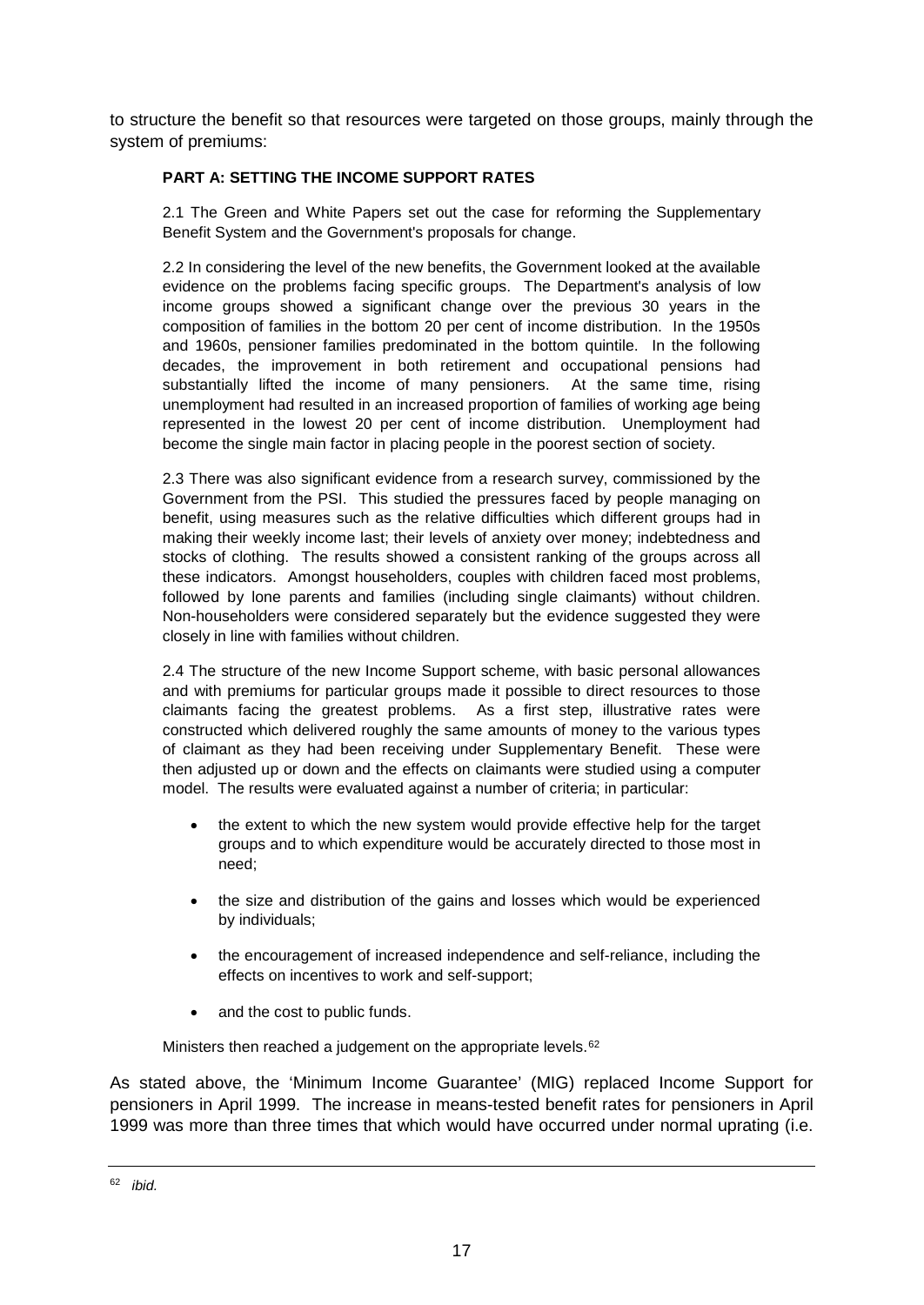to structure the benefit so that resources were targeted on those groups, mainly through the system of premiums:

> **PART A: SETTING THE INCOME SUPPORT RATES**
>
> 2.1 The Green and White Papers set out the case for reforming the Supplementary Benefit System and the Government's proposals for change.
>
> 2.2 In considering the level of the new benefits, the Government looked at the available evidence on the problems facing specific groups. The Department's analysis of low income groups showed a significant change over the previous 30 years in the composition of families in the bottom 20 per cent of income distribution. In the 1950s and 1960s, pensioner families predominated in the bottom quintile. In the following decades, the improvement in both retirement and occupational pensions had substantially lifted the income of many pensioners. At the same time, rising unemployment had resulted in an increased proportion of families of working age being represented in the lowest 20 per cent of income distribution. Unemployment had become the single main factor in placing people in the poorest section of society.
>
> 2.3 There was also significant evidence from a research survey, commissioned by the Government from the PSI. This studied the pressures faced by people managing on benefit, using measures such as the relative difficulties which different groups had in making their weekly income last; their levels of anxiety over money; indebtedness and stocks of clothing. The results showed a consistent ranking of the groups across all these indicators. Amongst householders, couples with children faced most problems, followed by lone parents and families (including single claimants) without children. Non-householders were considered separately but the evidence suggested they were closely in line with families without children.
>
> 2.4 The structure of the new Income Support scheme, with basic personal allowances and with premiums for particular groups made it possible to direct resources to those claimants facing the greatest problems. As a first step, illustrative rates were constructed which delivered roughly the same amounts of money to the various types of claimant as they had been receiving under Supplementary Benefit. These were then adjusted up or down and the effects on claimants were studied using a computer model. The results were evaluated against a number of criteria; in particular:
>
> - the extent to which the new system would provide effective help for the target groups and to which expenditure would be accurately directed to those most in need;
> - the size and distribution of the gains and losses which would be experienced by individuals;
> - the encouragement of increased independence and self-reliance, including the effects on incentives to work and self-support;
> - and the cost to public funds.
>
> Ministers then reached a judgement on the appropriate levels.[62]

As stated above, the 'Minimum Income Guarantee' (MIG) replaced Income Support for pensioners in April 1999. The increase in means-tested benefit rates for pensioners in April 1999 was more than three times that which would have occurred under normal uprating (i.e.

---

[62] *ibid.*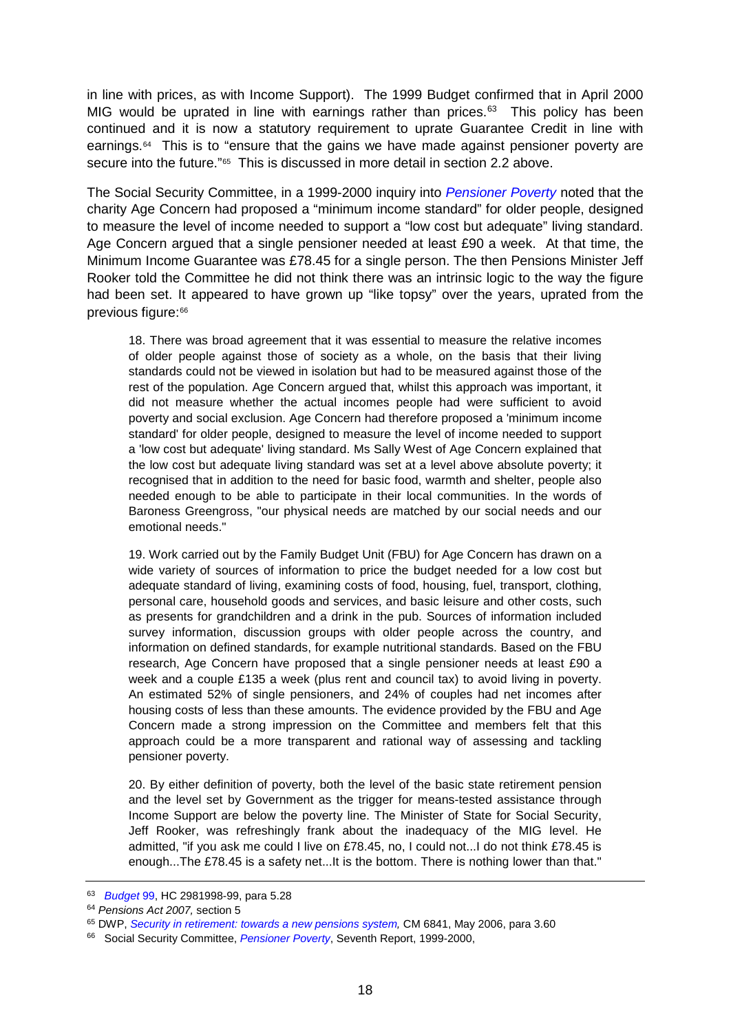in line with prices, as with Income Support). The 1999 Budget confirmed that in April 2000 MIG would be uprated in line with earnings rather than prices.[63] This policy has been continued and it is now a statutory requirement to uprate Guarantee Credit in line with earnings.[64] This is to "ensure that the gains we have made against pensioner poverty are secure into the future."[65] This is discussed in more detail in section 2.2 above.

The Social Security Committee, in a 1999-2000 inquiry into *Pensioner Poverty* noted that the charity Age Concern had proposed a "minimum income standard" for older people, designed to measure the level of income needed to support a "low cost but adequate" living standard. Age Concern argued that a single pensioner needed at least £90 a week. At that time, the Minimum Income Guarantee was £78.45 for a single person. The then Pensions Minister Jeff Rooker told the Committee he did not think there was an intrinsic logic to the way the figure had been set. It appeared to have grown up "like topsy" over the years, uprated from the previous figure:[66]

> 18. There was broad agreement that it was essential to measure the relative incomes of older people against those of society as a whole, on the basis that their living standards could not be viewed in isolation but had to be measured against those of the rest of the population. Age Concern argued that, whilst this approach was important, it did not measure whether the actual incomes people had were sufficient to avoid poverty and social exclusion. Age Concern had therefore proposed a 'minimum income standard' for older people, designed to measure the level of income needed to support a 'low cost but adequate' living standard. Ms Sally West of Age Concern explained that the low cost but adequate living standard was set at a level above absolute poverty; it recognised that in addition to the need for basic food, warmth and shelter, people also needed enough to be able to participate in their local communities. In the words of Baroness Greengross, "our physical needs are matched by our social needs and our emotional needs."
>
> 19. Work carried out by the Family Budget Unit (FBU) for Age Concern has drawn on a wide variety of sources of information to price the budget needed for a low cost but adequate standard of living, examining costs of food, housing, fuel, transport, clothing, personal care, household goods and services, and basic leisure and other costs, such as presents for grandchildren and a drink in the pub. Sources of information included survey information, discussion groups with older people across the country, and information on defined standards, for example nutritional standards. Based on the FBU research, Age Concern have proposed that a single pensioner needs at least £90 a week and a couple £135 a week (plus rent and council tax) to avoid living in poverty. An estimated 52% of single pensioners, and 24% of couples had net incomes after housing costs of less than these amounts. The evidence provided by the FBU and Age Concern made a strong impression on the Committee and members felt that this approach could be a more transparent and rational way of assessing and tackling pensioner poverty.
>
> 20. By either definition of poverty, both the level of the basic state retirement pension and the level set by Government as the trigger for means-tested assistance through Income Support are below the poverty line. The Minister of State for Social Security, Jeff Rooker, was refreshingly frank about the inadequacy of the MIG level. He admitted, "if you ask me could I live on £78.45, no, I could not...I do not think £78.45 is enough...The £78.45 is a safety net...It is the bottom. There is nothing lower than that."

---

[63] *Budget 99*, HC 2981998-99, para 5.28

[64] *Pensions Act 2007,* section 5

[65] DWP, *Security in retirement: towards a new pensions system,* CM 6841, May 2006, para 3.60

[66] Social Security Committee, *Pensioner Poverty*, Seventh Report, 1999-2000,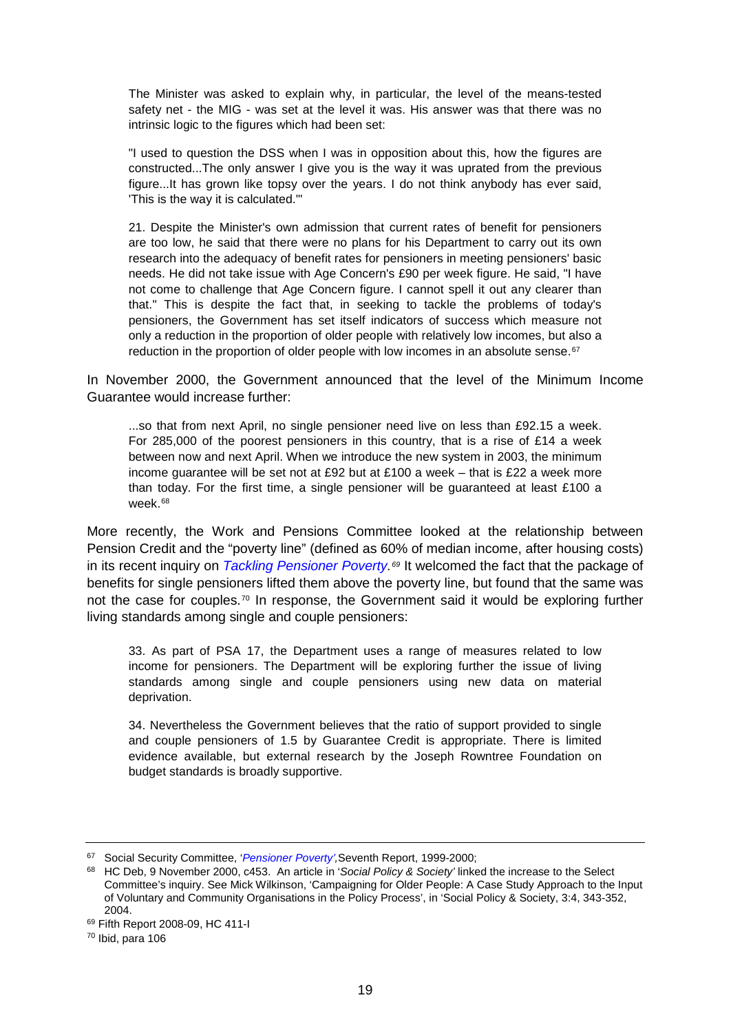> The Minister was asked to explain why, in particular, the level of the means-tested safety net - the MIG - was set at the level it was. His answer was that there was no intrinsic logic to the figures which had been set:
>
> "I used to question the DSS when I was in opposition about this, how the figures are constructed...The only answer I give you is the way it was uprated from the previous figure...It has grown like topsy over the years. I do not think anybody has ever said, 'This is the way it is calculated.'"
>
> 21. Despite the Minister's own admission that current rates of benefit for pensioners are too low, he said that there were no plans for his Department to carry out its own research into the adequacy of benefit rates for pensioners in meeting pensioners' basic needs. He did not take issue with Age Concern's £90 per week figure. He said, "I have not come to challenge that Age Concern figure. I cannot spell it out any clearer than that." This is despite the fact that, in seeking to tackle the problems of today's pensioners, the Government has set itself indicators of success which measure not only a reduction in the proportion of older people with relatively low incomes, but also a reduction in the proportion of older people with low incomes in an absolute sense.[67]

In November 2000, the Government announced that the level of the Minimum Income Guarantee would increase further:

> ...so that from next April, no single pensioner need live on less than £92.15 a week. For 285,000 of the poorest pensioners in this country, that is a rise of £14 a week between now and next April. When we introduce the new system in 2003, the minimum income guarantee will be set not at £92 but at £100 a week – that is £22 a week more than today. For the first time, a single pensioner will be guaranteed at least £100 a week.[68]

More recently, the Work and Pensions Committee looked at the relationship between Pension Credit and the "poverty line" (defined as 60% of median income, after housing costs) in its recent inquiry on *Tackling Pensioner Poverty*.[69] It welcomed the fact that the package of benefits for single pensioners lifted them above the poverty line, but found that the same was not the case for couples.[70] In response, the Government said it would be exploring further living standards among single and couple pensioners:

> 33. As part of PSA 17, the Department uses a range of measures related to low income for pensioners. The Department will be exploring further the issue of living standards among single and couple pensioners using new data on material deprivation.
>
> 34. Nevertheless the Government believes that the ratio of support provided to single and couple pensioners of 1.5 by Guarantee Credit is appropriate. There is limited evidence available, but external research by the Joseph Rowntree Foundation on budget standards is broadly supportive.

---

[67] Social Security Committee, '*Pensioner Poverty'*,Seventh Report, 1999-2000;

[68] HC Deb, 9 November 2000, c453. An article in '*Social Policy & Society'* linked the increase to the Select Committee's inquiry. See Mick Wilkinson, 'Campaigning for Older People: A Case Study Approach to the Input of Voluntary and Community Organisations in the Policy Process', in 'Social Policy & Society, 3:4, 343-352, 2004.

[69] Fifth Report 2008-09, HC 411-I

[70] Ibid, para 106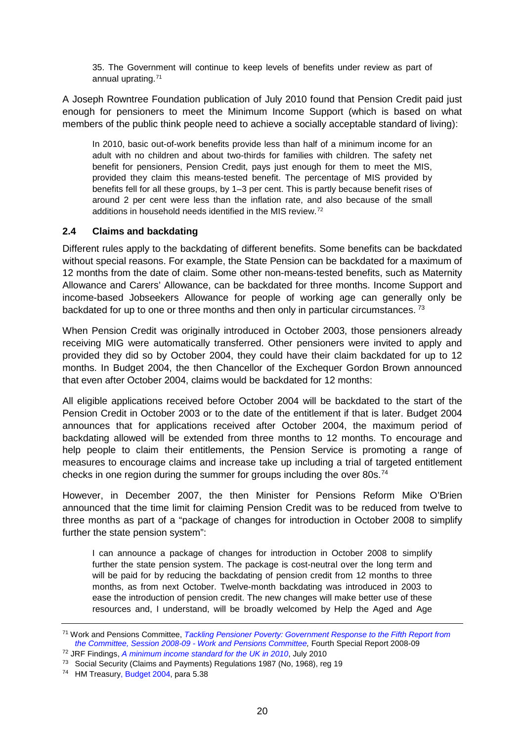> 35. The Government will continue to keep levels of benefits under review as part of annual uprating.[71]

A Joseph Rowntree Foundation publication of July 2010 found that Pension Credit paid just enough for pensioners to meet the Minimum Income Support (which is based on what members of the public think people need to achieve a socially acceptable standard of living):

> In 2010, basic out-of-work benefits provide less than half of a minimum income for an adult with no children and about two-thirds for families with children. The safety net benefit for pensioners, Pension Credit, pays just enough for them to meet the MIS, provided they claim this means-tested benefit. The percentage of MIS provided by benefits fell for all these groups, by 1–3 per cent. This is partly because benefit rises of around 2 per cent were less than the inflation rate, and also because of the small additions in household needs identified in the MIS review.[72]

### 2.4 Claims and backdating

Different rules apply to the backdating of different benefits. Some benefits can be backdated without special reasons. For example, the State Pension can be backdated for a maximum of 12 months from the date of claim. Some other non-means-tested benefits, such as Maternity Allowance and Carers' Allowance, can be backdated for three months. Income Support and income-based Jobseekers Allowance for people of working age can generally only be backdated for up to one or three months and then only in particular circumstances. [73]

When Pension Credit was originally introduced in October 2003, those pensioners already receiving MIG were automatically transferred. Other pensioners were invited to apply and provided they did so by October 2004, they could have their claim backdated for up to 12 months. In Budget 2004, the then Chancellor of the Exchequer Gordon Brown announced that even after October 2004, claims would be backdated for 12 months:

All eligible applications received before October 2004 will be backdated to the start of the Pension Credit in October 2003 or to the date of the entitlement if that is later. Budget 2004 announces that for applications received after October 2004, the maximum period of backdating allowed will be extended from three months to 12 months. To encourage and help people to claim their entitlements, the Pension Service is promoting a range of measures to encourage claims and increase take up including a trial of targeted entitlement checks in one region during the summer for groups including the over 80s.[74]

However, in December 2007, the then Minister for Pensions Reform Mike O'Brien announced that the time limit for claiming Pension Credit was to be reduced from twelve to three months as part of a "package of changes for introduction in October 2008 to simplify further the state pension system":

> I can announce a package of changes for introduction in October 2008 to simplify further the state pension system. The package is cost-neutral over the long term and will be paid for by reducing the backdating of pension credit from 12 months to three months, as from next October. Twelve-month backdating was introduced in 2003 to ease the introduction of pension credit. The new changes will make better use of these resources and, I understand, will be broadly welcomed by Help the Aged and Age

---

[71] Work and Pensions Committee, *Tackling Pensioner Poverty: Government Response to the Fifth Report from the Committee, Session 2008-09 - Work and Pensions Committee,* Fourth Special Report 2008-09

[72] JRF Findings, *A minimum income standard for the UK in 2010*, July 2010

[73] Social Security (Claims and Payments) Regulations 1987 (No, 1968), reg 19

[74] HM Treasury, Budget 2004, para 5.38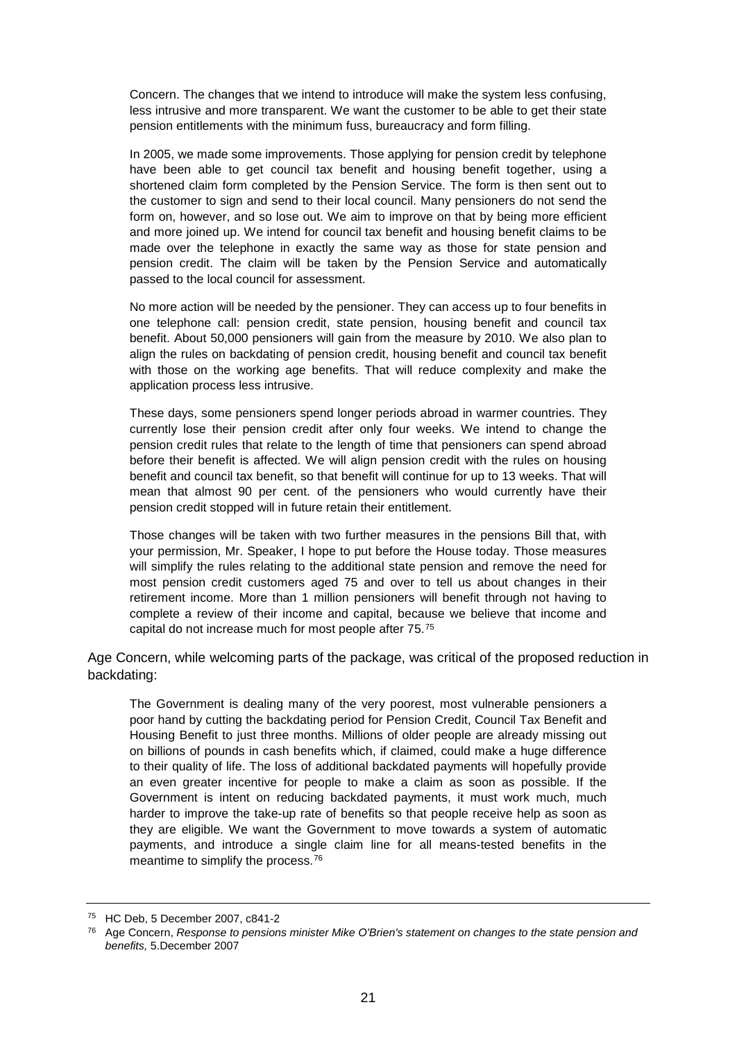> Concern. The changes that we intend to introduce will make the system less confusing, less intrusive and more transparent. We want the customer to be able to get their state pension entitlements with the minimum fuss, bureaucracy and form filling.
>
> In 2005, we made some improvements. Those applying for pension credit by telephone have been able to get council tax benefit and housing benefit together, using a shortened claim form completed by the Pension Service. The form is then sent out to the customer to sign and send to their local council. Many pensioners do not send the form on, however, and so lose out. We aim to improve on that by being more efficient and more joined up. We intend for council tax benefit and housing benefit claims to be made over the telephone in exactly the same way as those for state pension and pension credit. The claim will be taken by the Pension Service and automatically passed to the local council for assessment.
>
> No more action will be needed by the pensioner. They can access up to four benefits in one telephone call: pension credit, state pension, housing benefit and council tax benefit. About 50,000 pensioners will gain from the measure by 2010. We also plan to align the rules on backdating of pension credit, housing benefit and council tax benefit with those on the working age benefits. That will reduce complexity and make the application process less intrusive.
>
> These days, some pensioners spend longer periods abroad in warmer countries. They currently lose their pension credit after only four weeks. We intend to change the pension credit rules that relate to the length of time that pensioners can spend abroad before their benefit is affected. We will align pension credit with the rules on housing benefit and council tax benefit, so that benefit will continue for up to 13 weeks. That will mean that almost 90 per cent. of the pensioners who would currently have their pension credit stopped will in future retain their entitlement.
>
> Those changes will be taken with two further measures in the pensions Bill that, with your permission, Mr. Speaker, I hope to put before the House today. Those measures will simplify the rules relating to the additional state pension and remove the need for most pension credit customers aged 75 and over to tell us about changes in their retirement income. More than 1 million pensioners will benefit through not having to complete a review of their income and capital, because we believe that income and capital do not increase much for most people after 75.[75]

Age Concern, while welcoming parts of the package, was critical of the proposed reduction in backdating:

> The Government is dealing many of the very poorest, most vulnerable pensioners a poor hand by cutting the backdating period for Pension Credit, Council Tax Benefit and Housing Benefit to just three months. Millions of older people are already missing out on billions of pounds in cash benefits which, if claimed, could make a huge difference to their quality of life. The loss of additional backdated payments will hopefully provide an even greater incentive for people to make a claim as soon as possible. If the Government is intent on reducing backdated payments, it must work much, much harder to improve the take-up rate of benefits so that people receive help as soon as they are eligible. We want the Government to move towards a system of automatic payments, and introduce a single claim line for all means-tested benefits in the meantime to simplify the process.[76]

---

[75] HC Deb, 5 December 2007, c841-2

[76] Age Concern, *Response to pensions minister Mike O'Brien's statement on changes to the state pension and benefits,* 5.December 2007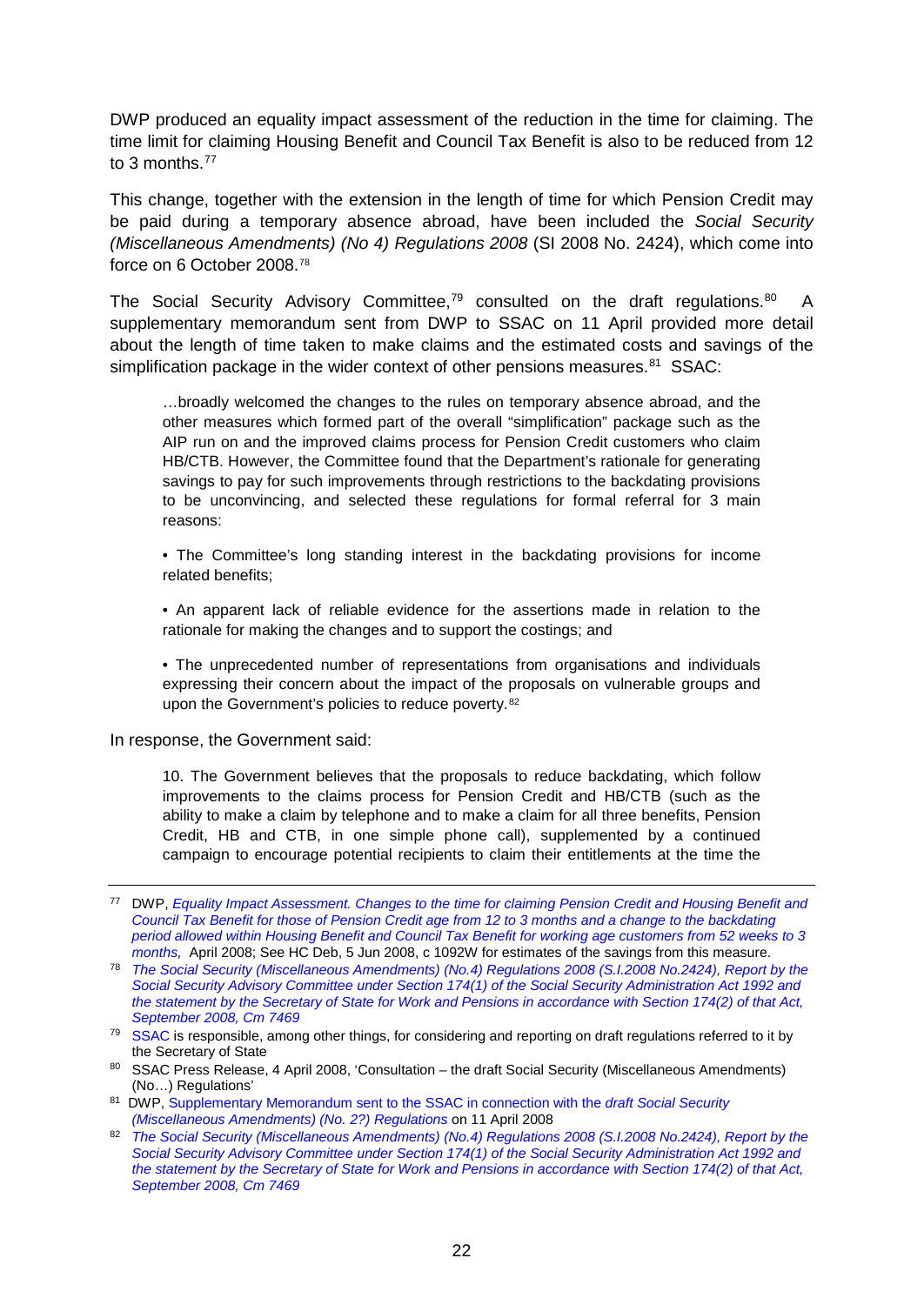DWP produced an equality impact assessment of the reduction in the time for claiming. The time limit for claiming Housing Benefit and Council Tax Benefit is also to be reduced from 12 to 3 months.[77]

This change, together with the extension in the length of time for which Pension Credit may be paid during a temporary absence abroad, have been included the *Social Security (Miscellaneous Amendments) (No 4) Regulations 2008* (SI 2008 No. 2424), which come into force on 6 October 2008.[78]

The Social Security Advisory Committee,[79] consulted on the draft regulations.[80] A supplementary memorandum sent from DWP to SSAC on 11 April provided more detail about the length of time taken to make claims and the estimated costs and savings of the simplification package in the wider context of other pensions measures.[81] SSAC:

> …broadly welcomed the changes to the rules on temporary absence abroad, and the other measures which formed part of the overall "simplification" package such as the AIP run on and the improved claims process for Pension Credit customers who claim HB/CTB. However, the Committee found that the Department's rationale for generating savings to pay for such improvements through restrictions to the backdating provisions to be unconvincing, and selected these regulations for formal referral for 3 main reasons:
>
> • The Committee's long standing interest in the backdating provisions for income related benefits;
>
> • An apparent lack of reliable evidence for the assertions made in relation to the rationale for making the changes and to support the costings; and
>
> • The unprecedented number of representations from organisations and individuals expressing their concern about the impact of the proposals on vulnerable groups and upon the Government's policies to reduce poverty.[82]

In response, the Government said:

> 10. The Government believes that the proposals to reduce backdating, which follow improvements to the claims process for Pension Credit and HB/CTB (such as the ability to make a claim by telephone and to make a claim for all three benefits, Pension Credit, HB and CTB, in one simple phone call), supplemented by a continued campaign to encourage potential recipients to claim their entitlements at the time the

---

[77] DWP, *Equality Impact Assessment. Changes to the time for claiming Pension Credit and Housing Benefit and Council Tax Benefit for those of Pension Credit age from 12 to 3 months and a change to the backdating period allowed within Housing Benefit and Council Tax Benefit for working age customers from 52 weeks to 3 months,* April 2008; See HC Deb, 5 Jun 2008, c 1092W for estimates of the savings from this measure.

[78] *The Social Security (Miscellaneous Amendments) (No.4) Regulations 2008 (S.I.2008 No.2424), Report by the Social Security Advisory Committee under Section 174(1) of the Social Security Administration Act 1992 and the statement by the Secretary of State for Work and Pensions in accordance with Section 174(2) of that Act, September 2008, Cm 7469*

[79] SSAC is responsible, among other things, for considering and reporting on draft regulations referred to it by the Secretary of State

[80] SSAC Press Release, 4 April 2008, 'Consultation – the draft Social Security (Miscellaneous Amendments) (No…) Regulations'

[81] DWP, Supplementary Memorandum sent to the SSAC in connection with the *draft Social Security (Miscellaneous Amendments) (No. 2?) Regulations* on 11 April 2008

[82] *The Social Security (Miscellaneous Amendments) (No.4) Regulations 2008 (S.I.2008 No.2424), Report by the Social Security Advisory Committee under Section 174(1) of the Social Security Administration Act 1992 and the statement by the Secretary of State for Work and Pensions in accordance with Section 174(2) of that Act, September 2008, Cm 7469*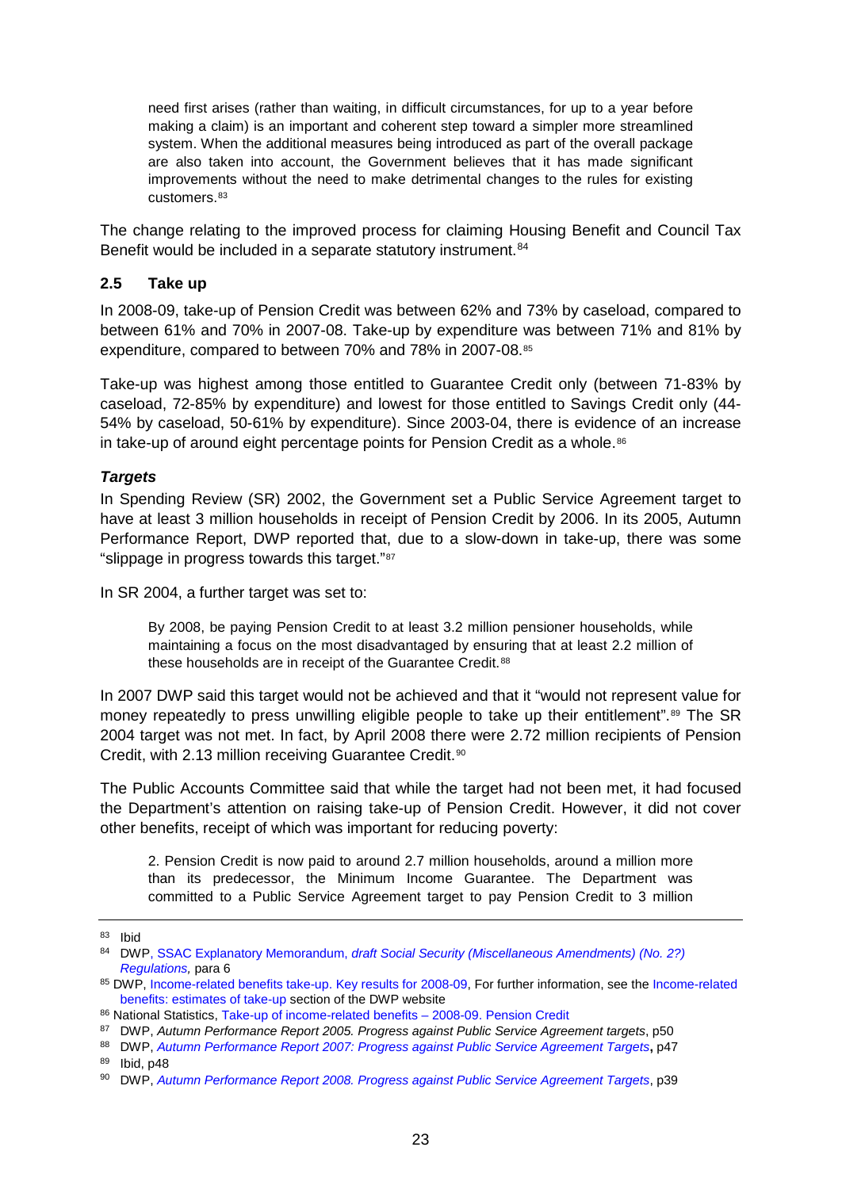> need first arises (rather than waiting, in difficult circumstances, for up to a year before making a claim) is an important and coherent step toward a simpler more streamlined system. When the additional measures being introduced as part of the overall package are also taken into account, the Government believes that it has made significant improvements without the need to make detrimental changes to the rules for existing customers.[83]

The change relating to the improved process for claiming Housing Benefit and Council Tax Benefit would be included in a separate statutory instrument.[84]

## 2.5 Take up

In 2008-09, take-up of Pension Credit was between 62% and 73% by caseload, compared to between 61% and 70% in 2007-08. Take-up by expenditure was between 71% and 81% by expenditure, compared to between 70% and 78% in 2007-08.[85]

Take-up was highest among those entitled to Guarantee Credit only (between 71-83% by caseload, 72-85% by expenditure) and lowest for those entitled to Savings Credit only (44-54% by caseload, 50-61% by expenditure). Since 2003-04, there is evidence of an increase in take-up of around eight percentage points for Pension Credit as a whole.[86]

### *Targets*

In Spending Review (SR) 2002, the Government set a Public Service Agreement target to have at least 3 million households in receipt of Pension Credit by 2006. In its 2005, Autumn Performance Report, DWP reported that, due to a slow-down in take-up, there was some "slippage in progress towards this target."[87]

In SR 2004, a further target was set to:

> By 2008, be paying Pension Credit to at least 3.2 million pensioner households, while maintaining a focus on the most disadvantaged by ensuring that at least 2.2 million of these households are in receipt of the Guarantee Credit.[88]

In 2007 DWP said this target would not be achieved and that it "would not represent value for money repeatedly to press unwilling eligible people to take up their entitlement".[89] The SR 2004 target was not met. In fact, by April 2008 there were 2.72 million recipients of Pension Credit, with 2.13 million receiving Guarantee Credit.[90]

The Public Accounts Committee said that while the target had not been met, it had focused the Department's attention on raising take-up of Pension Credit. However, it did not cover other benefits, receipt of which was important for reducing poverty:

> 2. Pension Credit is now paid to around 2.7 million households, around a million more than its predecessor, the Minimum Income Guarantee. The Department was committed to a Public Service Agreement target to pay Pension Credit to 3 million

---

[83] Ibid

[84] DWP, SSAC Explanatory Memorandum, *draft Social Security (Miscellaneous Amendments) (No. 2?) Regulations,* para 6

[85] DWP, Income-related benefits take-up. Key results for 2008-09, For further information, see the Income-related benefits: estimates of take-up section of the DWP website

[86] National Statistics, Take-up of income-related benefits – 2008-09. Pension Credit

[87] DWP, *Autumn Performance Report 2005. Progress against Public Service Agreement targets*, p50

[88] DWP, *Autumn Performance Report 2007: Progress against Public Service Agreement Targets***,** p47

[89] Ibid, p48

[90] DWP, *Autumn Performance Report 2008. Progress against Public Service Agreement Targets*, p39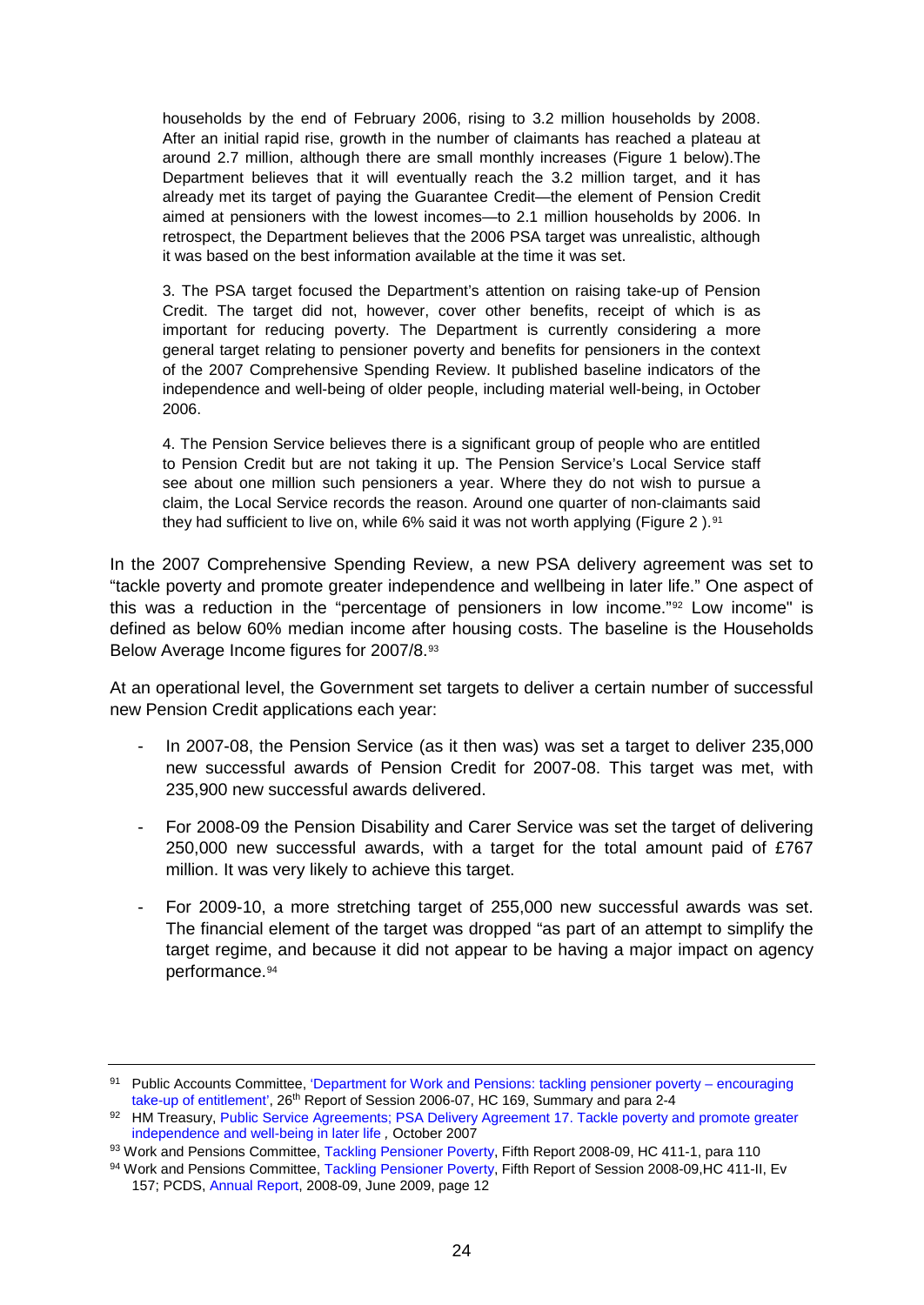households by the end of February 2006, rising to 3.2 million households by 2008. After an initial rapid rise, growth in the number of claimants has reached a plateau at around 2.7 million, although there are small monthly increases (Figure 1 below).The Department believes that it will eventually reach the 3.2 million target, and it has already met its target of paying the Guarantee Credit—the element of Pension Credit aimed at pensioners with the lowest incomes—to 2.1 million households by 2006. In retrospect, the Department believes that the 2006 PSA target was unrealistic, although it was based on the best information available at the time it was set.

> 3. The PSA target focused the Department's attention on raising take-up of Pension Credit. The target did not, however, cover other benefits, receipt of which is as important for reducing poverty. The Department is currently considering a more general target relating to pensioner poverty and benefits for pensioners in the context of the 2007 Comprehensive Spending Review. It published baseline indicators of the independence and well-being of older people, including material well-being, in October 2006.
>
> 4. The Pension Service believes there is a significant group of people who are entitled to Pension Credit but are not taking it up. The Pension Service's Local Service staff see about one million such pensioners a year. Where they do not wish to pursue a claim, the Local Service records the reason. Around one quarter of non-claimants said they had sufficient to live on, while 6% said it was not worth applying (Figure 2 ).[91]

In the 2007 Comprehensive Spending Review, a new PSA delivery agreement was set to "tackle poverty and promote greater independence and wellbeing in later life." One aspect of this was a reduction in the "percentage of pensioners in low income."[92] Low income" is defined as below 60% median income after housing costs. The baseline is the Households Below Average Income figures for 2007/8.[93]

At an operational level, the Government set targets to deliver a certain number of successful new Pension Credit applications each year:

- In 2007-08, the Pension Service (as it then was) was set a target to deliver 235,000 new successful awards of Pension Credit for 2007-08. This target was met, with 235,900 new successful awards delivered.
- For 2008-09 the Pension Disability and Carer Service was set the target of delivering 250,000 new successful awards, with a target for the total amount paid of £767 million. It was very likely to achieve this target.
- For 2009-10, a more stretching target of 255,000 new successful awards was set. The financial element of the target was dropped "as part of an attempt to simplify the target regime, and because it did not appear to be having a major impact on agency performance.[94]

---

[91] Public Accounts Committee, 'Department for Work and Pensions: tackling pensioner poverty – encouraging take-up of entitlement', 26th Report of Session 2006-07, HC 169, Summary and para 2-4

[92] HM Treasury, Public Service Agreements; PSA Delivery Agreement 17. Tackle poverty and promote greater independence and well-being in later life , October 2007

[93] Work and Pensions Committee, Tackling Pensioner Poverty, Fifth Report 2008-09, HC 411-1, para 110

[94] Work and Pensions Committee, Tackling Pensioner Poverty, Fifth Report of Session 2008-09,HC 411-II, Ev 157; PCDS, Annual Report, 2008-09, June 2009, page 12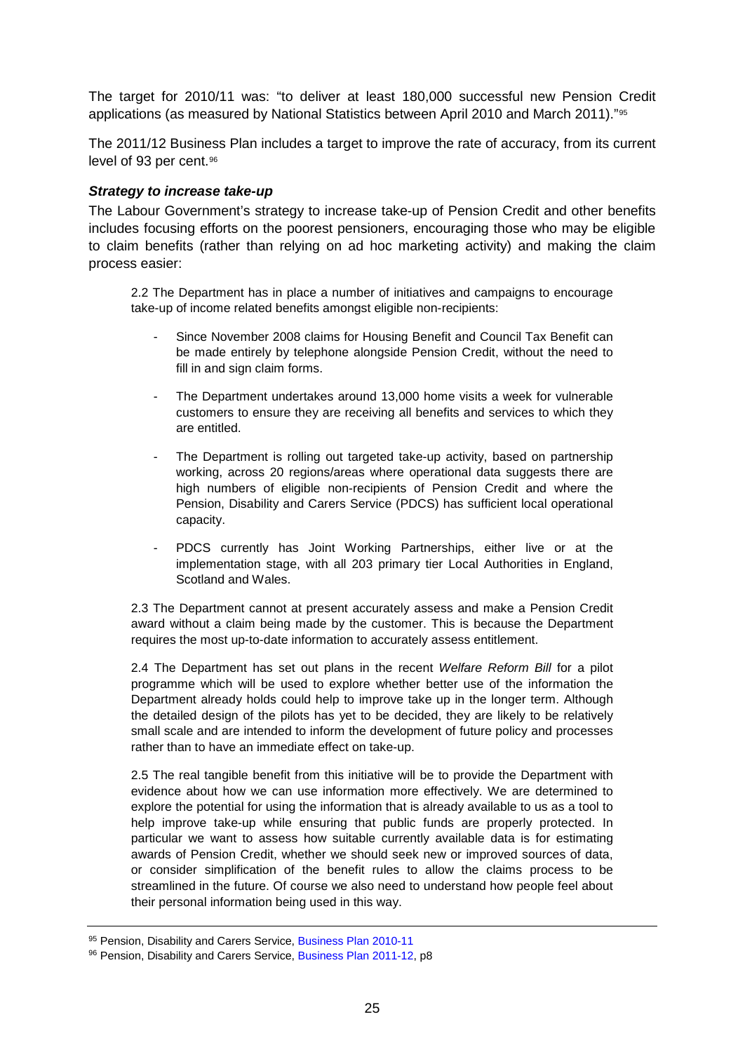The target for 2010/11 was: "to deliver at least 180,000 successful new Pension Credit applications (as measured by National Statistics between April 2010 and March 2011)."[95]

The 2011/12 Business Plan includes a target to improve the rate of accuracy, from its current level of 93 per cent.[96]

***Strategy to increase take-up***

The Labour Government's strategy to increase take-up of Pension Credit and other benefits includes focusing efforts on the poorest pensioners, encouraging those who may be eligible to claim benefits (rather than relying on ad hoc marketing activity) and making the claim process easier:

> 2.2 The Department has in place a number of initiatives and campaigns to encourage take-up of income related benefits amongst eligible non-recipients:
>
> - Since November 2008 claims for Housing Benefit and Council Tax Benefit can be made entirely by telephone alongside Pension Credit, without the need to fill in and sign claim forms.
> - The Department undertakes around 13,000 home visits a week for vulnerable customers to ensure they are receiving all benefits and services to which they are entitled.
> - The Department is rolling out targeted take-up activity, based on partnership working, across 20 regions/areas where operational data suggests there are high numbers of eligible non-recipients of Pension Credit and where the Pension, Disability and Carers Service (PDCS) has sufficient local operational capacity.
> - PDCS currently has Joint Working Partnerships, either live or at the implementation stage, with all 203 primary tier Local Authorities in England, Scotland and Wales.
>
> 2.3 The Department cannot at present accurately assess and make a Pension Credit award without a claim being made by the customer. This is because the Department requires the most up-to-date information to accurately assess entitlement.
>
> 2.4 The Department has set out plans in the recent *Welfare Reform Bill* for a pilot programme which will be used to explore whether better use of the information the Department already holds could help to improve take up in the longer term. Although the detailed design of the pilots has yet to be decided, they are likely to be relatively small scale and are intended to inform the development of future policy and processes rather than to have an immediate effect on take-up.
>
> 2.5 The real tangible benefit from this initiative will be to provide the Department with evidence about how we can use information more effectively. We are determined to explore the potential for using the information that is already available to us as a tool to help improve take-up while ensuring that public funds are properly protected. In particular we want to assess how suitable currently available data is for estimating awards of Pension Credit, whether we should seek new or improved sources of data, or consider simplification of the benefit rules to allow the claims process to be streamlined in the future. Of course we also need to understand how people feel about their personal information being used in this way.

---

[95] Pension, Disability and Carers Service, Business Plan 2010-11

[96] Pension, Disability and Carers Service, Business Plan 2011-12, p8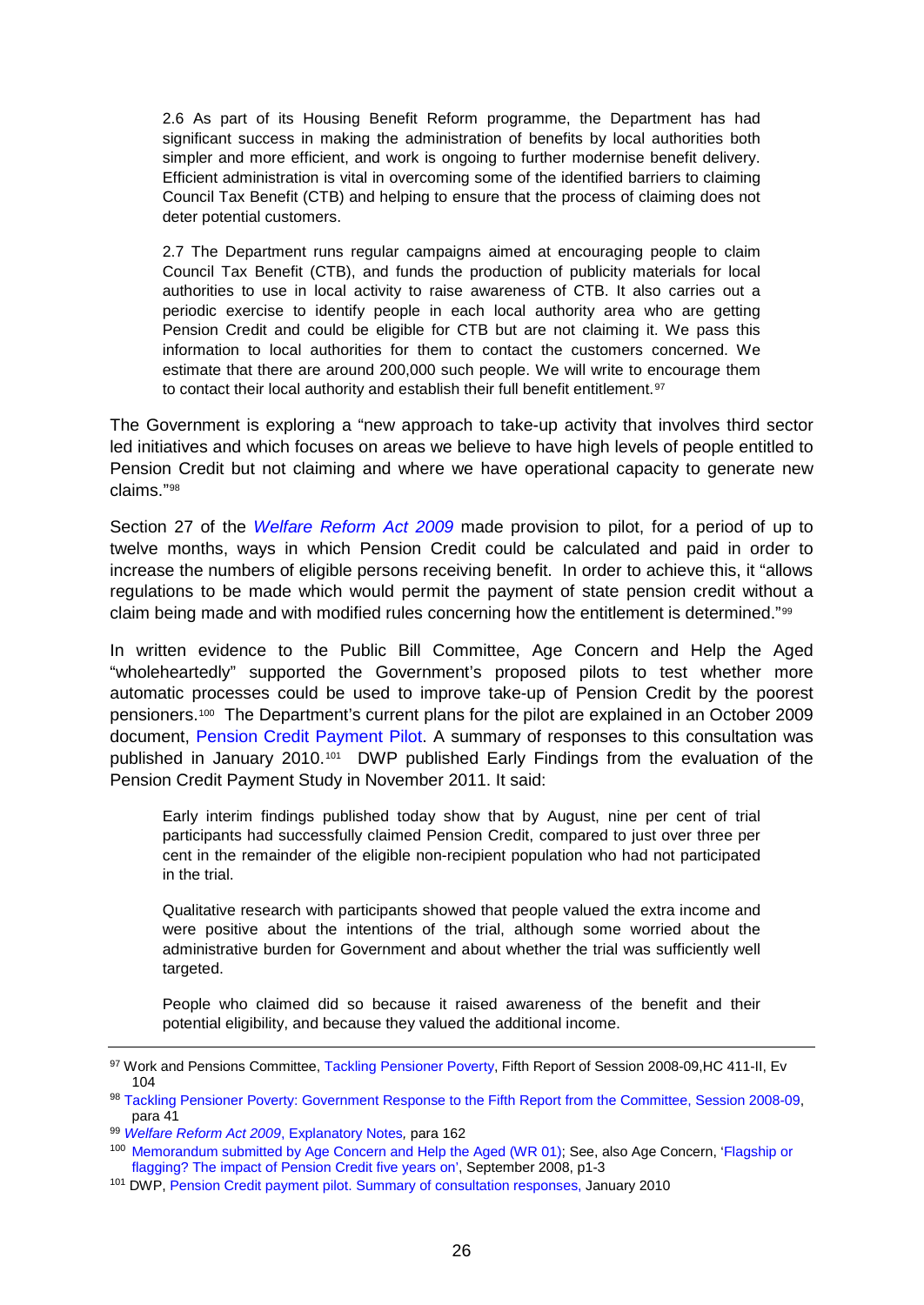> 2.6 As part of its Housing Benefit Reform programme, the Department has had significant success in making the administration of benefits by local authorities both simpler and more efficient, and work is ongoing to further modernise benefit delivery. Efficient administration is vital in overcoming some of the identified barriers to claiming Council Tax Benefit (CTB) and helping to ensure that the process of claiming does not deter potential customers.
>
> 2.7 The Department runs regular campaigns aimed at encouraging people to claim Council Tax Benefit (CTB), and funds the production of publicity materials for local authorities to use in local activity to raise awareness of CTB. It also carries out a periodic exercise to identify people in each local authority area who are getting Pension Credit and could be eligible for CTB but are not claiming it. We pass this information to local authorities for them to contact the customers concerned. We estimate that there are around 200,000 such people. We will write to encourage them to contact their local authority and establish their full benefit entitlement.[97]

The Government is exploring a "new approach to take-up activity that involves third sector led initiatives and which focuses on areas we believe to have high levels of people entitled to Pension Credit but not claiming and where we have operational capacity to generate new claims."[98]

Section 27 of the *Welfare Reform Act 2009* made provision to pilot, for a period of up to twelve months, ways in which Pension Credit could be calculated and paid in order to increase the numbers of eligible persons receiving benefit. In order to achieve this, it "allows regulations to be made which would permit the payment of state pension credit without a claim being made and with modified rules concerning how the entitlement is determined."[99]

In written evidence to the Public Bill Committee, Age Concern and Help the Aged "wholeheartedly" supported the Government's proposed pilots to test whether more automatic processes could be used to improve take-up of Pension Credit by the poorest pensioners.[100] The Department's current plans for the pilot are explained in an October 2009 document, Pension Credit Payment Pilot. A summary of responses to this consultation was published in January 2010.[101] DWP published Early Findings from the evaluation of the Pension Credit Payment Study in November 2011. It said:

> Early interim findings published today show that by August, nine per cent of trial participants had successfully claimed Pension Credit, compared to just over three per cent in the remainder of the eligible non-recipient population who had not participated in the trial.
>
> Qualitative research with participants showed that people valued the extra income and were positive about the intentions of the trial, although some worried about the administrative burden for Government and about whether the trial was sufficiently well targeted.
>
> People who claimed did so because it raised awareness of the benefit and their potential eligibility, and because they valued the additional income.

---

[97] Work and Pensions Committee, Tackling Pensioner Poverty, Fifth Report of Session 2008-09,HC 411-II, Ev 104

[98] Tackling Pensioner Poverty: Government Response to the Fifth Report from the Committee, Session 2008-09, para 41

[99] *Welfare Reform Act 2009*, Explanatory Notes, para 162

[100] Memorandum submitted by Age Concern and Help the Aged (WR 01); See, also Age Concern, 'Flagship or flagging? The impact of Pension Credit five years on', September 2008, p1-3

[101] DWP, Pension Credit payment pilot. Summary of consultation responses, January 2010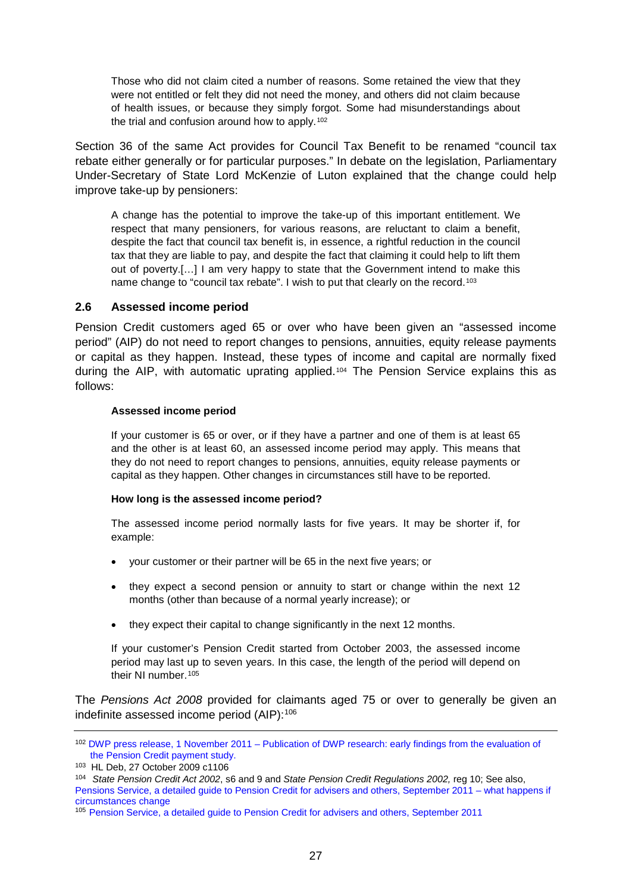> Those who did not claim cited a number of reasons. Some retained the view that they were not entitled or felt they did not need the money, and others did not claim because of health issues, or because they simply forgot. Some had misunderstandings about the trial and confusion around how to apply.[102]

Section 36 of the same Act provides for Council Tax Benefit to be renamed "council tax rebate either generally or for particular purposes." In debate on the legislation, Parliamentary Under-Secretary of State Lord McKenzie of Luton explained that the change could help improve take-up by pensioners:

> A change has the potential to improve the take-up of this important entitlement. We respect that many pensioners, for various reasons, are reluctant to claim a benefit, despite the fact that council tax benefit is, in essence, a rightful reduction in the council tax that they are liable to pay, and despite the fact that claiming it could help to lift them out of poverty.[…] I am very happy to state that the Government intend to make this name change to "council tax rebate". I wish to put that clearly on the record.[103]

## 2.6 Assessed income period

Pension Credit customers aged 65 or over who have been given an "assessed income period" (AIP) do not need to report changes to pensions, annuities, equity release payments or capital as they happen. Instead, these types of income and capital are normally fixed during the AIP, with automatic uprating applied.[104] The Pension Service explains this as follows:

> **Assessed income period**
>
> If your customer is 65 or over, or if they have a partner and one of them is at least 65 and the other is at least 60, an assessed income period may apply. This means that they do not need to report changes to pensions, annuities, equity release payments or capital as they happen. Other changes in circumstances still have to be reported.
>
> **How long is the assessed income period?**
>
> The assessed income period normally lasts for five years. It may be shorter if, for example:
>
> - your customer or their partner will be 65 in the next five years; or
> - they expect a second pension or annuity to start or change within the next 12 months (other than because of a normal yearly increase); or
> - they expect their capital to change significantly in the next 12 months.
>
> If your customer's Pension Credit started from October 2003, the assessed income period may last up to seven years. In this case, the length of the period will depend on their NI number.[105]

The *Pensions Act 2008* provided for claimants aged 75 or over to generally be given an indefinite assessed income period (AIP):[106]

---

[102] DWP press release, 1 November 2011 – Publication of DWP research: early findings from the evaluation of the Pension Credit payment study.

[103] HL Deb, 27 October 2009 c1106

[104] *State Pension Credit Act 2002*, s6 and 9 and *State Pension Credit Regulations 2002,* reg 10; See also, Pensions Service, a detailed guide to Pension Credit for advisers and others, September 2011 – what happens if circumstances change

[105] Pension Service, a detailed guide to Pension Credit for advisers and others, September 2011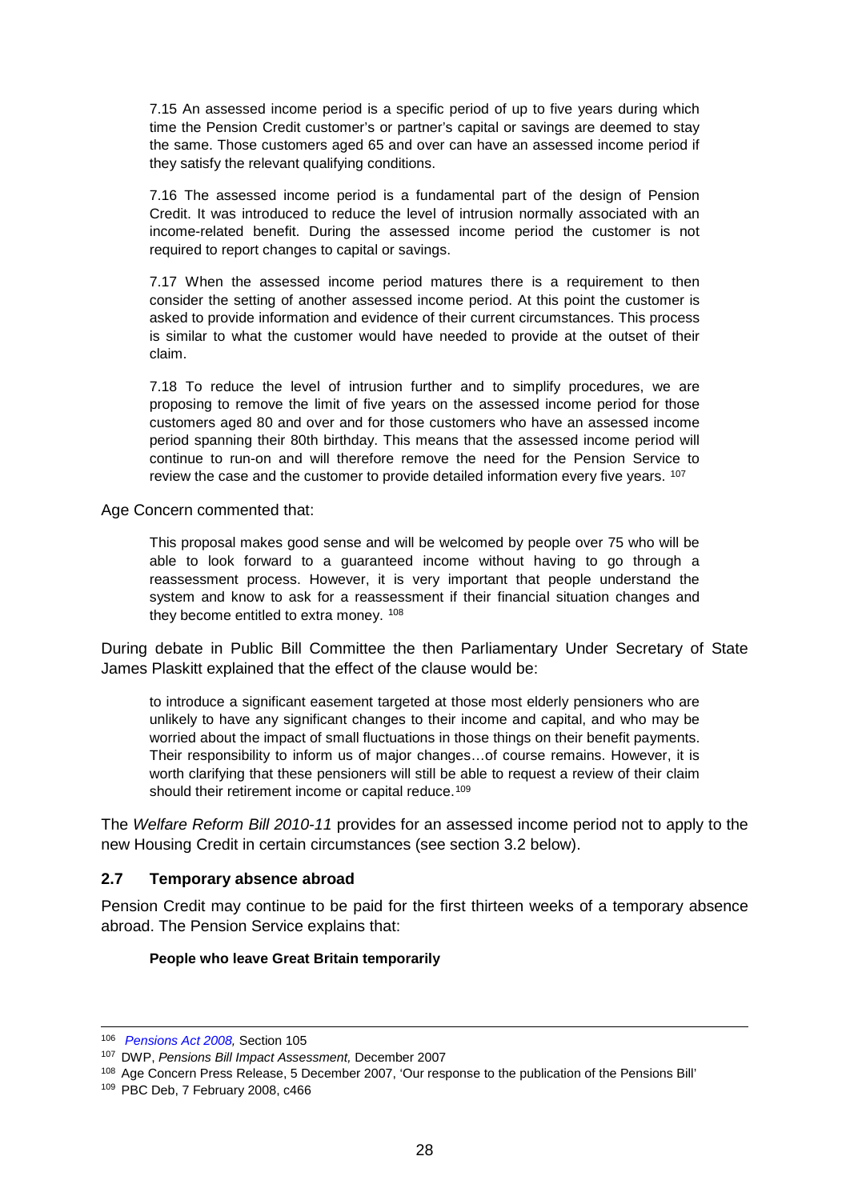> 7.15 An assessed income period is a specific period of up to five years during which time the Pension Credit customer's or partner's capital or savings are deemed to stay the same. Those customers aged 65 and over can have an assessed income period if they satisfy the relevant qualifying conditions.
>
> 7.16 The assessed income period is a fundamental part of the design of Pension Credit. It was introduced to reduce the level of intrusion normally associated with an income-related benefit. During the assessed income period the customer is not required to report changes to capital or savings.
>
> 7.17 When the assessed income period matures there is a requirement to then consider the setting of another assessed income period. At this point the customer is asked to provide information and evidence of their current circumstances. This process is similar to what the customer would have needed to provide at the outset of their claim.
>
> 7.18 To reduce the level of intrusion further and to simplify procedures, we are proposing to remove the limit of five years on the assessed income period for those customers aged 80 and over and for those customers who have an assessed income period spanning their 80th birthday. This means that the assessed income period will continue to run-on and will therefore remove the need for the Pension Service to review the case and the customer to provide detailed information every five years. [107]

Age Concern commented that:

> This proposal makes good sense and will be welcomed by people over 75 who will be able to look forward to a guaranteed income without having to go through a reassessment process. However, it is very important that people understand the system and know to ask for a reassessment if their financial situation changes and they become entitled to extra money. [108]

During debate in Public Bill Committee the then Parliamentary Under Secretary of State James Plaskitt explained that the effect of the clause would be:

> to introduce a significant easement targeted at those most elderly pensioners who are unlikely to have any significant changes to their income and capital, and who may be worried about the impact of small fluctuations in those things on their benefit payments. Their responsibility to inform us of major changes…of course remains. However, it is worth clarifying that these pensioners will still be able to request a review of their claim should their retirement income or capital reduce.[109]

The *Welfare Reform Bill 2010-11* provides for an assessed income period not to apply to the new Housing Credit in certain circumstances (see section 3.2 below).

### 2.7 Temporary absence abroad

Pension Credit may continue to be paid for the first thirteen weeks of a temporary absence abroad. The Pension Service explains that:

> **People who leave Great Britain temporarily**

---

[106] *Pensions Act 2008,* Section 105

[107] DWP, *Pensions Bill Impact Assessment,* December 2007

[108] Age Concern Press Release, 5 December 2007, 'Our response to the publication of the Pensions Bill'

[109] PBC Deb, 7 February 2008, c466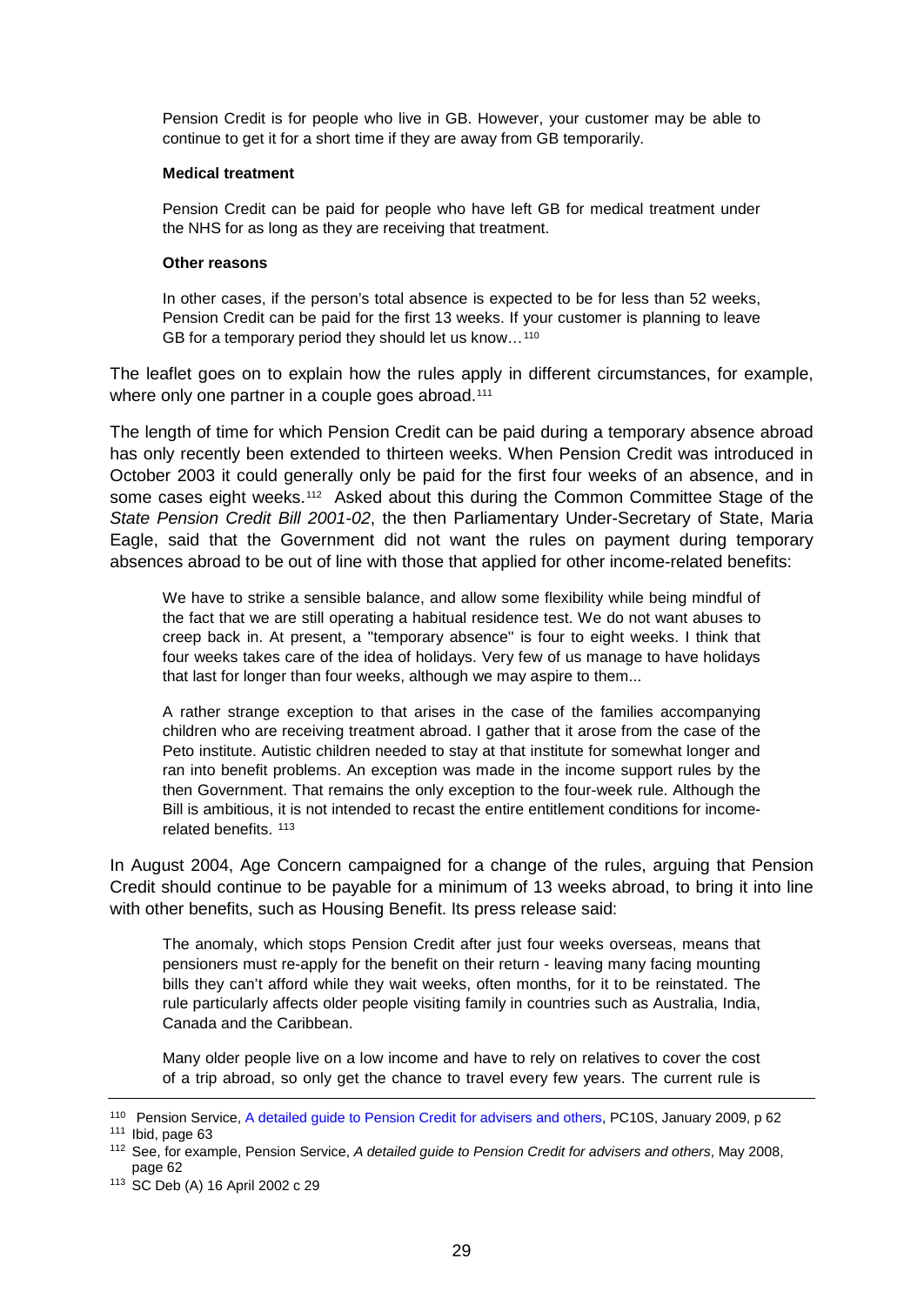> Pension Credit is for people who live in GB. However, your customer may be able to continue to get it for a short time if they are away from GB temporarily.
>
> **Medical treatment**
>
> Pension Credit can be paid for people who have left GB for medical treatment under the NHS for as long as they are receiving that treatment.
>
> **Other reasons**
>
> In other cases, if the person's total absence is expected to be for less than 52 weeks, Pension Credit can be paid for the first 13 weeks. If your customer is planning to leave GB for a temporary period they should let us know…[110]

The leaflet goes on to explain how the rules apply in different circumstances, for example, where only one partner in a couple goes abroad.[111]

The length of time for which Pension Credit can be paid during a temporary absence abroad has only recently been extended to thirteen weeks. When Pension Credit was introduced in October 2003 it could generally only be paid for the first four weeks of an absence, and in some cases eight weeks.[112] Asked about this during the Common Committee Stage of the *State Pension Credit Bill 2001-02*, the then Parliamentary Under-Secretary of State, Maria Eagle, said that the Government did not want the rules on payment during temporary absences abroad to be out of line with those that applied for other income-related benefits:

> We have to strike a sensible balance, and allow some flexibility while being mindful of the fact that we are still operating a habitual residence test. We do not want abuses to creep back in. At present, a "temporary absence" is four to eight weeks. I think that four weeks takes care of the idea of holidays. Very few of us manage to have holidays that last for longer than four weeks, although we may aspire to them...
>
> A rather strange exception to that arises in the case of the families accompanying children who are receiving treatment abroad. I gather that it arose from the case of the Peto institute. Autistic children needed to stay at that institute for somewhat longer and ran into benefit problems. An exception was made in the income support rules by the then Government. That remains the only exception to the four-week rule. Although the Bill is ambitious, it is not intended to recast the entire entitlement conditions for income-related benefits. [113]

In August 2004, Age Concern campaigned for a change of the rules, arguing that Pension Credit should continue to be payable for a minimum of 13 weeks abroad, to bring it into line with other benefits, such as Housing Benefit. Its press release said:

> The anomaly, which stops Pension Credit after just four weeks overseas, means that pensioners must re-apply for the benefit on their return - leaving many facing mounting bills they can't afford while they wait weeks, often months, for it to be reinstated. The rule particularly affects older people visiting family in countries such as Australia, India, Canada and the Caribbean.
>
> Many older people live on a low income and have to rely on relatives to cover the cost of a trip abroad, so only get the chance to travel every few years. The current rule is

---

[110] Pension Service, A detailed guide to Pension Credit for advisers and others, PC10S, January 2009, p 62

[111] Ibid, page 63

[112] See, for example, Pension Service, *A detailed guide to Pension Credit for advisers and others*, May 2008, page 62

[113] SC Deb (A) 16 April 2002 c 29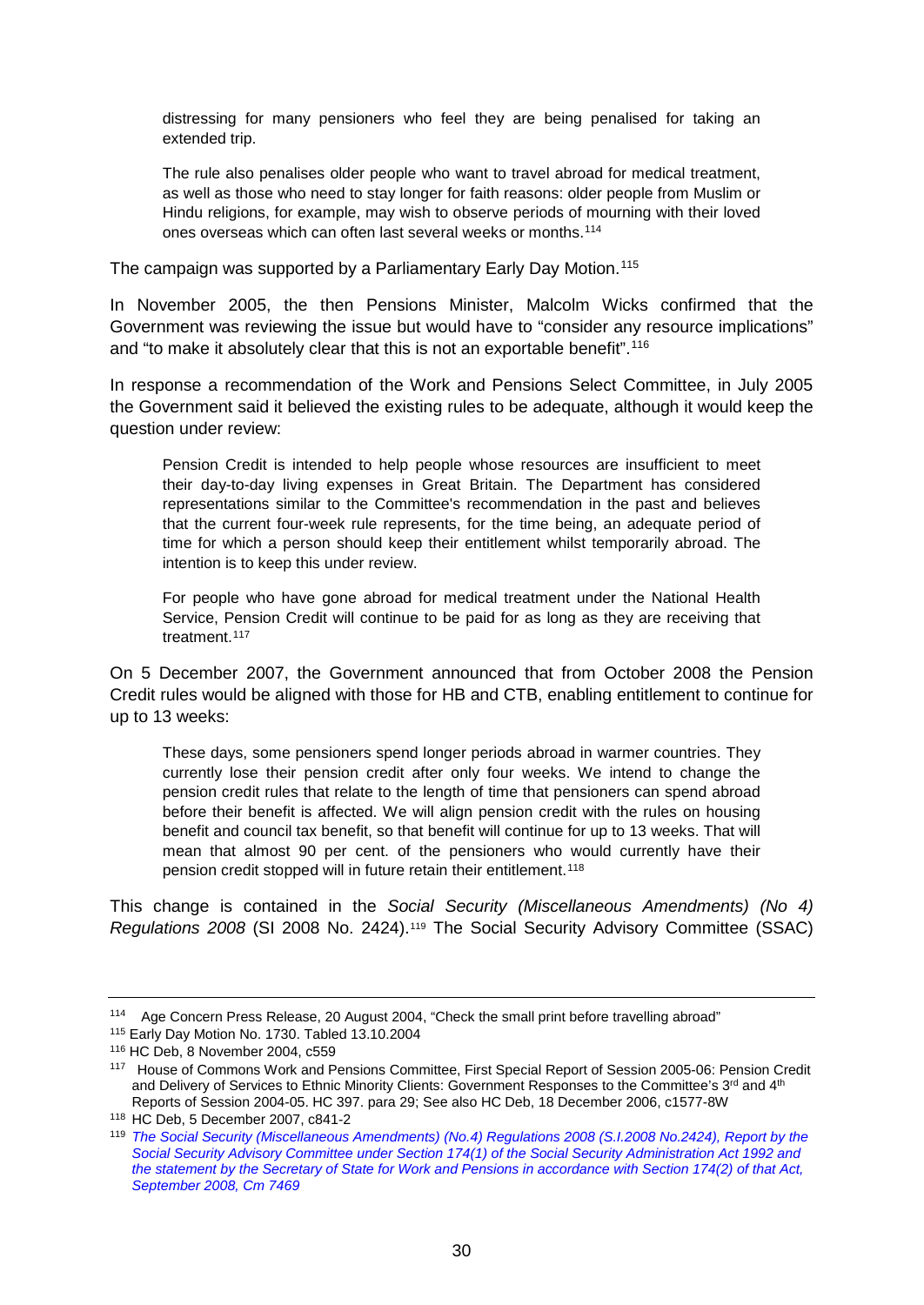> distressing for many pensioners who feel they are being penalised for taking an extended trip.
>
> The rule also penalises older people who want to travel abroad for medical treatment, as well as those who need to stay longer for faith reasons: older people from Muslim or Hindu religions, for example, may wish to observe periods of mourning with their loved ones overseas which can often last several weeks or months.[114]

The campaign was supported by a Parliamentary Early Day Motion.[115]

In November 2005, the then Pensions Minister, Malcolm Wicks confirmed that the Government was reviewing the issue but would have to "consider any resource implications" and "to make it absolutely clear that this is not an exportable benefit".[116]

In response a recommendation of the Work and Pensions Select Committee, in July 2005 the Government said it believed the existing rules to be adequate, although it would keep the question under review:

> Pension Credit is intended to help people whose resources are insufficient to meet their day-to-day living expenses in Great Britain. The Department has considered representations similar to the Committee's recommendation in the past and believes that the current four-week rule represents, for the time being, an adequate period of time for which a person should keep their entitlement whilst temporarily abroad. The intention is to keep this under review.
>
> For people who have gone abroad for medical treatment under the National Health Service, Pension Credit will continue to be paid for as long as they are receiving that treatment.[117]

On 5 December 2007, the Government announced that from October 2008 the Pension Credit rules would be aligned with those for HB and CTB, enabling entitlement to continue for up to 13 weeks:

> These days, some pensioners spend longer periods abroad in warmer countries. They currently lose their pension credit after only four weeks. We intend to change the pension credit rules that relate to the length of time that pensioners can spend abroad before their benefit is affected. We will align pension credit with the rules on housing benefit and council tax benefit, so that benefit will continue for up to 13 weeks. That will mean that almost 90 per cent. of the pensioners who would currently have their pension credit stopped will in future retain their entitlement.[118]

This change is contained in the *Social Security (Miscellaneous Amendments) (No 4) Regulations 2008* (SI 2008 No. 2424).[119] The Social Security Advisory Committee (SSAC)

---

[114] Age Concern Press Release, 20 August 2004, "Check the small print before travelling abroad"

[115] Early Day Motion No. 1730. Tabled 13.10.2004

[116] HC Deb, 8 November 2004, c559

[117] House of Commons Work and Pensions Committee, First Special Report of Session 2005-06: Pension Credit and Delivery of Services to Ethnic Minority Clients: Government Responses to the Committee's 3rd and 4th Reports of Session 2004-05. HC 397. para 29; See also HC Deb, 18 December 2006, c1577-8W

[118] HC Deb, 5 December 2007, c841-2

[119] *The Social Security (Miscellaneous Amendments) (No.4) Regulations 2008 (S.I.2008 No.2424), Report by the Social Security Advisory Committee under Section 174(1) of the Social Security Administration Act 1992 and the statement by the Secretary of State for Work and Pensions in accordance with Section 174(2) of that Act, September 2008, Cm 7469*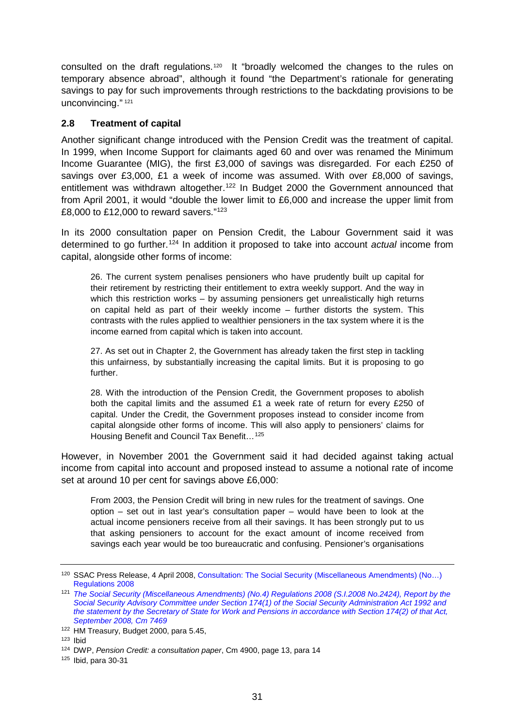consulted on the draft regulations.[120] It "broadly welcomed the changes to the rules on temporary absence abroad", although it found "the Department's rationale for generating savings to pay for such improvements through restrictions to the backdating provisions to be unconvincing."[121]

### 2.8 Treatment of capital

Another significant change introduced with the Pension Credit was the treatment of capital. In 1999, when Income Support for claimants aged 60 and over was renamed the Minimum Income Guarantee (MIG), the first £3,000 of savings was disregarded. For each £250 of savings over £3,000, £1 a week of income was assumed. With over £8,000 of savings, entitlement was withdrawn altogether.[122] In Budget 2000 the Government announced that from April 2001, it would "double the lower limit to £6,000 and increase the upper limit from £8,000 to £12,000 to reward savers."[123]

In its 2000 consultation paper on Pension Credit, the Labour Government said it was determined to go further.[124] In addition it proposed to take into account *actual* income from capital, alongside other forms of income:

> 26. The current system penalises pensioners who have prudently built up capital for their retirement by restricting their entitlement to extra weekly support. And the way in which this restriction works – by assuming pensioners get unrealistically high returns on capital held as part of their weekly income – further distorts the system. This contrasts with the rules applied to wealthier pensioners in the tax system where it is the income earned from capital which is taken into account.
>
> 27. As set out in Chapter 2, the Government has already taken the first step in tackling this unfairness, by substantially increasing the capital limits. But it is proposing to go further.
>
> 28. With the introduction of the Pension Credit, the Government proposes to abolish both the capital limits and the assumed £1 a week rate of return for every £250 of capital. Under the Credit, the Government proposes instead to consider income from capital alongside other forms of income. This will also apply to pensioners' claims for Housing Benefit and Council Tax Benefit…[125]

However, in November 2001 the Government said it had decided against taking actual income from capital into account and proposed instead to assume a notional rate of income set at around 10 per cent for savings above £6,000:

> From 2003, the Pension Credit will bring in new rules for the treatment of savings. One option – set out in last year's consultation paper – would have been to look at the actual income pensioners receive from all their savings. It has been strongly put to us that asking pensioners to account for the exact amount of income received from savings each year would be too bureaucratic and confusing. Pensioner's organisations

---

[120] SSAC Press Release, 4 April 2008, Consultation: The Social Security (Miscellaneous Amendments) (No…) Regulations 2008

[121] *The Social Security (Miscellaneous Amendments) (No.4) Regulations 2008 (S.I.2008 No.2424), Report by the Social Security Advisory Committee under Section 174(1) of the Social Security Administration Act 1992 and the statement by the Secretary of State for Work and Pensions in accordance with Section 174(2) of that Act, September 2008, Cm 7469*

[122] HM Treasury, Budget 2000, para 5.45,

[123] Ibid

[124] DWP, *Pension Credit: a consultation paper*, Cm 4900, page 13, para 14

[125] Ibid, para 30-31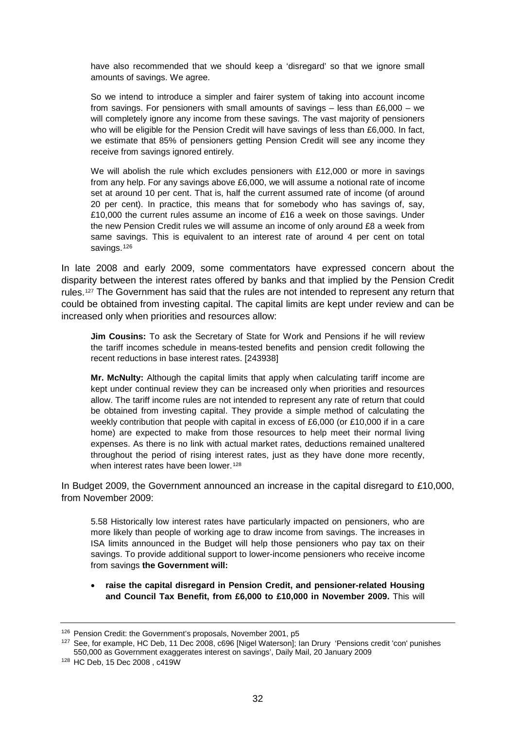> have also recommended that we should keep a 'disregard' so that we ignore small amounts of savings. We agree.
>
> So we intend to introduce a simpler and fairer system of taking into account income from savings. For pensioners with small amounts of savings – less than £6,000 – we will completely ignore any income from these savings. The vast majority of pensioners who will be eligible for the Pension Credit will have savings of less than £6,000. In fact, we estimate that 85% of pensioners getting Pension Credit will see any income they receive from savings ignored entirely.
>
> We will abolish the rule which excludes pensioners with £12,000 or more in savings from any help. For any savings above £6,000, we will assume a notional rate of income set at around 10 per cent. That is, half the current assumed rate of income (of around 20 per cent). In practice, this means that for somebody who has savings of, say, £10,000 the current rules assume an income of £16 a week on those savings. Under the new Pension Credit rules we will assume an income of only around £8 a week from same savings. This is equivalent to an interest rate of around 4 per cent on total savings.[126]

In late 2008 and early 2009, some commentators have expressed concern about the disparity between the interest rates offered by banks and that implied by the Pension Credit rules.[127] The Government has said that the rules are not intended to represent any return that could be obtained from investing capital. The capital limits are kept under review and can be increased only when priorities and resources allow:

> **Jim Cousins:** To ask the Secretary of State for Work and Pensions if he will review the tariff incomes schedule in means-tested benefits and pension credit following the recent reductions in base interest rates. [243938]
>
> **Mr. McNulty:** Although the capital limits that apply when calculating tariff income are kept under continual review they can be increased only when priorities and resources allow. The tariff income rules are not intended to represent any rate of return that could be obtained from investing capital. They provide a simple method of calculating the weekly contribution that people with capital in excess of £6,000 (or £10,000 if in a care home) are expected to make from those resources to help meet their normal living expenses. As there is no link with actual market rates, deductions remained unaltered throughout the period of rising interest rates, just as they have done more recently, when interest rates have been lower.[128]

In Budget 2009, the Government announced an increase in the capital disregard to £10,000, from November 2009:

> 5.58 Historically low interest rates have particularly impacted on pensioners, who are more likely than people of working age to draw income from savings. The increases in ISA limits announced in the Budget will help those pensioners who pay tax on their savings. To provide additional support to lower-income pensioners who receive income from savings **the Government will:**
>
> - **raise the capital disregard in Pension Credit, and pensioner-related Housing and Council Tax Benefit, from £6,000 to £10,000 in November 2009.** This will

---

[126] Pension Credit: the Government's proposals, November 2001, p5

[127] See, for example, HC Deb, 11 Dec 2008, c696 [Nigel Waterson]; Ian Drury 'Pensions credit 'con' punishes 550,000 as Government exaggerates interest on savings', Daily Mail, 20 January 2009

[128] HC Deb, 15 Dec 2008 , c419W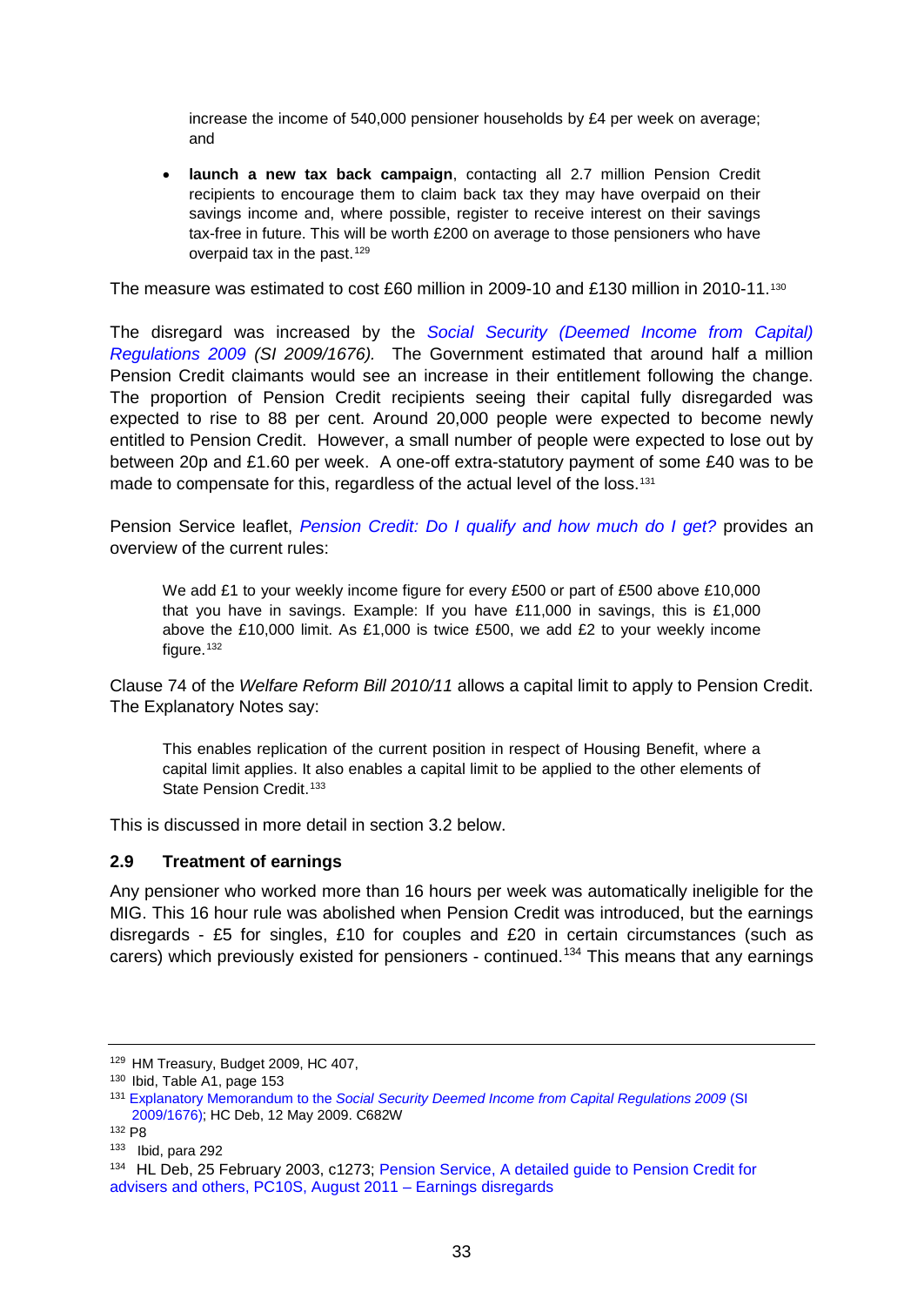increase the income of 540,000 pensioner households by £4 per week on average; and

- **launch a new tax back campaign**, contacting all 2.7 million Pension Credit recipients to encourage them to claim back tax they may have overpaid on their savings income and, where possible, register to receive interest on their savings tax-free in future. This will be worth £200 on average to those pensioners who have overpaid tax in the past.[129]

The measure was estimated to cost £60 million in 2009-10 and £130 million in 2010-11.[130]

The disregard was increased by the *Social Security (Deemed Income from Capital) Regulations 2009 (SI 2009/1676).* The Government estimated that around half a million Pension Credit claimants would see an increase in their entitlement following the change. The proportion of Pension Credit recipients seeing their capital fully disregarded was expected to rise to 88 per cent. Around 20,000 people were expected to become newly entitled to Pension Credit. However, a small number of people were expected to lose out by between 20p and £1.60 per week. A one-off extra-statutory payment of some £40 was to be made to compensate for this, regardless of the actual level of the loss.[131]

Pension Service leaflet, *Pension Credit: Do I qualify and how much do I get?* provides an overview of the current rules:

> We add £1 to your weekly income figure for every £500 or part of £500 above £10,000 that you have in savings. Example: If you have £11,000 in savings, this is £1,000 above the £10,000 limit. As £1,000 is twice £500, we add £2 to your weekly income figure.[132]

Clause 74 of the *Welfare Reform Bill 2010/11* allows a capital limit to apply to Pension Credit. The Explanatory Notes say:

> This enables replication of the current position in respect of Housing Benefit, where a capital limit applies. It also enables a capital limit to be applied to the other elements of State Pension Credit.[133]

This is discussed in more detail in section 3.2 below.

### 2.9 Treatment of earnings

Any pensioner who worked more than 16 hours per week was automatically ineligible for the MIG. This 16 hour rule was abolished when Pension Credit was introduced, but the earnings disregards - £5 for singles, £10 for couples and £20 in certain circumstances (such as carers) which previously existed for pensioners - continued.[134] This means that any earnings

---

[129] HM Treasury, Budget 2009, HC 407,

[130] Ibid, Table A1, page 153

[131] Explanatory Memorandum to the *Social Security Deemed Income from Capital Regulations 2009* (SI 2009/1676); HC Deb, 12 May 2009. C682W

[132] P8

[133] Ibid, para 292

[134] HL Deb, 25 February 2003, c1273; Pension Service, A detailed guide to Pension Credit for advisers and others, PC10S, August 2011 – Earnings disregards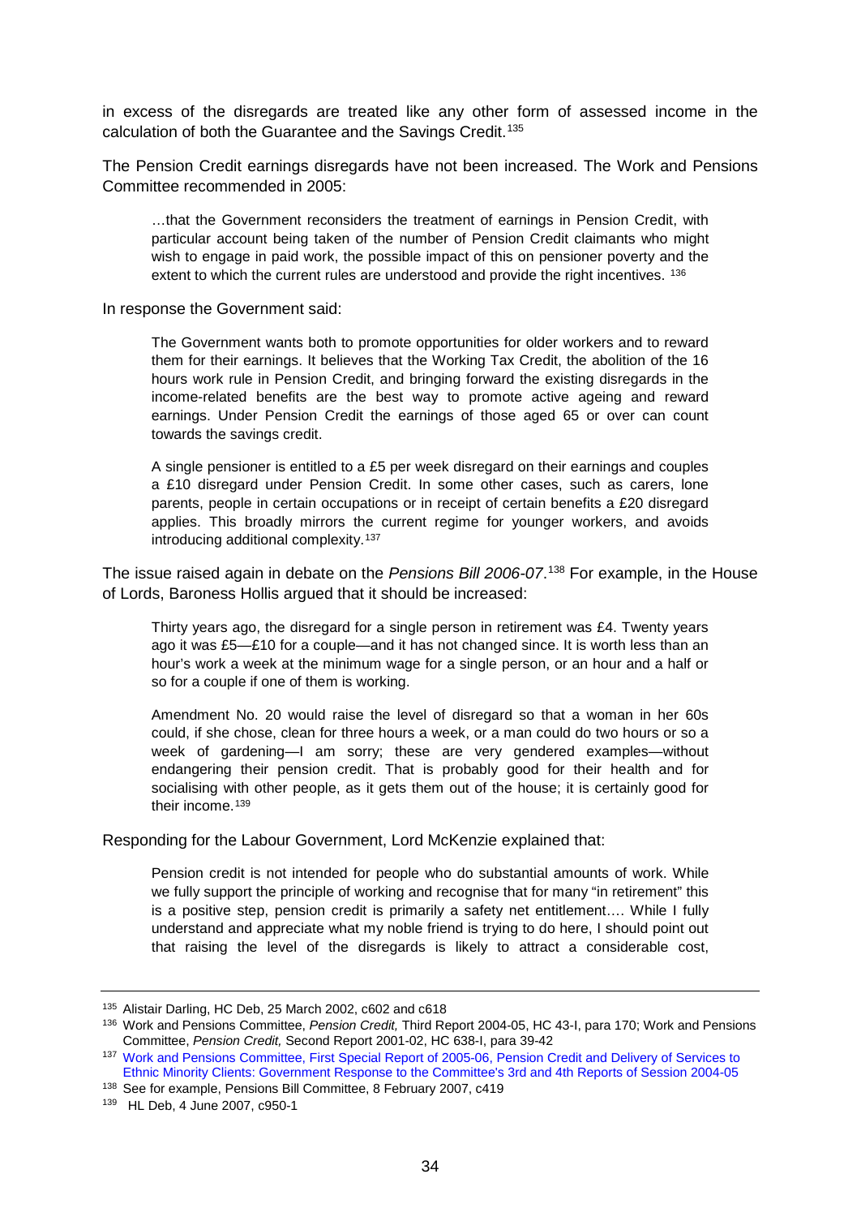in excess of the disregards are treated like any other form of assessed income in the calculation of both the Guarantee and the Savings Credit.[135]

The Pension Credit earnings disregards have not been increased. The Work and Pensions Committee recommended in 2005:

> …that the Government reconsiders the treatment of earnings in Pension Credit, with particular account being taken of the number of Pension Credit claimants who might wish to engage in paid work, the possible impact of this on pensioner poverty and the extent to which the current rules are understood and provide the right incentives. [136]

In response the Government said:

> The Government wants both to promote opportunities for older workers and to reward them for their earnings. It believes that the Working Tax Credit, the abolition of the 16 hours work rule in Pension Credit, and bringing forward the existing disregards in the income-related benefits are the best way to promote active ageing and reward earnings. Under Pension Credit the earnings of those aged 65 or over can count towards the savings credit.
>
> A single pensioner is entitled to a £5 per week disregard on their earnings and couples a £10 disregard under Pension Credit. In some other cases, such as carers, lone parents, people in certain occupations or in receipt of certain benefits a £20 disregard applies. This broadly mirrors the current regime for younger workers, and avoids introducing additional complexity.[137]

The issue raised again in debate on the *Pensions Bill 2006-07*.[138] For example, in the House of Lords, Baroness Hollis argued that it should be increased:

> Thirty years ago, the disregard for a single person in retirement was £4. Twenty years ago it was £5—£10 for a couple—and it has not changed since. It is worth less than an hour's work a week at the minimum wage for a single person, or an hour and a half or so for a couple if one of them is working.
>
> Amendment No. 20 would raise the level of disregard so that a woman in her 60s could, if she chose, clean for three hours a week, or a man could do two hours or so a week of gardening—I am sorry; these are very gendered examples—without endangering their pension credit. That is probably good for their health and for socialising with other people, as it gets them out of the house; it is certainly good for their income.[139]

Responding for the Labour Government, Lord McKenzie explained that:

> Pension credit is not intended for people who do substantial amounts of work. While we fully support the principle of working and recognise that for many "in retirement" this is a positive step, pension credit is primarily a safety net entitlement…. While I fully understand and appreciate what my noble friend is trying to do here, I should point out that raising the level of the disregards is likely to attract a considerable cost,

---

[135] Alistair Darling, HC Deb, 25 March 2002, c602 and c618

[136] Work and Pensions Committee, *Pension Credit,* Third Report 2004-05, HC 43-I, para 170; Work and Pensions Committee, *Pension Credit,* Second Report 2001-02, HC 638-I, para 39-42

[137] Work and Pensions Committee, First Special Report of 2005-06, Pension Credit and Delivery of Services to Ethnic Minority Clients: Government Response to the Committee's 3rd and 4th Reports of Session 2004-05

[138] See for example, Pensions Bill Committee, 8 February 2007, c419

[139] HL Deb, 4 June 2007, c950-1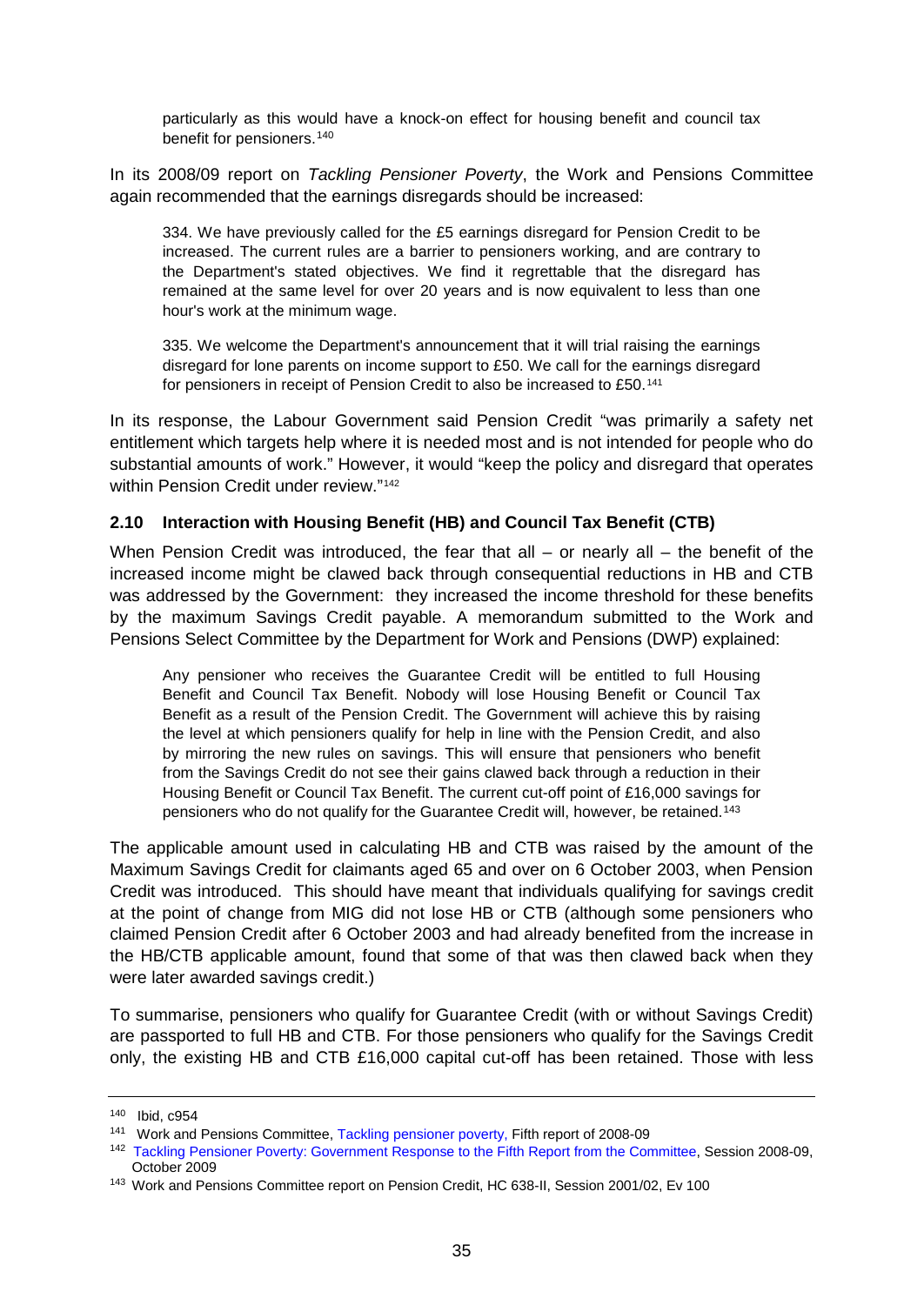> particularly as this would have a knock-on effect for housing benefit and council tax benefit for pensioners.[140]

In its 2008/09 report on *Tackling Pensioner Poverty*, the Work and Pensions Committee again recommended that the earnings disregards should be increased:

> 334. We have previously called for the £5 earnings disregard for Pension Credit to be increased. The current rules are a barrier to pensioners working, and are contrary to the Department's stated objectives. We find it regrettable that the disregard has remained at the same level for over 20 years and is now equivalent to less than one hour's work at the minimum wage.
>
> 335. We welcome the Department's announcement that it will trial raising the earnings disregard for lone parents on income support to £50. We call for the earnings disregard for pensioners in receipt of Pension Credit to also be increased to £50.[141]

In its response, the Labour Government said Pension Credit "was primarily a safety net entitlement which targets help where it is needed most and is not intended for people who do substantial amounts of work." However, it would "keep the policy and disregard that operates within Pension Credit under review."[142]

### 2.10 Interaction with Housing Benefit (HB) and Council Tax Benefit (CTB)

When Pension Credit was introduced, the fear that all – or nearly all – the benefit of the increased income might be clawed back through consequential reductions in HB and CTB was addressed by the Government: they increased the income threshold for these benefits by the maximum Savings Credit payable. A memorandum submitted to the Work and Pensions Select Committee by the Department for Work and Pensions (DWP) explained:

> Any pensioner who receives the Guarantee Credit will be entitled to full Housing Benefit and Council Tax Benefit. Nobody will lose Housing Benefit or Council Tax Benefit as a result of the Pension Credit. The Government will achieve this by raising the level at which pensioners qualify for help in line with the Pension Credit, and also by mirroring the new rules on savings. This will ensure that pensioners who benefit from the Savings Credit do not see their gains clawed back through a reduction in their Housing Benefit or Council Tax Benefit. The current cut-off point of £16,000 savings for pensioners who do not qualify for the Guarantee Credit will, however, be retained.[143]

The applicable amount used in calculating HB and CTB was raised by the amount of the Maximum Savings Credit for claimants aged 65 and over on 6 October 2003, when Pension Credit was introduced. This should have meant that individuals qualifying for savings credit at the point of change from MIG did not lose HB or CTB (although some pensioners who claimed Pension Credit after 6 October 2003 and had already benefited from the increase in the HB/CTB applicable amount, found that some of that was then clawed back when they were later awarded savings credit.)

To summarise, pensioners who qualify for Guarantee Credit (with or without Savings Credit) are passported to full HB and CTB. For those pensioners who qualify for the Savings Credit only, the existing HB and CTB £16,000 capital cut-off has been retained. Those with less

---

[140] Ibid, c954

[141] Work and Pensions Committee, Tackling pensioner poverty, Fifth report of 2008-09

[142] Tackling Pensioner Poverty: Government Response to the Fifth Report from the Committee, Session 2008-09, October 2009

[143] Work and Pensions Committee report on Pension Credit, HC 638-II, Session 2001/02, Ev 100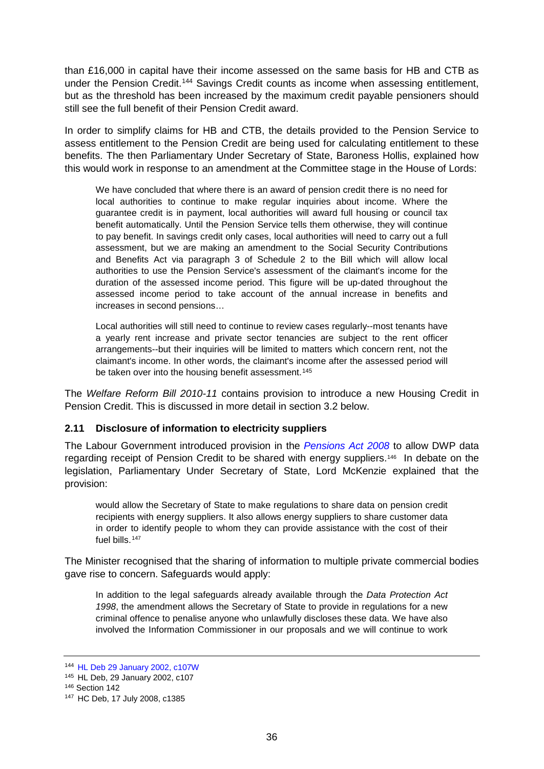than £16,000 in capital have their income assessed on the same basis for HB and CTB as under the Pension Credit.[144] Savings Credit counts as income when assessing entitlement, but as the threshold has been increased by the maximum credit payable pensioners should still see the full benefit of their Pension Credit award.

In order to simplify claims for HB and CTB, the details provided to the Pension Service to assess entitlement to the Pension Credit are being used for calculating entitlement to these benefits. The then Parliamentary Under Secretary of State, Baroness Hollis, explained how this would work in response to an amendment at the Committee stage in the House of Lords:

> We have concluded that where there is an award of pension credit there is no need for local authorities to continue to make regular inquiries about income. Where the guarantee credit is in payment, local authorities will award full housing or council tax benefit automatically. Until the Pension Service tells them otherwise, they will continue to pay benefit. In savings credit only cases, local authorities will need to carry out a full assessment, but we are making an amendment to the Social Security Contributions and Benefits Act via paragraph 3 of Schedule 2 to the Bill which will allow local authorities to use the Pension Service's assessment of the claimant's income for the duration of the assessed income period. This figure will be up-dated throughout the assessed income period to take account of the annual increase in benefits and increases in second pensions…
>
> Local authorities will still need to continue to review cases regularly--most tenants have a yearly rent increase and private sector tenancies are subject to the rent officer arrangements--but their inquiries will be limited to matters which concern rent, not the claimant's income. In other words, the claimant's income after the assessed period will be taken over into the housing benefit assessment.[145]

The *Welfare Reform Bill 2010-11* contains provision to introduce a new Housing Credit in Pension Credit. This is discussed in more detail in section 3.2 below.

### 2.11 Disclosure of information to electricity suppliers

The Labour Government introduced provision in the *Pensions Act 2008* to allow DWP data regarding receipt of Pension Credit to be shared with energy suppliers.[146] In debate on the legislation, Parliamentary Under Secretary of State, Lord McKenzie explained that the provision:

> would allow the Secretary of State to make regulations to share data on pension credit recipients with energy suppliers. It also allows energy suppliers to share customer data in order to identify people to whom they can provide assistance with the cost of their fuel bills.[147]

The Minister recognised that the sharing of information to multiple private commercial bodies gave rise to concern. Safeguards would apply:

> In addition to the legal safeguards already available through the *Data Protection Act 1998*, the amendment allows the Secretary of State to provide in regulations for a new criminal offence to penalise anyone who unlawfully discloses these data. We have also involved the Information Commissioner in our proposals and we will continue to work

---

[144] HL Deb 29 January 2002, c107W

[145] HL Deb, 29 January 2002, c107

[146] Section 142

[147] HC Deb, 17 July 2008, c1385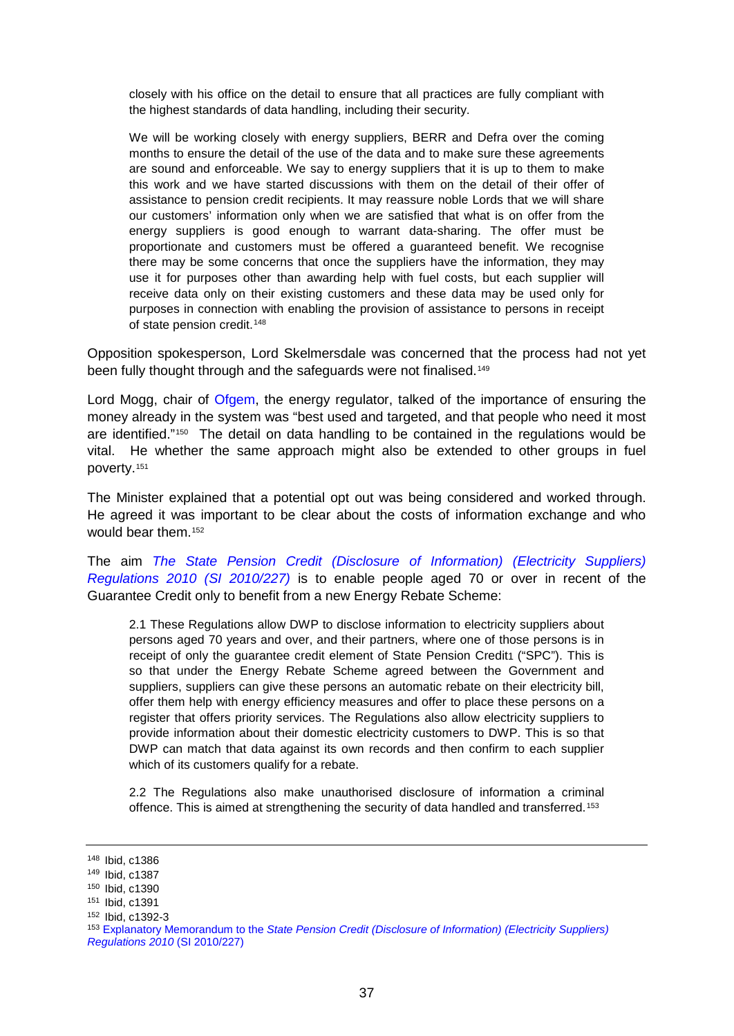> closely with his office on the detail to ensure that all practices are fully compliant with the highest standards of data handling, including their security.
>
> We will be working closely with energy suppliers, BERR and Defra over the coming months to ensure the detail of the use of the data and to make sure these agreements are sound and enforceable. We say to energy suppliers that it is up to them to make this work and we have started discussions with them on the detail of their offer of assistance to pension credit recipients. It may reassure noble Lords that we will share our customers' information only when we are satisfied that what is on offer from the energy suppliers is good enough to warrant data-sharing. The offer must be proportionate and customers must be offered a guaranteed benefit. We recognise there may be some concerns that once the suppliers have the information, they may use it for purposes other than awarding help with fuel costs, but each supplier will receive data only on their existing customers and these data may be used only for purposes in connection with enabling the provision of assistance to persons in receipt of state pension credit.[148]

Opposition spokesperson, Lord Skelmersdale was concerned that the process had not yet been fully thought through and the safeguards were not finalised.[149]

Lord Mogg, chair of Ofgem, the energy regulator, talked of the importance of ensuring the money already in the system was "best used and targeted, and that people who need it most are identified."[150] The detail on data handling to be contained in the regulations would be vital. He whether the same approach might also be extended to other groups in fuel poverty.[151]

The Minister explained that a potential opt out was being considered and worked through. He agreed it was important to be clear about the costs of information exchange and who would bear them.[152]

The aim *The State Pension Credit (Disclosure of Information) (Electricity Suppliers) Regulations 2010 (SI 2010/227)* is to enable people aged 70 or over in recent of the Guarantee Credit only to benefit from a new Energy Rebate Scheme:

> 2.1 These Regulations allow DWP to disclose information to electricity suppliers about persons aged 70 years and over, and their partners, where one of those persons is in receipt of only the guarantee credit element of State Pension Credit1 ("SPC"). This is so that under the Energy Rebate Scheme agreed between the Government and suppliers, suppliers can give these persons an automatic rebate on their electricity bill, offer them help with energy efficiency measures and offer to place these persons on a register that offers priority services. The Regulations also allow electricity suppliers to provide information about their domestic electricity customers to DWP. This is so that DWP can match that data against its own records and then confirm to each supplier which of its customers qualify for a rebate.
>
> 2.2 The Regulations also make unauthorised disclosure of information a criminal offence. This is aimed at strengthening the security of data handled and transferred.[153]

---

[148] Ibid, c1386

[149] Ibid, c1387

[150] Ibid, c1390

[151] Ibid, c1391

[152] Ibid, c1392-3

[153] Explanatory Memorandum to the *State Pension Credit (Disclosure of Information) (Electricity Suppliers) Regulations 2010* (SI 2010/227)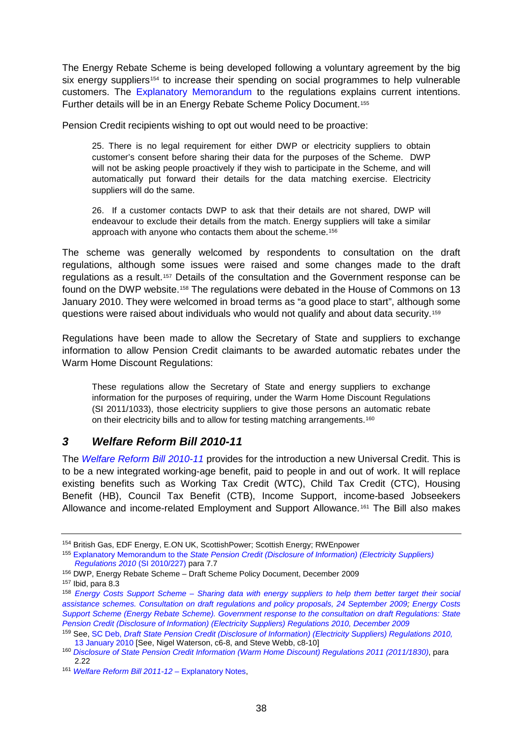The Energy Rebate Scheme is being developed following a voluntary agreement by the big six energy suppliers[154] to increase their spending on social programmes to help vulnerable customers. The Explanatory Memorandum to the regulations explains current intentions. Further details will be in an Energy Rebate Scheme Policy Document.[155]

Pension Credit recipients wishing to opt out would need to be proactive:

> 25. There is no legal requirement for either DWP or electricity suppliers to obtain customer's consent before sharing their data for the purposes of the Scheme. DWP will not be asking people proactively if they wish to participate in the Scheme, and will automatically put forward their details for the data matching exercise. Electricity suppliers will do the same.
>
> 26. If a customer contacts DWP to ask that their details are not shared, DWP will endeavour to exclude their details from the match. Energy suppliers will take a similar approach with anyone who contacts them about the scheme.[156]

The scheme was generally welcomed by respondents to consultation on the draft regulations, although some issues were raised and some changes made to the draft regulations as a result.[157] Details of the consultation and the Government response can be found on the DWP website.[158] The regulations were debated in the House of Commons on 13 January 2010. They were welcomed in broad terms as "a good place to start", although some questions were raised about individuals who would not qualify and about data security.[159]

Regulations have been made to allow the Secretary of State and suppliers to exchange information to allow Pension Credit claimants to be awarded automatic rebates under the Warm Home Discount Regulations:

> These regulations allow the Secretary of State and energy suppliers to exchange information for the purposes of requiring, under the Warm Home Discount Regulations (SI 2011/1033), those electricity suppliers to give those persons an automatic rebate on their electricity bills and to allow for testing matching arrangements.[160]

## *3 Welfare Reform Bill 2010-11*

The *Welfare Reform Bill 2010-11* provides for the introduction a new Universal Credit. This is to be a new integrated working-age benefit, paid to people in and out of work. It will replace existing benefits such as Working Tax Credit (WTC), Child Tax Credit (CTC), Housing Benefit (HB), Council Tax Benefit (CTB), Income Support, income-based Jobseekers Allowance and income-related Employment and Support Allowance.[161] The Bill also makes

---

[154] British Gas, EDF Energy, E.ON UK, ScottishPower; Scottish Energy; RWEnpower

[155] Explanatory Memorandum to the *State Pension Credit (Disclosure of Information) (Electricity Suppliers) Regulations 2010* (SI 2010/227) para 7.7

[156] DWP, Energy Rebate Scheme – Draft Scheme Policy Document, December 2009

[157] Ibid, para 8.3

[158] *Energy Costs Support Scheme – Sharing data with energy suppliers to help them better target their social assistance schemes. Consultation on draft regulations and policy proposals, 24 September 2009; Energy Costs Support Scheme (Energy Rebate Scheme). Government response to the consultation on draft Regulations: State Pension Credit (Disclosure of Information) (Electricity Suppliers) Regulations 2010, December 2009*

[159] See, SC Deb, *Draft State Pension Credit (Disclosure of Information) (Electricity Suppliers) Regulations 2010*, 13 January 2010 [See, Nigel Waterson, c6-8, and Steve Webb, c8-10]

[160] *Disclosure of State Pension Credit Information (Warm Home Discount) Regulations 2011 (2011/1830)*, para 2.22

[161] *Welfare Reform Bill 2011-12* – Explanatory Notes,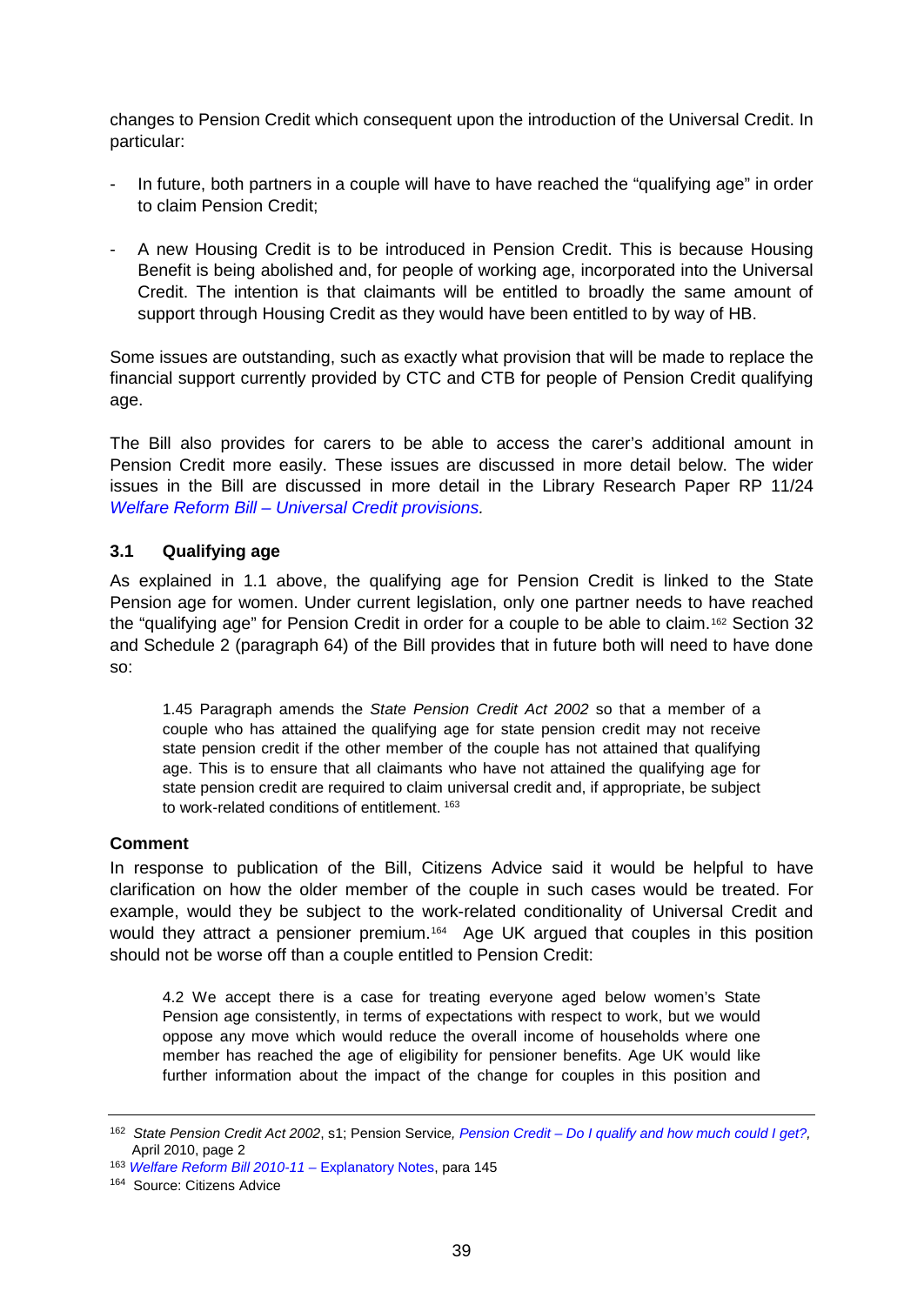changes to Pension Credit which consequent upon the introduction of the Universal Credit. In particular:

- In future, both partners in a couple will have to have reached the "qualifying age" in order to claim Pension Credit;

- A new Housing Credit is to be introduced in Pension Credit. This is because Housing Benefit is being abolished and, for people of working age, incorporated into the Universal Credit. The intention is that claimants will be entitled to broadly the same amount of support through Housing Credit as they would have been entitled to by way of HB.

Some issues are outstanding, such as exactly what provision that will be made to replace the financial support currently provided by CTC and CTB for people of Pension Credit qualifying age.

The Bill also provides for carers to be able to access the carer's additional amount in Pension Credit more easily. These issues are discussed in more detail below. The wider issues in the Bill are discussed in more detail in the Library Research Paper RP 11/24 *Welfare Reform Bill – Universal Credit provisions.*

### 3.1 Qualifying age

As explained in 1.1 above, the qualifying age for Pension Credit is linked to the State Pension age for women. Under current legislation, only one partner needs to have reached the "qualifying age" for Pension Credit in order for a couple to be able to claim.[162] Section 32 and Schedule 2 (paragraph 64) of the Bill provides that in future both will need to have done so:

> 1.45 Paragraph amends the *State Pension Credit Act 2002* so that a member of a couple who has attained the qualifying age for state pension credit may not receive state pension credit if the other member of the couple has not attained that qualifying age. This is to ensure that all claimants who have not attained the qualifying age for state pension credit are required to claim universal credit and, if appropriate, be subject to work-related conditions of entitlement. [163]

**Comment**

In response to publication of the Bill, Citizens Advice said it would be helpful to have clarification on how the older member of the couple in such cases would be treated. For example, would they be subject to the work-related conditionality of Universal Credit and would they attract a pensioner premium.[164] Age UK argued that couples in this position should not be worse off than a couple entitled to Pension Credit:

> 4.2 We accept there is a case for treating everyone aged below women's State Pension age consistently, in terms of expectations with respect to work, but we would oppose any move which would reduce the overall income of households where one member has reached the age of eligibility for pensioner benefits. Age UK would like further information about the impact of the change for couples in this position and

---

[162] *State Pension Credit Act 2002*, s1; Pension Service*, Pension Credit – Do I qualify and how much could I get?,* April 2010, page 2

[163] *Welfare Reform Bill 2010-11* – Explanatory Notes, para 145

[164] Source: Citizens Advice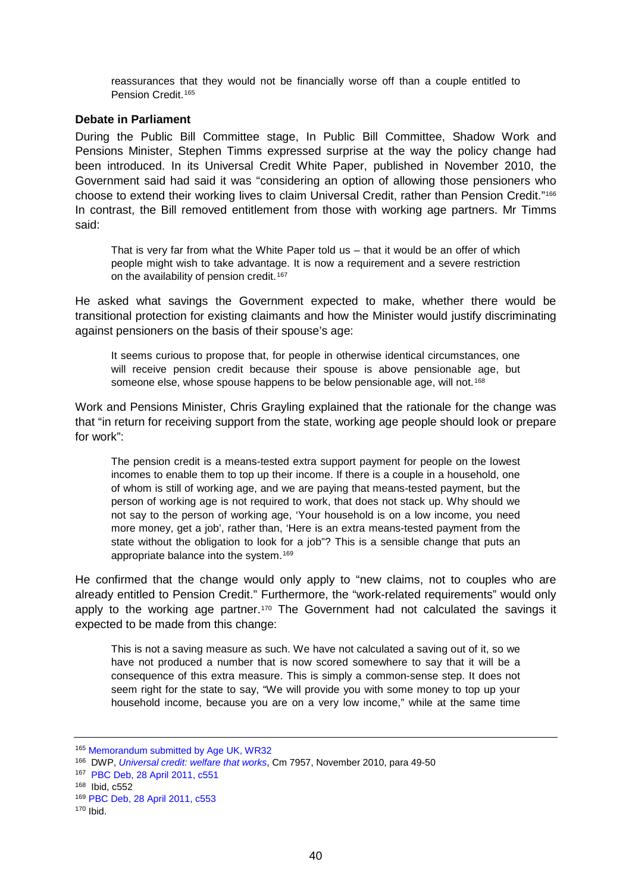> reassurances that they would not be financially worse off than a couple entitled to Pension Credit.[165]

**Debate in Parliament**

During the Public Bill Committee stage, In Public Bill Committee, Shadow Work and Pensions Minister, Stephen Timms expressed surprise at the way the policy change had been introduced. In its Universal Credit White Paper, published in November 2010, the Government said had said it was "considering an option of allowing those pensioners who choose to extend their working lives to claim Universal Credit, rather than Pension Credit."[166] In contrast, the Bill removed entitlement from those with working age partners. Mr Timms said:

> That is very far from what the White Paper told us – that it would be an offer of which people might wish to take advantage. It is now a requirement and a severe restriction on the availability of pension credit.[167]

He asked what savings the Government expected to make, whether there would be transitional protection for existing claimants and how the Minister would justify discriminating against pensioners on the basis of their spouse's age:

> It seems curious to propose that, for people in otherwise identical circumstances, one will receive pension credit because their spouse is above pensionable age, but someone else, whose spouse happens to be below pensionable age, will not.[168]

Work and Pensions Minister, Chris Grayling explained that the rationale for the change was that "in return for receiving support from the state, working age people should look or prepare for work":

> The pension credit is a means-tested extra support payment for people on the lowest incomes to enable them to top up their income. If there is a couple in a household, one of whom is still of working age, and we are paying that means-tested payment, but the person of working age is not required to work, that does not stack up. Why should we not say to the person of working age, 'Your household is on a low income, you need more money, get a job', rather than, 'Here is an extra means-tested payment from the state without the obligation to look for a job"? This is a sensible change that puts an appropriate balance into the system.[169]

He confirmed that the change would only apply to "new claims, not to couples who are already entitled to Pension Credit." Furthermore, the "work-related requirements" would only apply to the working age partner.[170] The Government had not calculated the savings it expected to be made from this change:

> This is not a saving measure as such. We have not calculated a saving out of it, so we have not produced a number that is now scored somewhere to say that it will be a consequence of this extra measure. This is simply a common-sense step. It does not seem right for the state to say, "We will provide you with some money to top up your household income, because you are on a very low income," while at the same time

---

[165] Memorandum submitted by Age UK, WR32

[166] DWP, *Universal credit: welfare that works*, Cm 7957, November 2010, para 49-50

[167] PBC Deb, 28 April 2011, c551

[168] Ibid, c552

[169] PBC Deb, 28 April 2011, c553

[170] Ibid.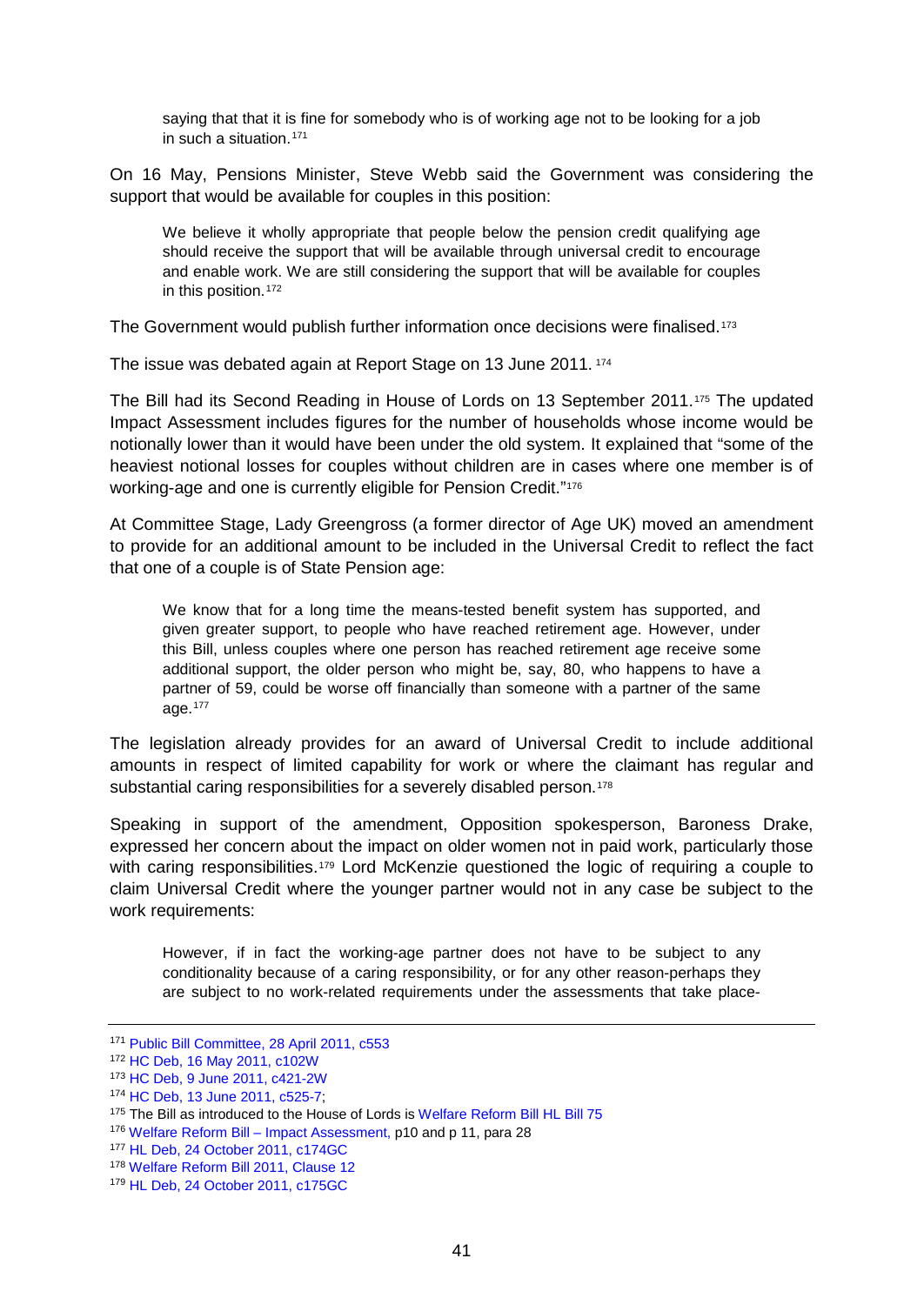> saying that that it is fine for somebody who is of working age not to be looking for a job in such a situation.[171]

On 16 May, Pensions Minister, Steve Webb said the Government was considering the support that would be available for couples in this position:

> We believe it wholly appropriate that people below the pension credit qualifying age should receive the support that will be available through universal credit to encourage and enable work. We are still considering the support that will be available for couples in this position.[172]

The Government would publish further information once decisions were finalised.[173]

The issue was debated again at Report Stage on 13 June 2011. [174]

The Bill had its Second Reading in House of Lords on 13 September 2011.[175] The updated Impact Assessment includes figures for the number of households whose income would be notionally lower than it would have been under the old system. It explained that "some of the heaviest notional losses for couples without children are in cases where one member is of working-age and one is currently eligible for Pension Credit."[176]

At Committee Stage, Lady Greengross (a former director of Age UK) moved an amendment to provide for an additional amount to be included in the Universal Credit to reflect the fact that one of a couple is of State Pension age:

> We know that for a long time the means-tested benefit system has supported, and given greater support, to people who have reached retirement age. However, under this Bill, unless couples where one person has reached retirement age receive some additional support, the older person who might be, say, 80, who happens to have a partner of 59, could be worse off financially than someone with a partner of the same age.[177]

The legislation already provides for an award of Universal Credit to include additional amounts in respect of limited capability for work or where the claimant has regular and substantial caring responsibilities for a severely disabled person.[178]

Speaking in support of the amendment, Opposition spokesperson, Baroness Drake, expressed her concern about the impact on older women not in paid work, particularly those with caring responsibilities.[179] Lord McKenzie questioned the logic of requiring a couple to claim Universal Credit where the younger partner would not in any case be subject to the work requirements:

> However, if in fact the working-age partner does not have to be subject to any conditionality because of a caring responsibility, or for any other reason-perhaps they are subject to no work-related requirements under the assessments that take place-

---

[171] Public Bill Committee, 28 April 2011, c553

[172] HC Deb, 16 May 2011, c102W

[173] HC Deb, 9 June 2011, c421-2W

[174] HC Deb, 13 June 2011, c525-7;

[175] The Bill as introduced to the House of Lords is Welfare Reform Bill HL Bill 75

[176] Welfare Reform Bill – Impact Assessment, p10 and p 11, para 28

[177] HL Deb, 24 October 2011, c174GC

[178] Welfare Reform Bill 2011, Clause 12

[179] HL Deb, 24 October 2011, c175GC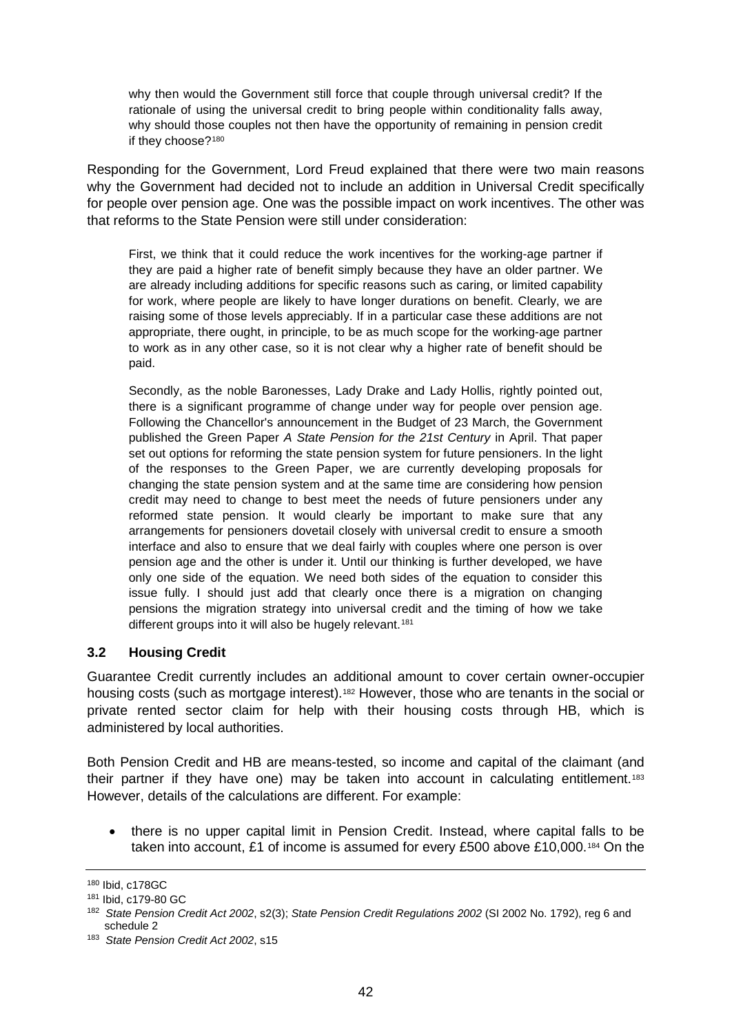> why then would the Government still force that couple through universal credit? If the rationale of using the universal credit to bring people within conditionality falls away, why should those couples not then have the opportunity of remaining in pension credit if they choose?[180]

Responding for the Government, Lord Freud explained that there were two main reasons why the Government had decided not to include an addition in Universal Credit specifically for people over pension age. One was the possible impact on work incentives. The other was that reforms to the State Pension were still under consideration:

> First, we think that it could reduce the work incentives for the working-age partner if they are paid a higher rate of benefit simply because they have an older partner. We are already including additions for specific reasons such as caring, or limited capability for work, where people are likely to have longer durations on benefit. Clearly, we are raising some of those levels appreciably. If in a particular case these additions are not appropriate, there ought, in principle, to be as much scope for the working-age partner to work as in any other case, so it is not clear why a higher rate of benefit should be paid.
>
> Secondly, as the noble Baronesses, Lady Drake and Lady Hollis, rightly pointed out, there is a significant programme of change under way for people over pension age. Following the Chancellor's announcement in the Budget of 23 March, the Government published the Green Paper *A State Pension for the 21st Century* in April. That paper set out options for reforming the state pension system for future pensioners. In the light of the responses to the Green Paper, we are currently developing proposals for changing the state pension system and at the same time are considering how pension credit may need to change to best meet the needs of future pensioners under any reformed state pension. It would clearly be important to make sure that any arrangements for pensioners dovetail closely with universal credit to ensure a smooth interface and also to ensure that we deal fairly with couples where one person is over pension age and the other is under it. Until our thinking is further developed, we have only one side of the equation. We need both sides of the equation to consider this issue fully. I should just add that clearly once there is a migration on changing pensions the migration strategy into universal credit and the timing of how we take different groups into it will also be hugely relevant.[181]

### 3.2 Housing Credit

Guarantee Credit currently includes an additional amount to cover certain owner-occupier housing costs (such as mortgage interest).[182] However, those who are tenants in the social or private rented sector claim for help with their housing costs through HB, which is administered by local authorities.

Both Pension Credit and HB are means-tested, so income and capital of the claimant (and their partner if they have one) may be taken into account in calculating entitlement.[183] However, details of the calculations are different. For example:

- there is no upper capital limit in Pension Credit. Instead, where capital falls to be taken into account, £1 of income is assumed for every £500 above £10,000.[184] On the

---

[180] Ibid, c178GC

[181] Ibid, c179-80 GC

[182] *State Pension Credit Act 2002*, s2(3); *State Pension Credit Regulations 2002* (SI 2002 No. 1792), reg 6 and schedule 2

[183] *State Pension Credit Act 2002*, s15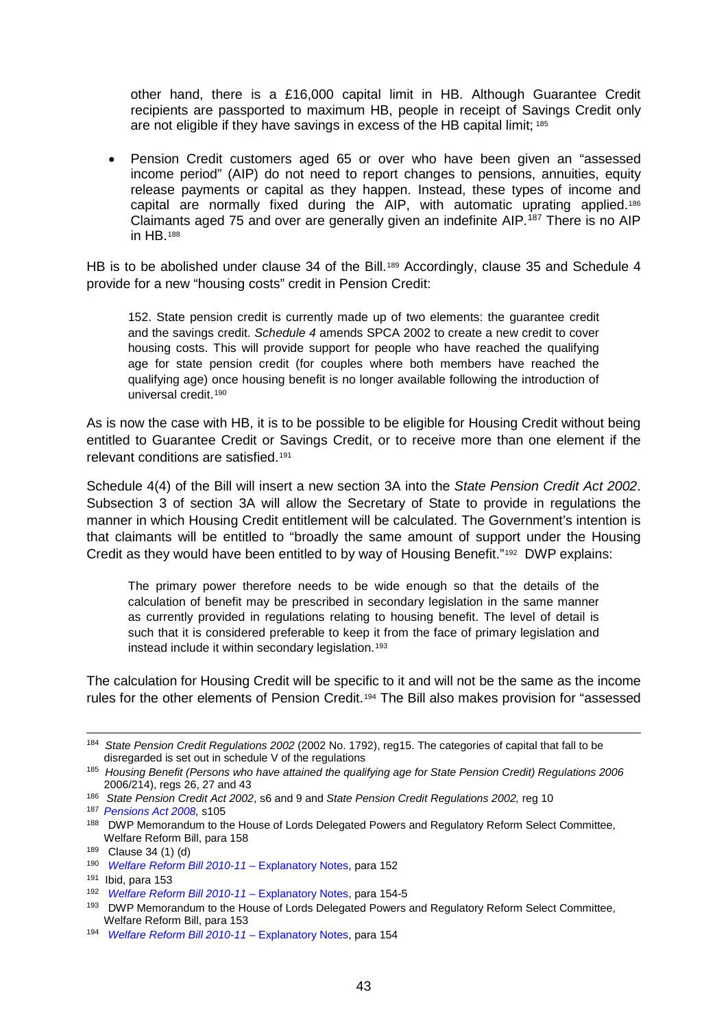other hand, there is a £16,000 capital limit in HB. Although Guarantee Credit recipients are passported to maximum HB, people in receipt of Savings Credit only are not eligible if they have savings in excess of the HB capital limit; [185]

- Pension Credit customers aged 65 or over who have been given an "assessed income period" (AIP) do not need to report changes to pensions, annuities, equity release payments or capital as they happen. Instead, these types of income and capital are normally fixed during the AIP, with automatic uprating applied.[186] Claimants aged 75 and over are generally given an indefinite AIP.[187] There is no AIP in HB.[188]

HB is to be abolished under clause 34 of the Bill.[189] Accordingly, clause 35 and Schedule 4 provide for a new "housing costs" credit in Pension Credit:

> 152. State pension credit is currently made up of two elements: the guarantee credit and the savings credit. *Schedule 4* amends SPCA 2002 to create a new credit to cover housing costs. This will provide support for people who have reached the qualifying age for state pension credit (for couples where both members have reached the qualifying age) once housing benefit is no longer available following the introduction of universal credit.[190]

As is now the case with HB, it is to be possible to be eligible for Housing Credit without being entitled to Guarantee Credit or Savings Credit, or to receive more than one element if the relevant conditions are satisfied.[191]

Schedule 4(4) of the Bill will insert a new section 3A into the *State Pension Credit Act 2002*. Subsection 3 of section 3A will allow the Secretary of State to provide in regulations the manner in which Housing Credit entitlement will be calculated. The Government's intention is that claimants will be entitled to "broadly the same amount of support under the Housing Credit as they would have been entitled to by way of Housing Benefit."[192] DWP explains:

> The primary power therefore needs to be wide enough so that the details of the calculation of benefit may be prescribed in secondary legislation in the same manner as currently provided in regulations relating to housing benefit. The level of detail is such that it is considered preferable to keep it from the face of primary legislation and instead include it within secondary legislation.[193]

The calculation for Housing Credit will be specific to it and will not be the same as the income rules for the other elements of Pension Credit.[194] The Bill also makes provision for "assessed

---

[184] *State Pension Credit Regulations 2002* (2002 No. 1792), reg15. The categories of capital that fall to be disregarded is set out in schedule V of the regulations

[185] *Housing Benefit (Persons who have attained the qualifying age for State Pension Credit) Regulations 2006* 2006/214), regs 26, 27 and 43

[186] *State Pension Credit Act 2002*, s6 and 9 and *State Pension Credit Regulations 2002,* reg 10

[187] *Pensions Act 2008,* s105

[188] DWP Memorandum to the House of Lords Delegated Powers and Regulatory Reform Select Committee, Welfare Reform Bill, para 158

[189] Clause 34 (1) (d)

[190] *Welfare Reform Bill 2010-11* – Explanatory Notes, para 152

[191] Ibid, para 153

[192] *Welfare Reform Bill 2010-11* – Explanatory Notes, para 154-5

[193] DWP Memorandum to the House of Lords Delegated Powers and Regulatory Reform Select Committee, Welfare Reform Bill, para 153

[194] *Welfare Reform Bill 2010-11* – Explanatory Notes, para 154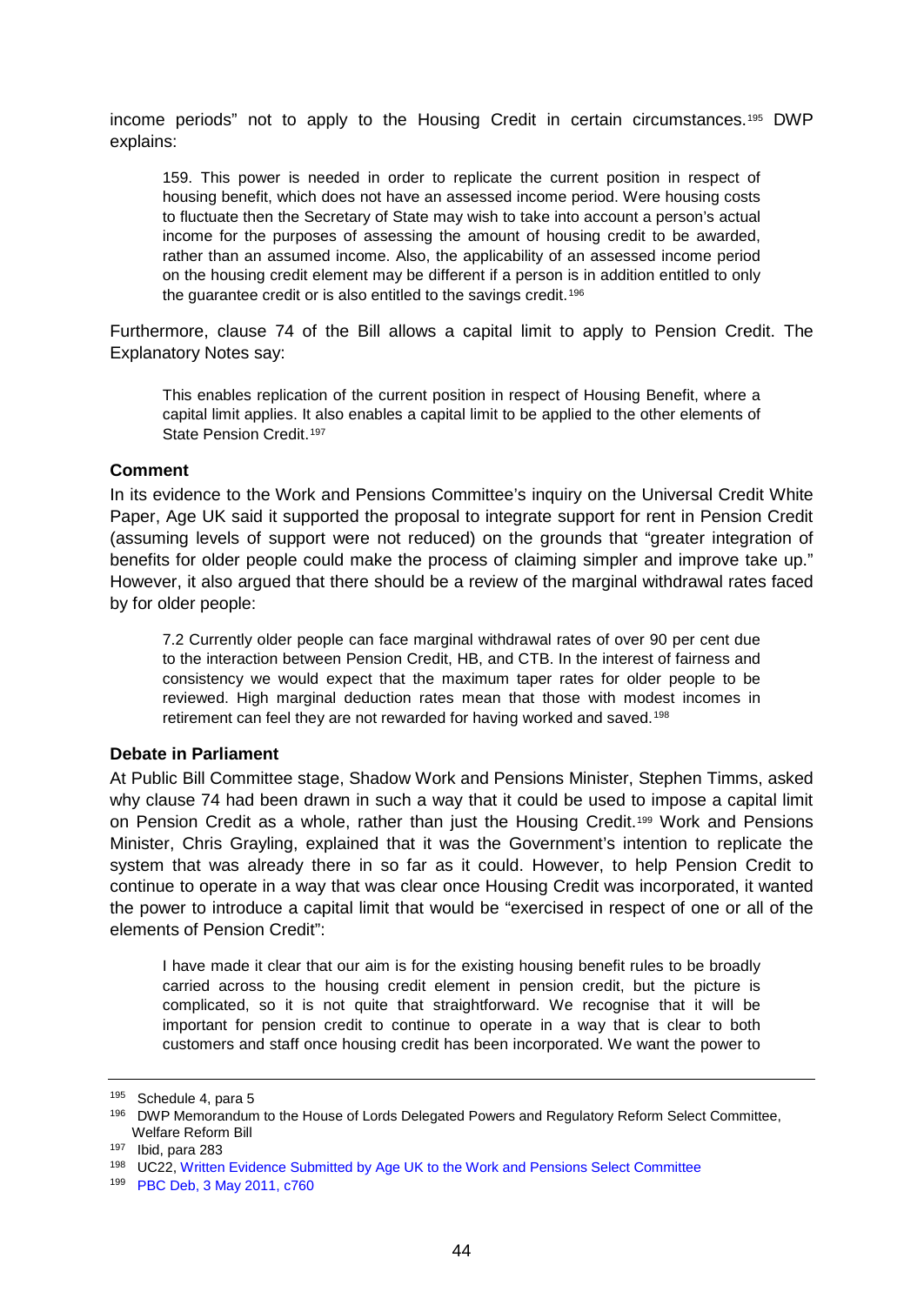income periods" not to apply to the Housing Credit in certain circumstances.[195] DWP explains:

> 159. This power is needed in order to replicate the current position in respect of housing benefit, which does not have an assessed income period. Were housing costs to fluctuate then the Secretary of State may wish to take into account a person's actual income for the purposes of assessing the amount of housing credit to be awarded, rather than an assumed income. Also, the applicability of an assessed income period on the housing credit element may be different if a person is in addition entitled to only the guarantee credit or is also entitled to the savings credit.[196]

Furthermore, clause 74 of the Bill allows a capital limit to apply to Pension Credit. The Explanatory Notes say:

> This enables replication of the current position in respect of Housing Benefit, where a capital limit applies. It also enables a capital limit to be applied to the other elements of State Pension Credit.[197]

**Comment**

In its evidence to the Work and Pensions Committee's inquiry on the Universal Credit White Paper, Age UK said it supported the proposal to integrate support for rent in Pension Credit (assuming levels of support were not reduced) on the grounds that "greater integration of benefits for older people could make the process of claiming simpler and improve take up." However, it also argued that there should be a review of the marginal withdrawal rates faced by for older people:

> 7.2 Currently older people can face marginal withdrawal rates of over 90 per cent due to the interaction between Pension Credit, HB, and CTB. In the interest of fairness and consistency we would expect that the maximum taper rates for older people to be reviewed. High marginal deduction rates mean that those with modest incomes in retirement can feel they are not rewarded for having worked and saved.[198]

**Debate in Parliament**

At Public Bill Committee stage, Shadow Work and Pensions Minister, Stephen Timms, asked why clause 74 had been drawn in such a way that it could be used to impose a capital limit on Pension Credit as a whole, rather than just the Housing Credit.[199] Work and Pensions Minister, Chris Grayling, explained that it was the Government's intention to replicate the system that was already there in so far as it could. However, to help Pension Credit to continue to operate in a way that was clear once Housing Credit was incorporated, it wanted the power to introduce a capital limit that would be "exercised in respect of one or all of the elements of Pension Credit":

> I have made it clear that our aim is for the existing housing benefit rules to be broadly carried across to the housing credit element in pension credit, but the picture is complicated, so it is not quite that straightforward. We recognise that it will be important for pension credit to continue to operate in a way that is clear to both customers and staff once housing credit has been incorporated. We want the power to

---

[195] Schedule 4, para 5

[196] DWP Memorandum to the House of Lords Delegated Powers and Regulatory Reform Select Committee, Welfare Reform Bill

[197] Ibid, para 283

[198] UC22, Written Evidence Submitted by Age UK to the Work and Pensions Select Committee

[199] PBC Deb, 3 May 2011, c760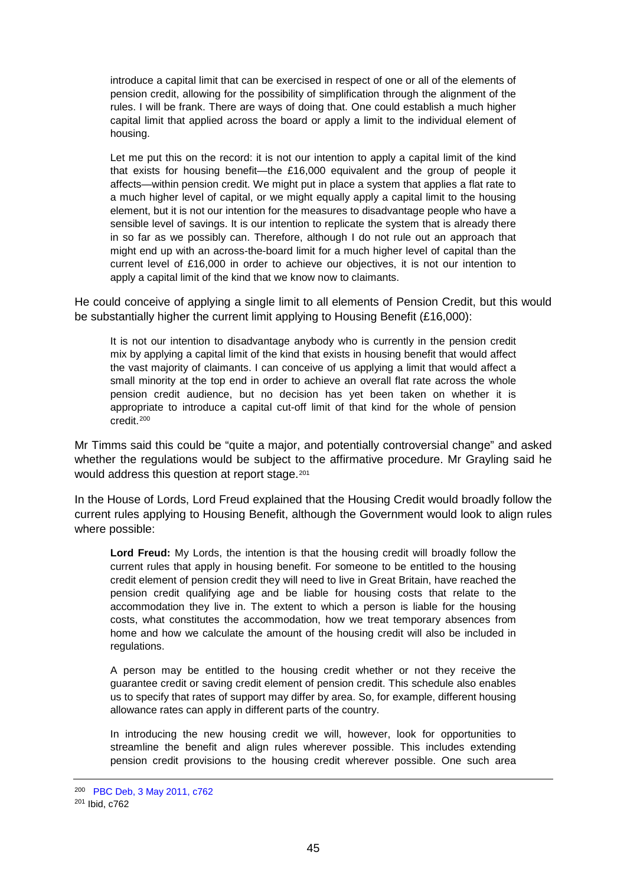> introduce a capital limit that can be exercised in respect of one or all of the elements of pension credit, allowing for the possibility of simplification through the alignment of the rules. I will be frank. There are ways of doing that. One could establish a much higher capital limit that applied across the board or apply a limit to the individual element of housing.
>
> Let me put this on the record: it is not our intention to apply a capital limit of the kind that exists for housing benefit—the £16,000 equivalent and the group of people it affects—within pension credit. We might put in place a system that applies a flat rate to a much higher level of capital, or we might equally apply a capital limit to the housing element, but it is not our intention for the measures to disadvantage people who have a sensible level of savings. It is our intention to replicate the system that is already there in so far as we possibly can. Therefore, although I do not rule out an approach that might end up with an across-the-board limit for a much higher level of capital than the current level of £16,000 in order to achieve our objectives, it is not our intention to apply a capital limit of the kind that we know now to claimants.

He could conceive of applying a single limit to all elements of Pension Credit, but this would be substantially higher the current limit applying to Housing Benefit (£16,000):

> It is not our intention to disadvantage anybody who is currently in the pension credit mix by applying a capital limit of the kind that exists in housing benefit that would affect the vast majority of claimants. I can conceive of us applying a limit that would affect a small minority at the top end in order to achieve an overall flat rate across the whole pension credit audience, but no decision has yet been taken on whether it is appropriate to introduce a capital cut-off limit of that kind for the whole of pension credit.[200]

Mr Timms said this could be "quite a major, and potentially controversial change" and asked whether the regulations would be subject to the affirmative procedure. Mr Grayling said he would address this question at report stage.[201]

In the House of Lords, Lord Freud explained that the Housing Credit would broadly follow the current rules applying to Housing Benefit, although the Government would look to align rules where possible:

> **Lord Freud:** My Lords, the intention is that the housing credit will broadly follow the current rules that apply in housing benefit. For someone to be entitled to the housing credit element of pension credit they will need to live in Great Britain, have reached the pension credit qualifying age and be liable for housing costs that relate to the accommodation they live in. The extent to which a person is liable for the housing costs, what constitutes the accommodation, how we treat temporary absences from home and how we calculate the amount of the housing credit will also be included in regulations.
>
> A person may be entitled to the housing credit whether or not they receive the guarantee credit or saving credit element of pension credit. This schedule also enables us to specify that rates of support may differ by area. So, for example, different housing allowance rates can apply in different parts of the country.
>
> In introducing the new housing credit we will, however, look for opportunities to streamline the benefit and align rules wherever possible. This includes extending pension credit provisions to the housing credit wherever possible. One such area

[200] PBC Deb, 3 May 2011, c762

[201] Ibid, c762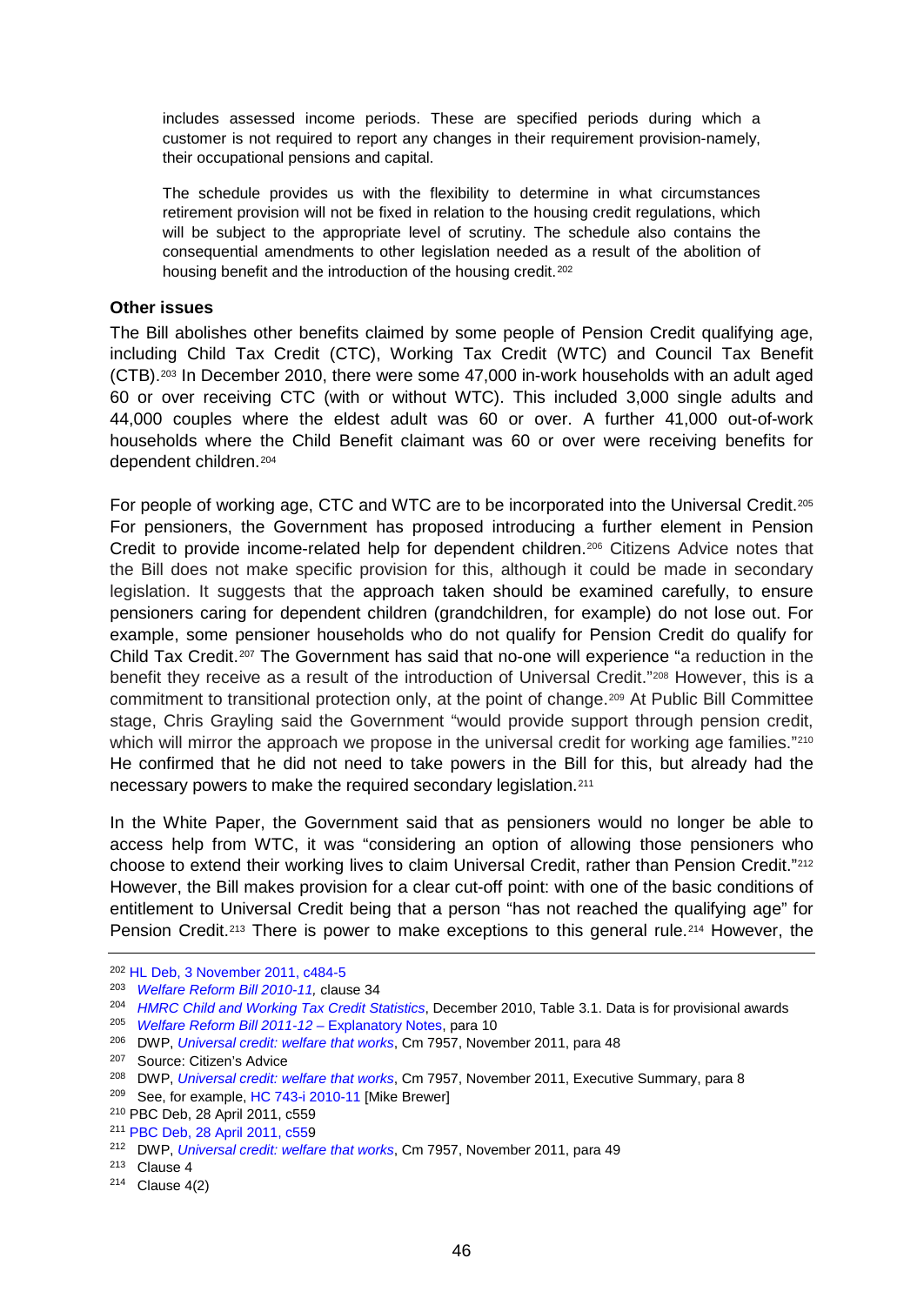> includes assessed income periods. These are specified periods during which a customer is not required to report any changes in their requirement provision-namely, their occupational pensions and capital.
>
> The schedule provides us with the flexibility to determine in what circumstances retirement provision will not be fixed in relation to the housing credit regulations, which will be subject to the appropriate level of scrutiny. The schedule also contains the consequential amendments to other legislation needed as a result of the abolition of housing benefit and the introduction of the housing credit.[202]

**Other issues**

The Bill abolishes other benefits claimed by some people of Pension Credit qualifying age, including Child Tax Credit (CTC), Working Tax Credit (WTC) and Council Tax Benefit (CTB).[203] In December 2010, there were some 47,000 in-work households with an adult aged 60 or over receiving CTC (with or without WTC). This included 3,000 single adults and 44,000 couples where the eldest adult was 60 or over. A further 41,000 out-of-work households where the Child Benefit claimant was 60 or over were receiving benefits for dependent children.[204]

For people of working age, CTC and WTC are to be incorporated into the Universal Credit.[205] For pensioners, the Government has proposed introducing a further element in Pension Credit to provide income-related help for dependent children.[206] Citizens Advice notes that the Bill does not make specific provision for this, although it could be made in secondary legislation. It suggests that the approach taken should be examined carefully, to ensure pensioners caring for dependent children (grandchildren, for example) do not lose out. For example, some pensioner households who do not qualify for Pension Credit do qualify for Child Tax Credit.[207] The Government has said that no-one will experience "a reduction in the benefit they receive as a result of the introduction of Universal Credit."[208] However, this is a commitment to transitional protection only, at the point of change.[209] At Public Bill Committee stage, Chris Grayling said the Government "would provide support through pension credit, which will mirror the approach we propose in the universal credit for working age families."[210] He confirmed that he did not need to take powers in the Bill for this, but already had the necessary powers to make the required secondary legislation.[211]

In the White Paper, the Government said that as pensioners would no longer be able to access help from WTC, it was "considering an option of allowing those pensioners who choose to extend their working lives to claim Universal Credit, rather than Pension Credit."[212] However, the Bill makes provision for a clear cut-off point: with one of the basic conditions of entitlement to Universal Credit being that a person "has not reached the qualifying age" for Pension Credit.[213] There is power to make exceptions to this general rule.[214] However, the

---

[202] HL Deb, 3 November 2011, c484-5

[203] *Welfare Reform Bill 2010-11,* clause 34

[204] *HMRC Child and Working Tax Credit Statistics*, December 2010, Table 3.1. Data is for provisional awards

[205] *Welfare Reform Bill 2011-12* – Explanatory Notes, para 10

[206] DWP, *Universal credit: welfare that works*, Cm 7957, November 2011, para 48

[207] Source: Citizen's Advice

[208] DWP, *Universal credit: welfare that works*, Cm 7957, November 2011, Executive Summary, para 8

[209] See, for example, HC 743-i 2010-11 [Mike Brewer]

[210] PBC Deb, 28 April 2011, c559

[211] PBC Deb, 28 April 2011, c559

[212] DWP, *Universal credit: welfare that works*, Cm 7957, November 2011, para 49

[213] Clause 4

[214] Clause 4(2)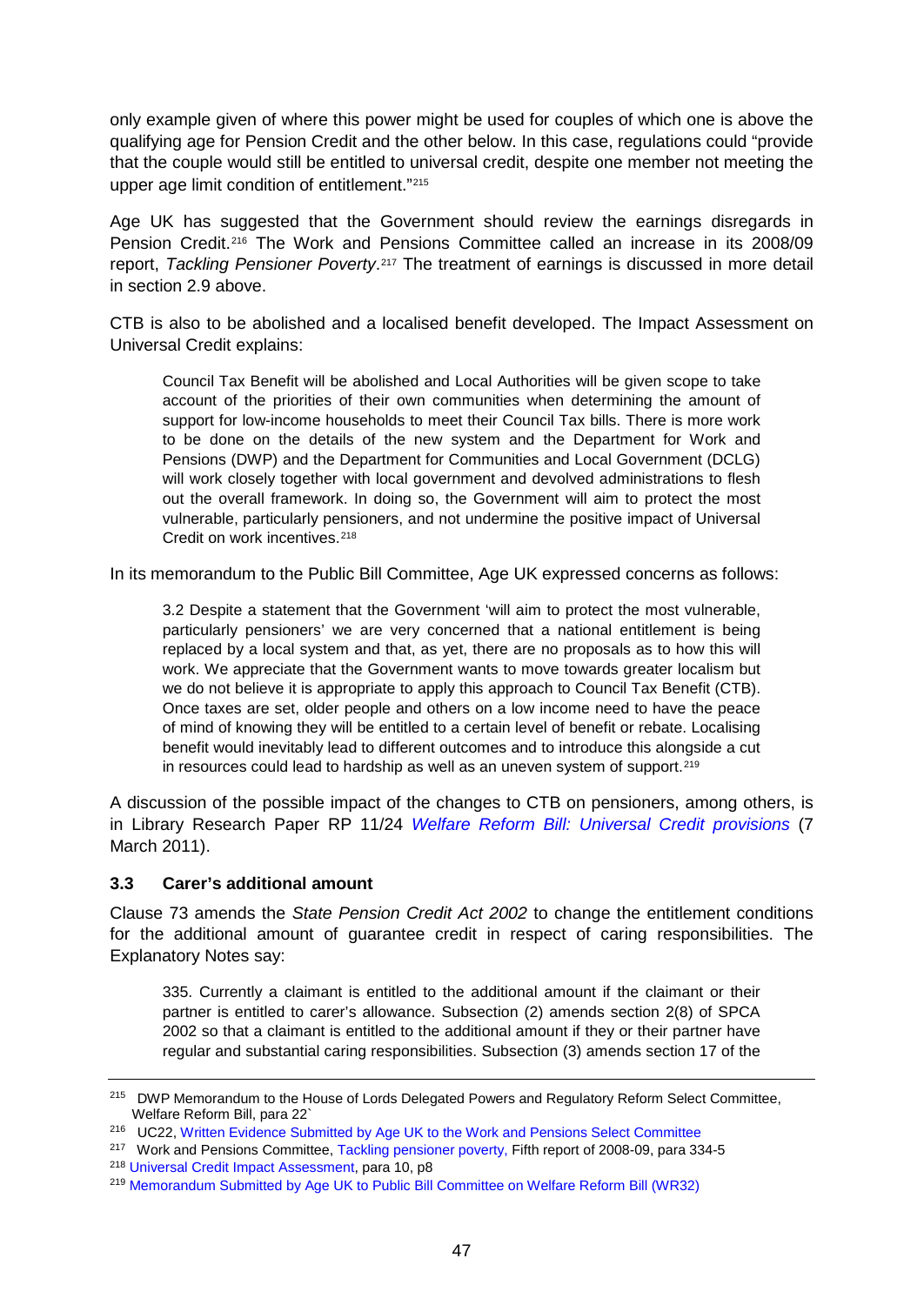only example given of where this power might be used for couples of which one is above the qualifying age for Pension Credit and the other below. In this case, regulations could "provide that the couple would still be entitled to universal credit, despite one member not meeting the upper age limit condition of entitlement."[215]

Age UK has suggested that the Government should review the earnings disregards in Pension Credit.[216] The Work and Pensions Committee called an increase in its 2008/09 report, *Tackling Pensioner Poverty*.[217] The treatment of earnings is discussed in more detail in section 2.9 above.

CTB is also to be abolished and a localised benefit developed. The Impact Assessment on Universal Credit explains:

> Council Tax Benefit will be abolished and Local Authorities will be given scope to take account of the priorities of their own communities when determining the amount of support for low-income households to meet their Council Tax bills. There is more work to be done on the details of the new system and the Department for Work and Pensions (DWP) and the Department for Communities and Local Government (DCLG) will work closely together with local government and devolved administrations to flesh out the overall framework. In doing so, the Government will aim to protect the most vulnerable, particularly pensioners, and not undermine the positive impact of Universal Credit on work incentives.[218]

In its memorandum to the Public Bill Committee, Age UK expressed concerns as follows:

> 3.2 Despite a statement that the Government 'will aim to protect the most vulnerable, particularly pensioners' we are very concerned that a national entitlement is being replaced by a local system and that, as yet, there are no proposals as to how this will work. We appreciate that the Government wants to move towards greater localism but we do not believe it is appropriate to apply this approach to Council Tax Benefit (CTB). Once taxes are set, older people and others on a low income need to have the peace of mind of knowing they will be entitled to a certain level of benefit or rebate. Localising benefit would inevitably lead to different outcomes and to introduce this alongside a cut in resources could lead to hardship as well as an uneven system of support.[219]

A discussion of the possible impact of the changes to CTB on pensioners, among others, is in Library Research Paper RP 11/24 *Welfare Reform Bill: Universal Credit provisions* (7 March 2011).

### 3.3 Carer's additional amount

Clause 73 amends the *State Pension Credit Act 2002* to change the entitlement conditions for the additional amount of guarantee credit in respect of caring responsibilities. The Explanatory Notes say:

> 335. Currently a claimant is entitled to the additional amount if the claimant or their partner is entitled to carer's allowance. Subsection (2) amends section 2(8) of SPCA 2002 so that a claimant is entitled to the additional amount if they or their partner have regular and substantial caring responsibilities. Subsection (3) amends section 17 of the

---

[215] DWP Memorandum to the House of Lords Delegated Powers and Regulatory Reform Select Committee, Welfare Reform Bill, para 22`

[216] UC22, Written Evidence Submitted by Age UK to the Work and Pensions Select Committee

[217] Work and Pensions Committee, Tackling pensioner poverty, Fifth report of 2008-09, para 334-5

[218] Universal Credit Impact Assessment, para 10, p8

[219] Memorandum Submitted by Age UK to Public Bill Committee on Welfare Reform Bill (WR32)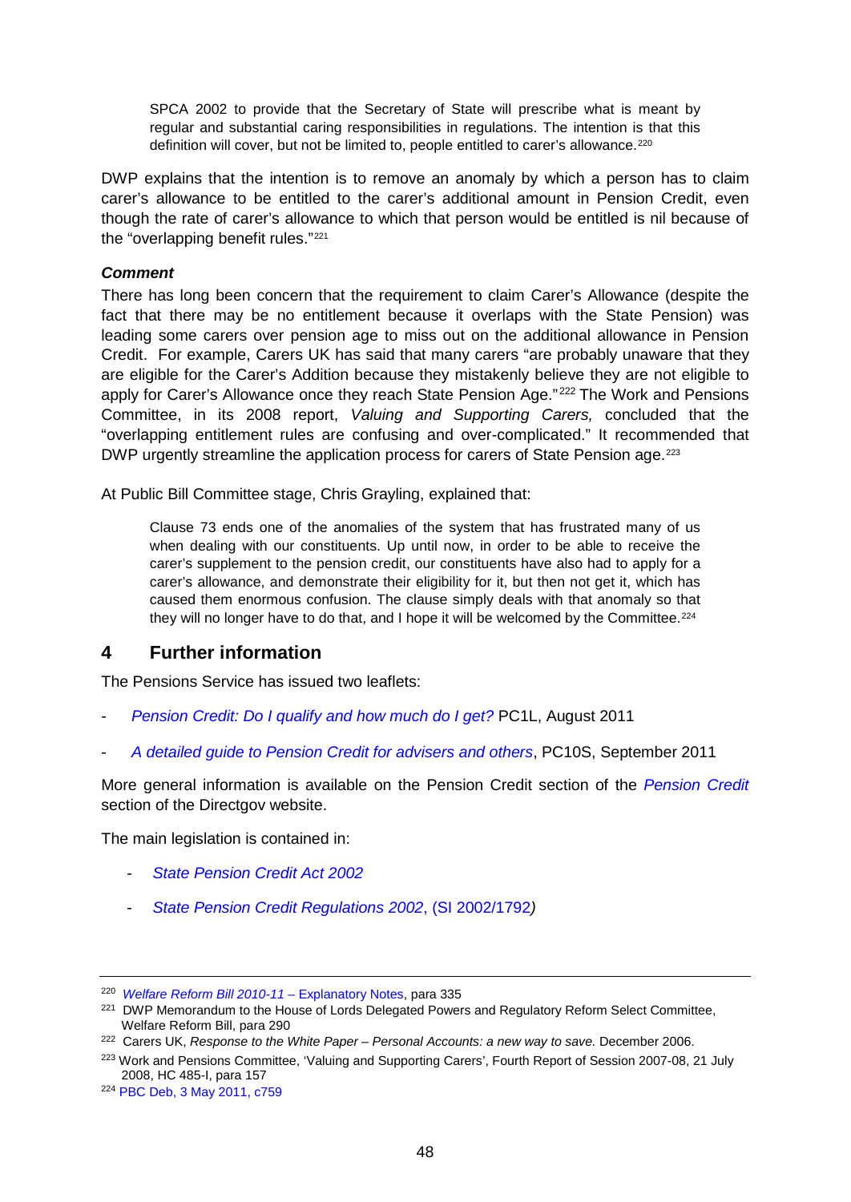> SPCA 2002 to provide that the Secretary of State will prescribe what is meant by regular and substantial caring responsibilities in regulations. The intention is that this definition will cover, but not be limited to, people entitled to carer's allowance.[220]

DWP explains that the intention is to remove an anomaly by which a person has to claim carer's allowance to be entitled to the carer's additional amount in Pension Credit, even though the rate of carer's allowance to which that person would be entitled is nil because of the "overlapping benefit rules."[221]

***Comment***

There has long been concern that the requirement to claim Carer's Allowance (despite the fact that there may be no entitlement because it overlaps with the State Pension) was leading some carers over pension age to miss out on the additional allowance in Pension Credit. For example, Carers UK has said that many carers "are probably unaware that they are eligible for the Carer's Addition because they mistakenly believe they are not eligible to apply for Carer's Allowance once they reach State Pension Age."[222] The Work and Pensions Committee, in its 2008 report, *Valuing and Supporting Carers,* concluded that the "overlapping entitlement rules are confusing and over-complicated." It recommended that DWP urgently streamline the application process for carers of State Pension age.[223]

At Public Bill Committee stage, Chris Grayling, explained that:

> Clause 73 ends one of the anomalies of the system that has frustrated many of us when dealing with our constituents. Up until now, in order to be able to receive the carer's supplement to the pension credit, our constituents have also had to apply for a carer's allowance, and demonstrate their eligibility for it, but then not get it, which has caused them enormous confusion. The clause simply deals with that anomaly so that they will no longer have to do that, and I hope it will be welcomed by the Committee.[224]

## 4 Further information

The Pensions Service has issued two leaflets:

- *Pension Credit: Do I qualify and how much do I get?* PC1L, August 2011
- *A detailed guide to Pension Credit for advisers and others*, PC10S, September 2011

More general information is available on the Pension Credit section of the *Pension Credit* section of the Directgov website.

The main legislation is contained in:

- *State Pension Credit Act 2002*
- *State Pension Credit Regulations 2002*, (SI 2002/1792*)*

---

[220] *Welfare Reform Bill 2010-11* – Explanatory Notes, para 335

[221] DWP Memorandum to the House of Lords Delegated Powers and Regulatory Reform Select Committee, Welfare Reform Bill, para 290

[222] Carers UK, *Response to the White Paper – Personal Accounts: a new way to save.* December 2006.

[223] Work and Pensions Committee, 'Valuing and Supporting Carers', Fourth Report of Session 2007-08, 21 July 2008, HC 485-I, para 157

[224] PBC Deb, 3 May 2011, c759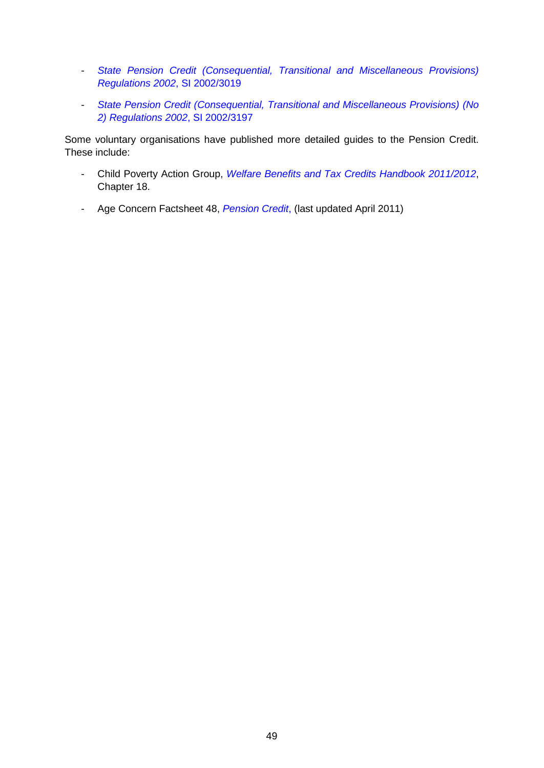- *State Pension Credit (Consequential, Transitional and Miscellaneous Provisions) Regulations 2002*, SI 2002/3019

- *State Pension Credit (Consequential, Transitional and Miscellaneous Provisions) (No 2) Regulations 2002*, SI 2002/3197

Some voluntary organisations have published more detailed guides to the Pension Credit. These include:

- Child Poverty Action Group, *Welfare Benefits and Tax Credits Handbook 2011/2012*, Chapter 18.

- Age Concern Factsheet 48, *Pension Credit*, (last updated April 2011)